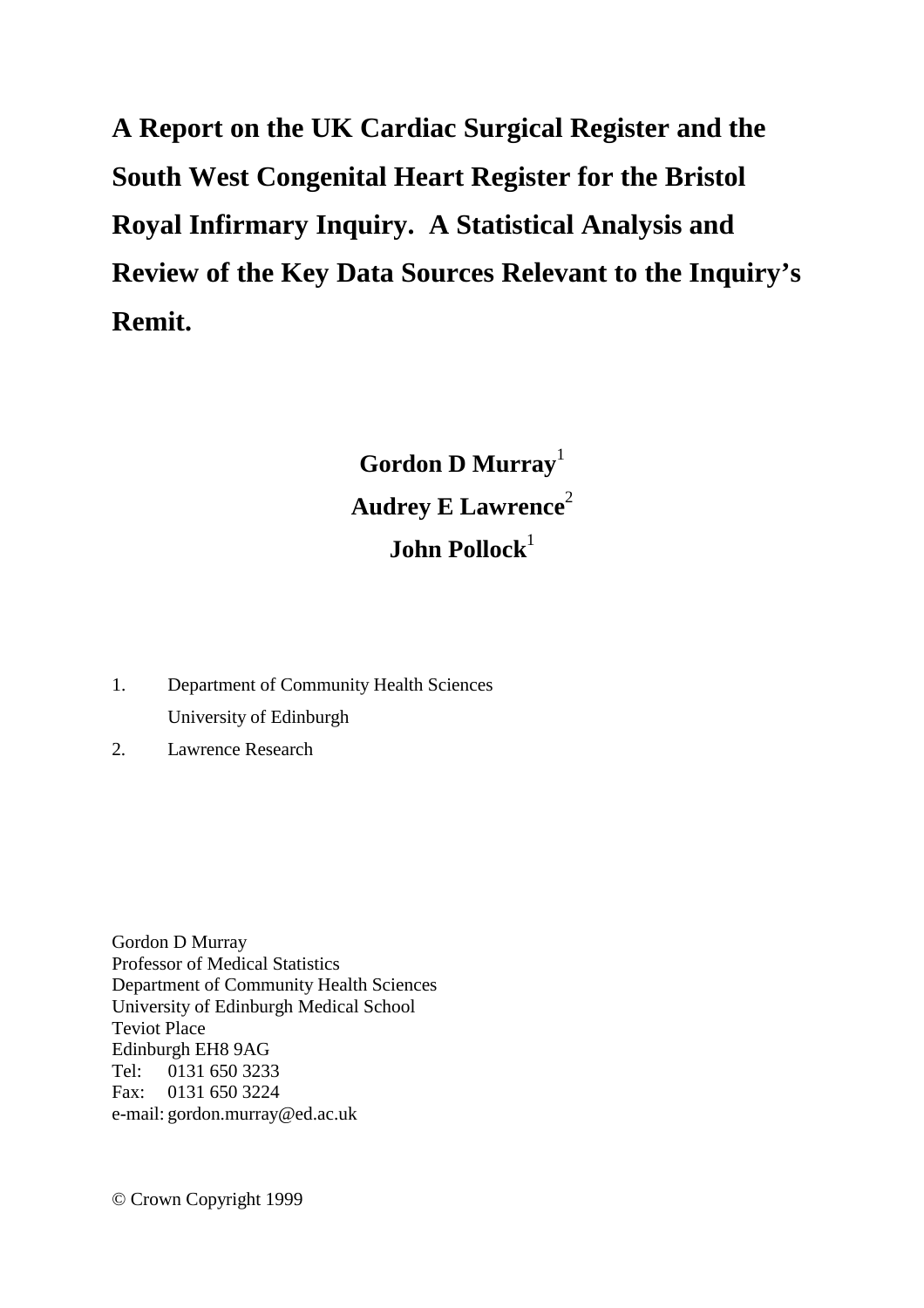# A Report on the UK Cardiac Surgical Register and the South West Congenital Heart Register for the Bristol Royal Infirmary Inquiry. A Statistical Analysis and Review of the Key Data Sources Relevant to the Inquiry's Remit.

**Gordon D Murray**[1]
**Audrey E Lawrence**[2]
**John Pollock**[1]

1. Department of Community Health Sciences
   University of Edinburgh
2. Lawrence Research

Gordon D Murray
Professor of Medical Statistics
Department of Community Health Sciences
University of Edinburgh Medical School
Teviot Place
Edinburgh EH8 9AG
Tel: 0131 650 3233
Fax: 0131 650 3224
e-mail: gordon.murray@ed.ac.uk

© Crown Copyright 1999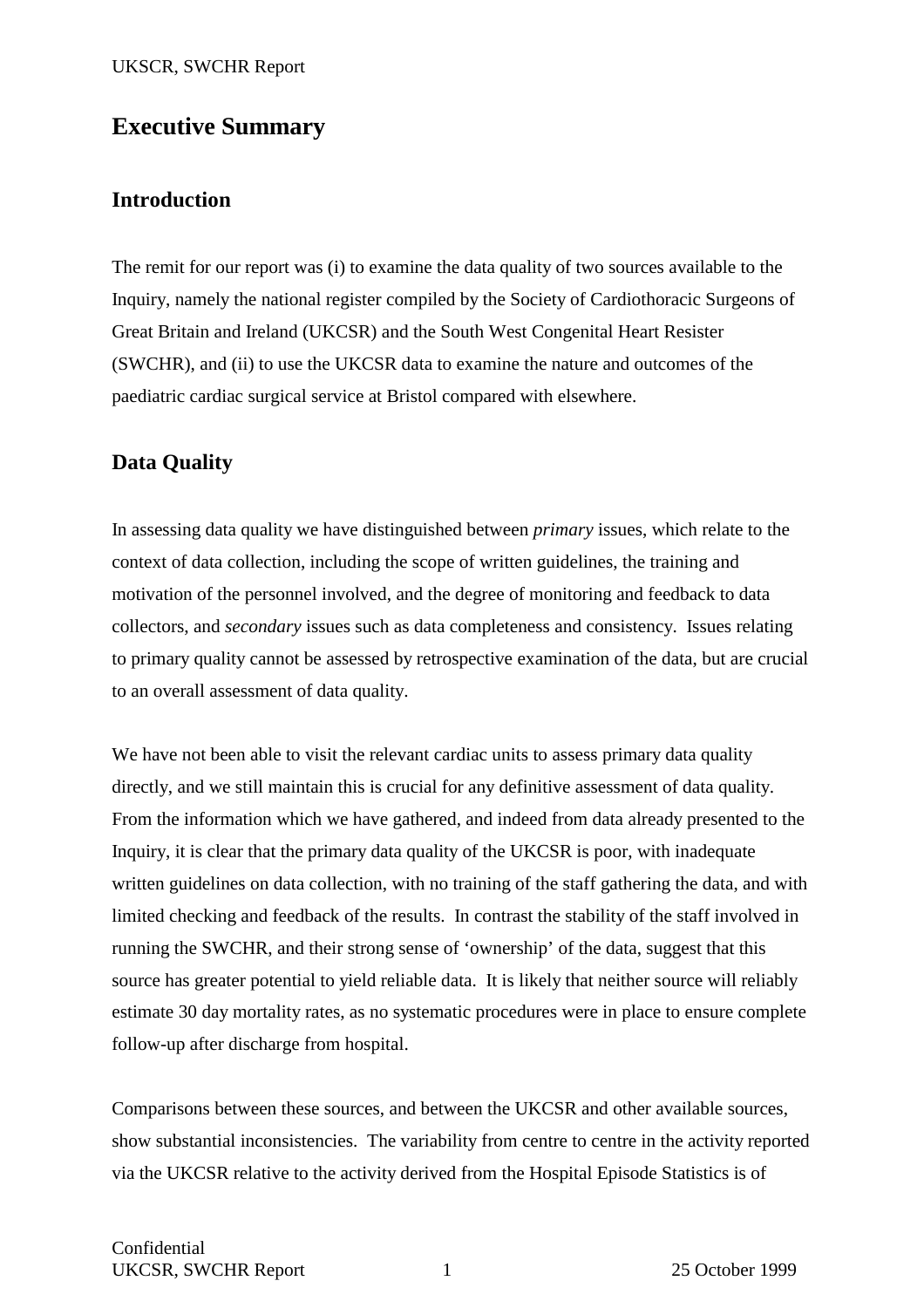# Executive Summary

## Introduction

The remit for our report was (i) to examine the data quality of two sources available to the Inquiry, namely the national register compiled by the Society of Cardiothoracic Surgeons of Great Britain and Ireland (UKCSR) and the South West Congenital Heart Resister (SWCHR), and (ii) to use the UKCSR data to examine the nature and outcomes of the paediatric cardiac surgical service at Bristol compared with elsewhere.

## Data Quality

In assessing data quality we have distinguished between *primary* issues, which relate to the context of data collection, including the scope of written guidelines, the training and motivation of the personnel involved, and the degree of monitoring and feedback to data collectors, and *secondary* issues such as data completeness and consistency. Issues relating to primary quality cannot be assessed by retrospective examination of the data, but are crucial to an overall assessment of data quality.

We have not been able to visit the relevant cardiac units to assess primary data quality directly, and we still maintain this is crucial for any definitive assessment of data quality. From the information which we have gathered, and indeed from data already presented to the Inquiry, it is clear that the primary data quality of the UKCSR is poor, with inadequate written guidelines on data collection, with no training of the staff gathering the data, and with limited checking and feedback of the results. In contrast the stability of the staff involved in running the SWCHR, and their strong sense of 'ownership' of the data, suggest that this source has greater potential to yield reliable data. It is likely that neither source will reliably estimate 30 day mortality rates, as no systematic procedures were in place to ensure complete follow-up after discharge from hospital.

Comparisons between these sources, and between the UKCSR and other available sources, show substantial inconsistencies. The variability from centre to centre in the activity reported via the UKCSR relative to the activity derived from the Hospital Episode Statistics is of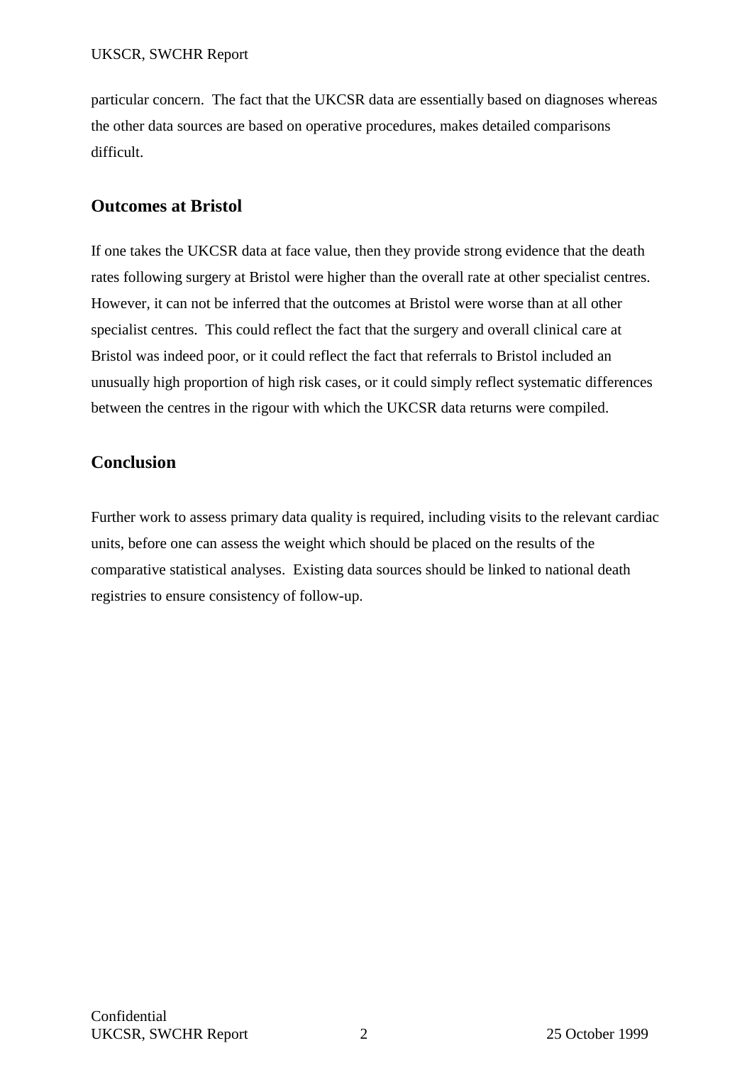particular concern. The fact that the UKCSR data are essentially based on diagnoses whereas the other data sources are based on operative procedures, makes detailed comparisons difficult.

## Outcomes at Bristol

If one takes the UKCSR data at face value, then they provide strong evidence that the death rates following surgery at Bristol were higher than the overall rate at other specialist centres. However, it can not be inferred that the outcomes at Bristol were worse than at all other specialist centres. This could reflect the fact that the surgery and overall clinical care at Bristol was indeed poor, or it could reflect the fact that referrals to Bristol included an unusually high proportion of high risk cases, or it could simply reflect systematic differences between the centres in the rigour with which the UKCSR data returns were compiled.

## Conclusion

Further work to assess primary data quality is required, including visits to the relevant cardiac units, before one can assess the weight which should be placed on the results of the comparative statistical analyses. Existing data sources should be linked to national death registries to ensure consistency of follow-up.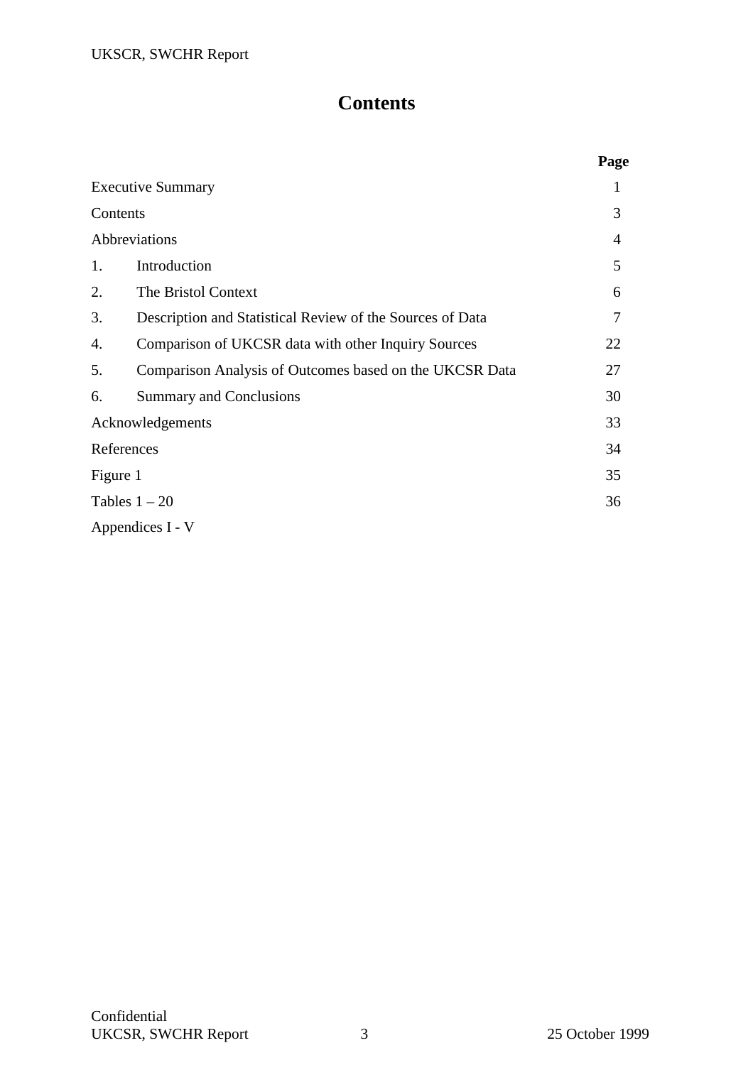# Contents

| | | Page |
|---|---|---|
| Executive Summary | | 1 |
| Contents | | 3 |
| Abbreviations | | 4 |
| 1. | Introduction | 5 |
| 2. | The Bristol Context | 6 |
| 3. | Description and Statistical Review of the Sources of Data | 7 |
| 4. | Comparison of UKCSR data with other Inquiry Sources | 22 |
| 5. | Comparison Analysis of Outcomes based on the UKCSR Data | 27 |
| 6. | Summary and Conclusions | 30 |
| Acknowledgements | | 33 |
| References | | 34 |
| Figure 1 | | 35 |
| Tables 1 – 20 | | 36 |
| Appendices I - V | | |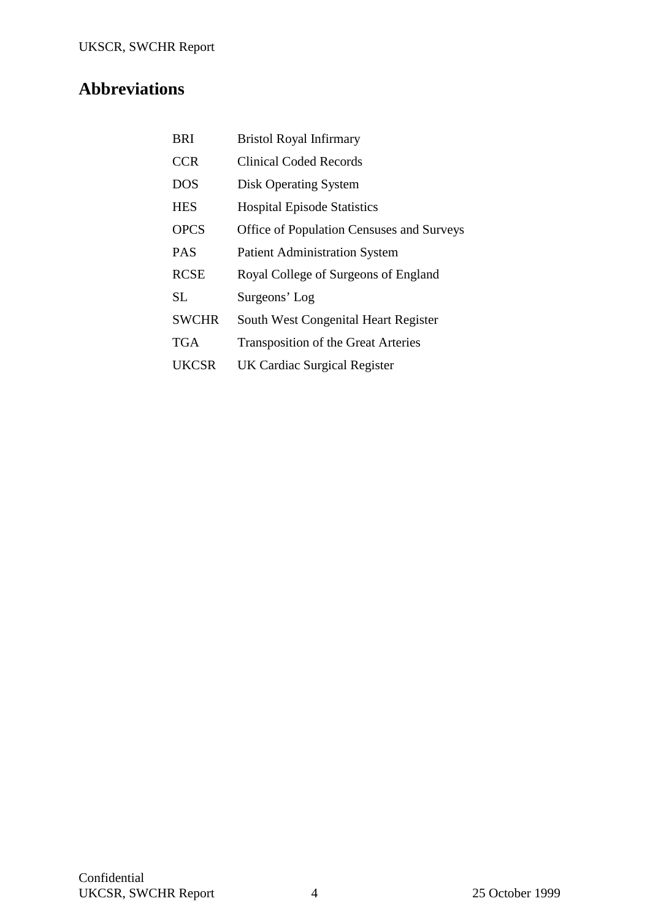## Abbreviations

| | |
|---|---|
| BRI | Bristol Royal Infirmary |
| CCR | Clinical Coded Records |
| DOS | Disk Operating System |
| HES | Hospital Episode Statistics |
| OPCS | Office of Population Censuses and Surveys |
| PAS | Patient Administration System |
| RCSE | Royal College of Surgeons of England |
| SL | Surgeons' Log |
| SWCHR | South West Congenital Heart Register |
| TGA | Transposition of the Great Arteries |
| UKCSR | UK Cardiac Surgical Register |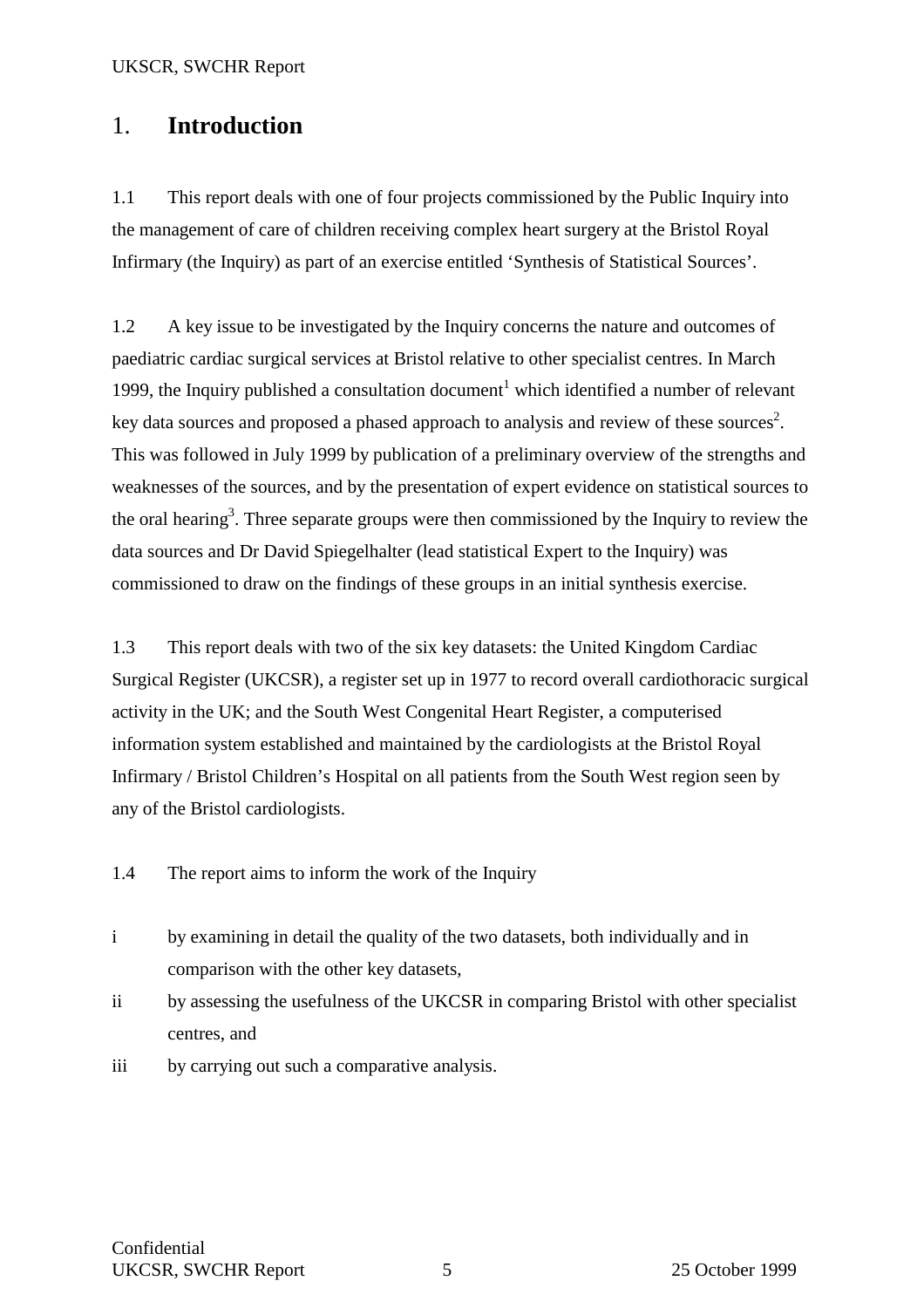# 1. **Introduction**

1.1 This report deals with one of four projects commissioned by the Public Inquiry into the management of care of children receiving complex heart surgery at the Bristol Royal Infirmary (the Inquiry) as part of an exercise entitled 'Synthesis of Statistical Sources'.

1.2 A key issue to be investigated by the Inquiry concerns the nature and outcomes of paediatric cardiac surgical services at Bristol relative to other specialist centres. In March 1999, the Inquiry published a consultation document[1] which identified a number of relevant key data sources and proposed a phased approach to analysis and review of these sources[2]. This was followed in July 1999 by publication of a preliminary overview of the strengths and weaknesses of the sources, and by the presentation of expert evidence on statistical sources to the oral hearing[3]. Three separate groups were then commissioned by the Inquiry to review the data sources and Dr David Spiegelhalter (lead statistical Expert to the Inquiry) was commissioned to draw on the findings of these groups in an initial synthesis exercise.

1.3 This report deals with two of the six key datasets: the United Kingdom Cardiac Surgical Register (UKCSR), a register set up in 1977 to record overall cardiothoracic surgical activity in the UK; and the South West Congenital Heart Register, a computerised information system established and maintained by the cardiologists at the Bristol Royal Infirmary / Bristol Children's Hospital on all patients from the South West region seen by any of the Bristol cardiologists.

1.4 The report aims to inform the work of the Inquiry

i. by examining in detail the quality of the two datasets, both individually and in comparison with the other key datasets,

ii. by assessing the usefulness of the UKCSR in comparing Bristol with other specialist centres, and

iii. by carrying out such a comparative analysis.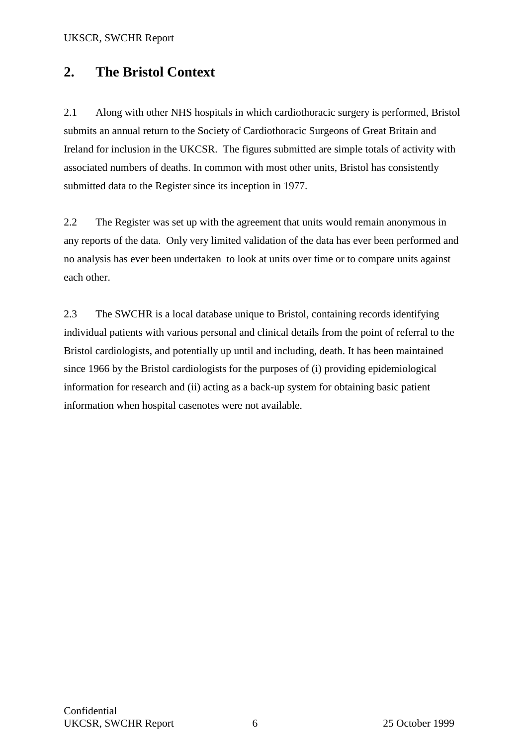## 2. The Bristol Context

2.1 Along with other NHS hospitals in which cardiothoracic surgery is performed, Bristol submits an annual return to the Society of Cardiothoracic Surgeons of Great Britain and Ireland for inclusion in the UKCSR. The figures submitted are simple totals of activity with associated numbers of deaths. In common with most other units, Bristol has consistently submitted data to the Register since its inception in 1977.

2.2 The Register was set up with the agreement that units would remain anonymous in any reports of the data. Only very limited validation of the data has ever been performed and no analysis has ever been undertaken to look at units over time or to compare units against each other.

2.3 The SWCHR is a local database unique to Bristol, containing records identifying individual patients with various personal and clinical details from the point of referral to the Bristol cardiologists, and potentially up until and including, death. It has been maintained since 1966 by the Bristol cardiologists for the purposes of (i) providing epidemiological information for research and (ii) acting as a back-up system for obtaining basic patient information when hospital casenotes were not available.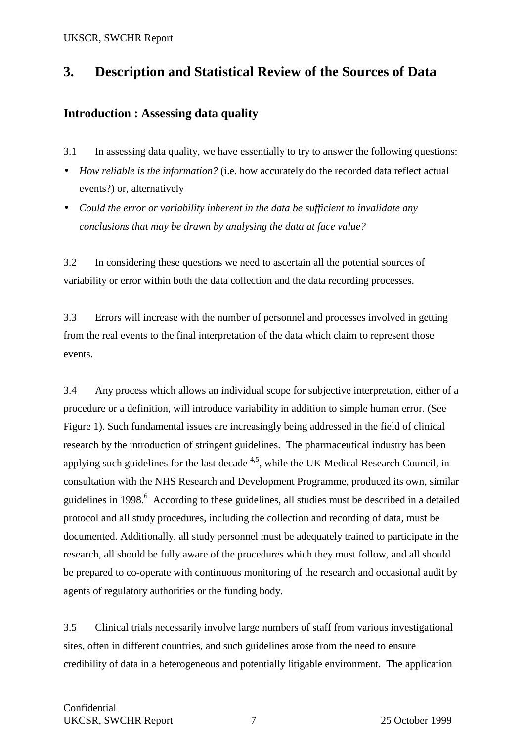# 3. Description and Statistical Review of the Sources of Data

## Introduction : Assessing data quality

3.1 In assessing data quality, we have essentially to try to answer the following questions:

- *How reliable is the information?* (i.e. how accurately do the recorded data reflect actual events?) or, alternatively
- *Could the error or variability inherent in the data be sufficient to invalidate any conclusions that may be drawn by analysing the data at face value?*

3.2 In considering these questions we need to ascertain all the potential sources of variability or error within both the data collection and the data recording processes.

3.3 Errors will increase with the number of personnel and processes involved in getting from the real events to the final interpretation of the data which claim to represent those events.

3.4 Any process which allows an individual scope for subjective interpretation, either of a procedure or a definition, will introduce variability in addition to simple human error. (See Figure 1). Such fundamental issues are increasingly being addressed in the field of clinical research by the introduction of stringent guidelines. The pharmaceutical industry has been applying such guidelines for the last decade [4,5], while the UK Medical Research Council, in consultation with the NHS Research and Development Programme, produced its own, similar guidelines in 1998.[6] According to these guidelines, all studies must be described in a detailed protocol and all study procedures, including the collection and recording of data, must be documented. Additionally, all study personnel must be adequately trained to participate in the research, all should be fully aware of the procedures which they must follow, and all should be prepared to co-operate with continuous monitoring of the research and occasional audit by agents of regulatory authorities or the funding body.

3.5 Clinical trials necessarily involve large numbers of staff from various investigational sites, often in different countries, and such guidelines arose from the need to ensure credibility of data in a heterogeneous and potentially litigable environment. The application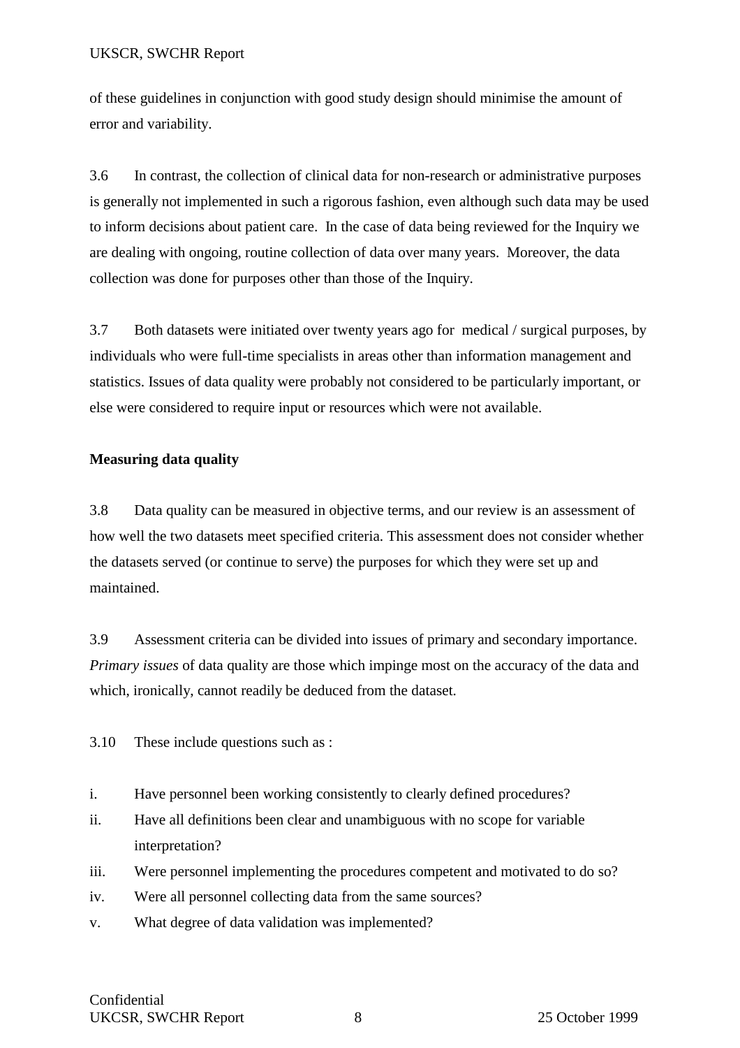of these guidelines in conjunction with good study design should minimise the amount of error and variability.

3.6 In contrast, the collection of clinical data for non-research or administrative purposes is generally not implemented in such a rigorous fashion, even although such data may be used to inform decisions about patient care. In the case of data being reviewed for the Inquiry we are dealing with ongoing, routine collection of data over many years. Moreover, the data collection was done for purposes other than those of the Inquiry.

3.7 Both datasets were initiated over twenty years ago for medical / surgical purposes, by individuals who were full-time specialists in areas other than information management and statistics. Issues of data quality were probably not considered to be particularly important, or else were considered to require input or resources which were not available.

**Measuring data quality**

3.8 Data quality can be measured in objective terms, and our review is an assessment of how well the two datasets meet specified criteria. This assessment does not consider whether the datasets served (or continue to serve) the purposes for which they were set up and maintained.

3.9 Assessment criteria can be divided into issues of primary and secondary importance. *Primary issues* of data quality are those which impinge most on the accuracy of the data and which, ironically, cannot readily be deduced from the dataset.

3.10 These include questions such as :

i. Have personnel been working consistently to clearly defined procedures?
ii. Have all definitions been clear and unambiguous with no scope for variable interpretation?
iii. Were personnel implementing the procedures competent and motivated to do so?
iv. Were all personnel collecting data from the same sources?
v. What degree of data validation was implemented?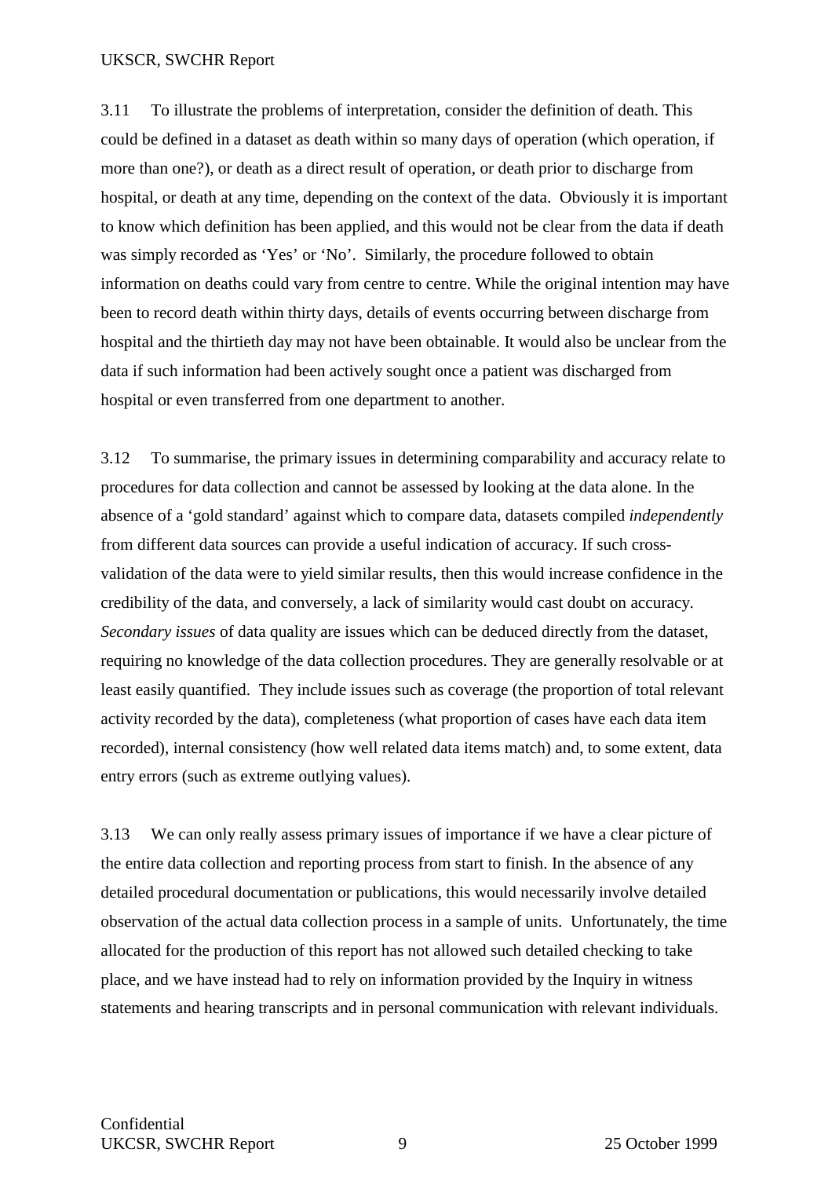3.11 To illustrate the problems of interpretation, consider the definition of death. This could be defined in a dataset as death within so many days of operation (which operation, if more than one?), or death as a direct result of operation, or death prior to discharge from hospital, or death at any time, depending on the context of the data. Obviously it is important to know which definition has been applied, and this would not be clear from the data if death was simply recorded as 'Yes' or 'No'. Similarly, the procedure followed to obtain information on deaths could vary from centre to centre. While the original intention may have been to record death within thirty days, details of events occurring between discharge from hospital and the thirtieth day may not have been obtainable. It would also be unclear from the data if such information had been actively sought once a patient was discharged from hospital or even transferred from one department to another.

3.12 To summarise, the primary issues in determining comparability and accuracy relate to procedures for data collection and cannot be assessed by looking at the data alone. In the absence of a 'gold standard' against which to compare data, datasets compiled *independently* from different data sources can provide a useful indication of accuracy. If such cross-validation of the data were to yield similar results, then this would increase confidence in the credibility of the data, and conversely, a lack of similarity would cast doubt on accuracy. *Secondary issues* of data quality are issues which can be deduced directly from the dataset, requiring no knowledge of the data collection procedures. They are generally resolvable or at least easily quantified. They include issues such as coverage (the proportion of total relevant activity recorded by the data), completeness (what proportion of cases have each data item recorded), internal consistency (how well related data items match) and, to some extent, data entry errors (such as extreme outlying values).

3.13 We can only really assess primary issues of importance if we have a clear picture of the entire data collection and reporting process from start to finish. In the absence of any detailed procedural documentation or publications, this would necessarily involve detailed observation of the actual data collection process in a sample of units. Unfortunately, the time allocated for the production of this report has not allowed such detailed checking to take place, and we have instead had to rely on information provided by the Inquiry in witness statements and hearing transcripts and in personal communication with relevant individuals.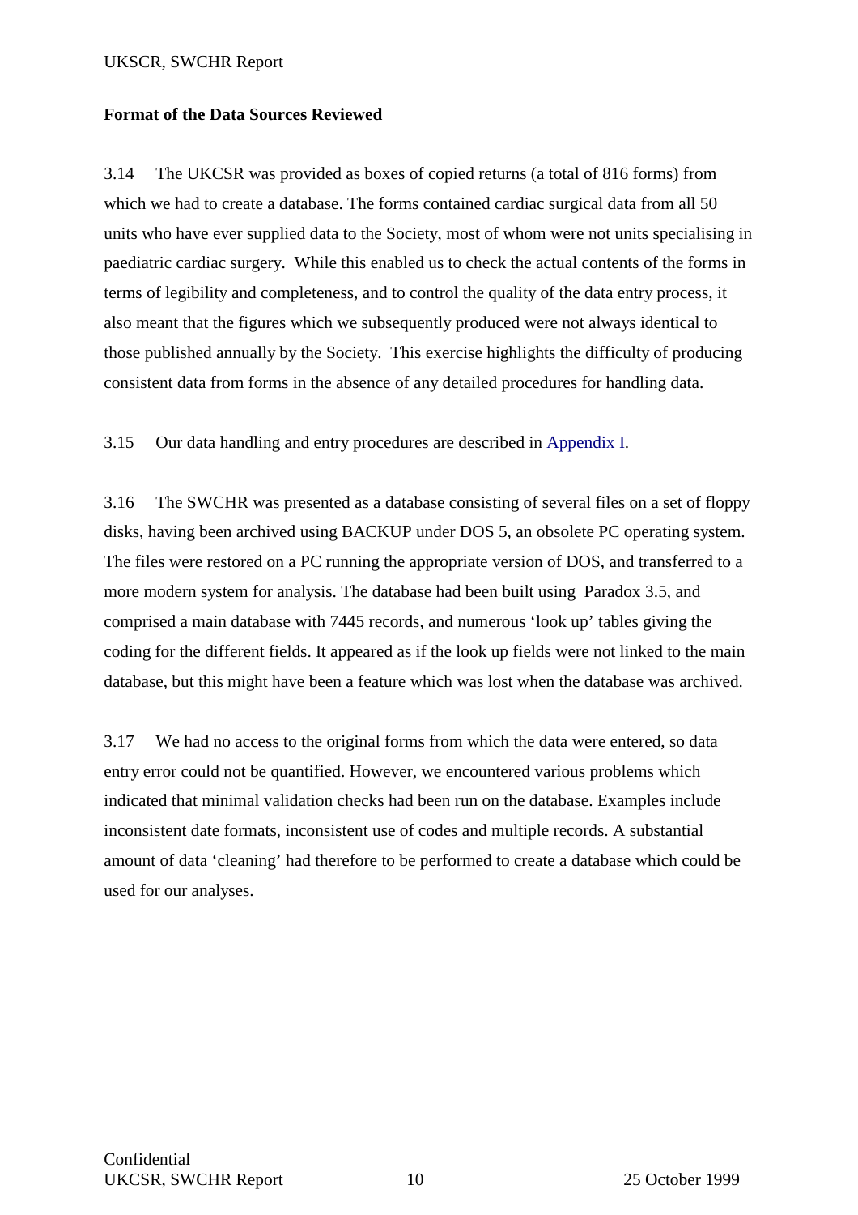### Format of the Data Sources Reviewed

3.14 The UKCSR was provided as boxes of copied returns (a total of 816 forms) from which we had to create a database. The forms contained cardiac surgical data from all 50 units who have ever supplied data to the Society, most of whom were not units specialising in paediatric cardiac surgery. While this enabled us to check the actual contents of the forms in terms of legibility and completeness, and to control the quality of the data entry process, it also meant that the figures which we subsequently produced were not always identical to those published annually by the Society. This exercise highlights the difficulty of producing consistent data from forms in the absence of any detailed procedures for handling data.

3.15 Our data handling and entry procedures are described in Appendix I.

3.16 The SWCHR was presented as a database consisting of several files on a set of floppy disks, having been archived using BACKUP under DOS 5, an obsolete PC operating system. The files were restored on a PC running the appropriate version of DOS, and transferred to a more modern system for analysis. The database had been built using Paradox 3.5, and comprised a main database with 7445 records, and numerous 'look up' tables giving the coding for the different fields. It appeared as if the look up fields were not linked to the main database, but this might have been a feature which was lost when the database was archived.

3.17 We had no access to the original forms from which the data were entered, so data entry error could not be quantified. However, we encountered various problems which indicated that minimal validation checks had been run on the database. Examples include inconsistent date formats, inconsistent use of codes and multiple records. A substantial amount of data 'cleaning' had therefore to be performed to create a database which could be used for our analyses.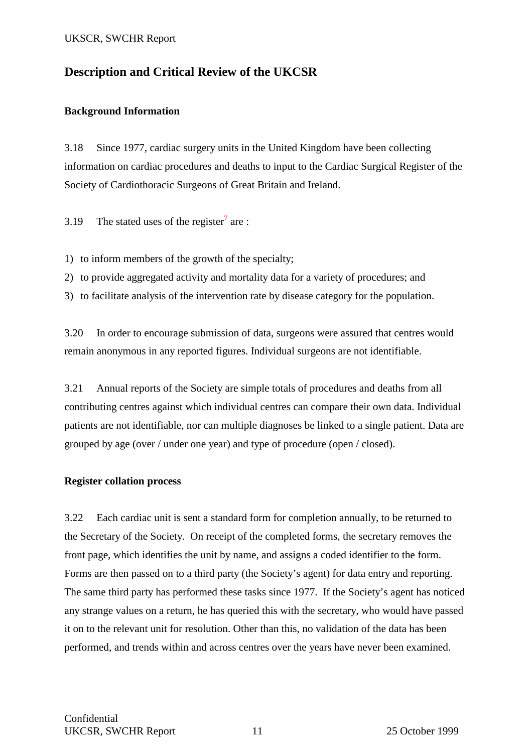## Description and Critical Review of the UKCSR

### Background Information

3.18 Since 1977, cardiac surgery units in the United Kingdom have been collecting information on cardiac procedures and deaths to input to the Cardiac Surgical Register of the Society of Cardiothoracic Surgeons of Great Britain and Ireland.

3.19 The stated uses of the register[7] are :

1) to inform members of the growth of the specialty;
2) to provide aggregated activity and mortality data for a variety of procedures; and
3) to facilitate analysis of the intervention rate by disease category for the population.

3.20 In order to encourage submission of data, surgeons were assured that centres would remain anonymous in any reported figures. Individual surgeons are not identifiable.

3.21 Annual reports of the Society are simple totals of procedures and deaths from all contributing centres against which individual centres can compare their own data. Individual patients are not identifiable, nor can multiple diagnoses be linked to a single patient. Data are grouped by age (over / under one year) and type of procedure (open / closed).

### Register collation process

3.22 Each cardiac unit is sent a standard form for completion annually, to be returned to the Secretary of the Society. On receipt of the completed forms, the secretary removes the front page, which identifies the unit by name, and assigns a coded identifier to the form. Forms are then passed on to a third party (the Society's agent) for data entry and reporting. The same third party has performed these tasks since 1977. If the Society's agent has noticed any strange values on a return, he has queried this with the secretary, who would have passed it on to the relevant unit for resolution. Other than this, no validation of the data has been performed, and trends within and across centres over the years have never been examined.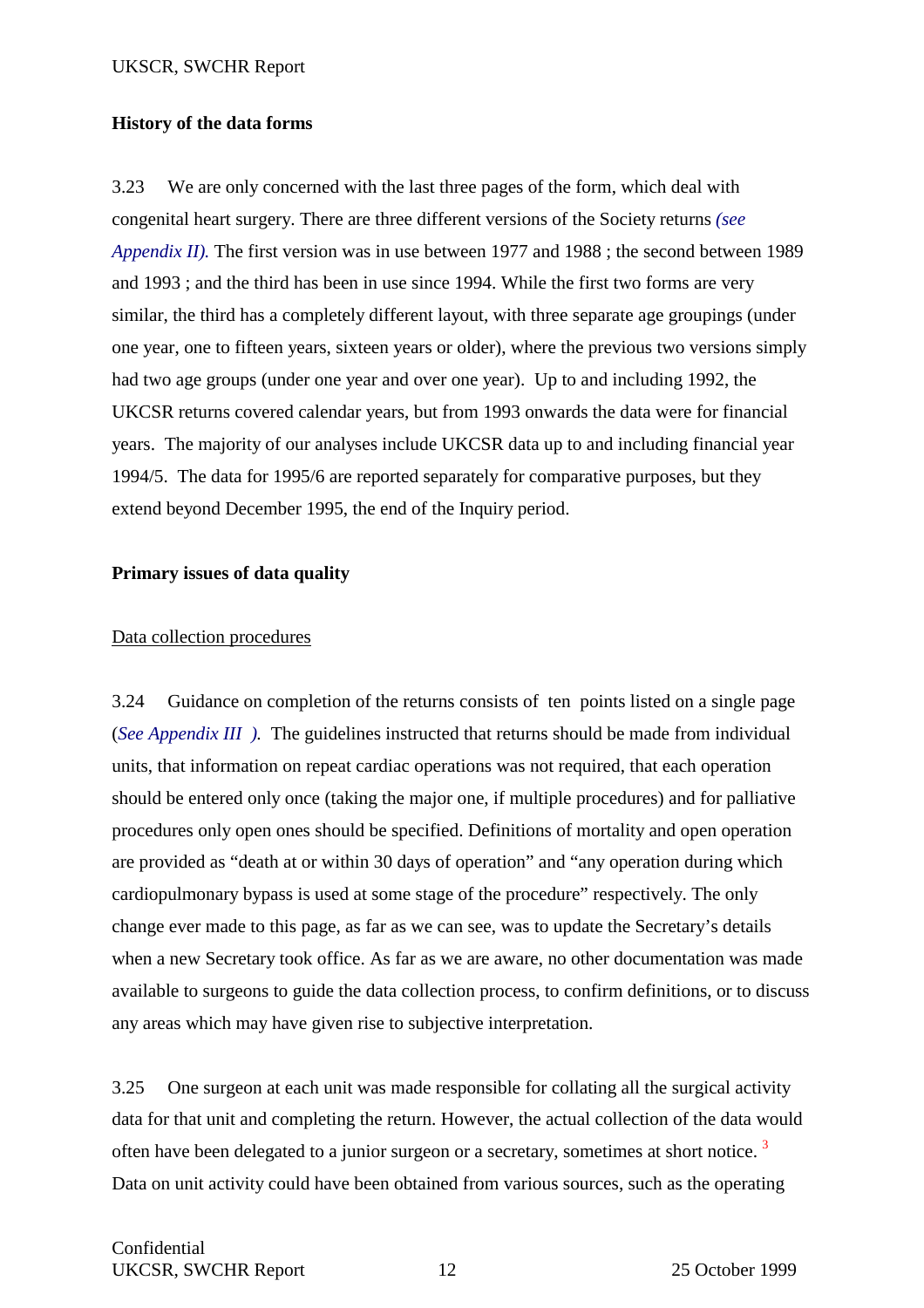### History of the data forms

3.23 We are only concerned with the last three pages of the form, which deal with congenital heart surgery. There are three different versions of the Society returns *(see Appendix II).* The first version was in use between 1977 and 1988 ; the second between 1989 and 1993 ; and the third has been in use since 1994. While the first two forms are very similar, the third has a completely different layout, with three separate age groupings (under one year, one to fifteen years, sixteen years or older), where the previous two versions simply had two age groups (under one year and over one year). Up to and including 1992, the UKCSR returns covered calendar years, but from 1993 onwards the data were for financial years. The majority of our analyses include UKCSR data up to and including financial year 1994/5. The data for 1995/6 are reported separately for comparative purposes, but they extend beyond December 1995, the end of the Inquiry period.

### Primary issues of data quality

Data collection procedures

3.24 Guidance on completion of the returns consists of ten points listed on a single page (*See Appendix III ).* The guidelines instructed that returns should be made from individual units, that information on repeat cardiac operations was not required, that each operation should be entered only once (taking the major one, if multiple procedures) and for palliative procedures only open ones should be specified. Definitions of mortality and open operation are provided as “death at or within 30 days of operation” and “any operation during which cardiopulmonary bypass is used at some stage of the procedure” respectively. The only change ever made to this page, as far as we can see, was to update the Secretary’s details when a new Secretary took office. As far as we are aware, no other documentation was made available to surgeons to guide the data collection process, to confirm definitions, or to discuss any areas which may have given rise to subjective interpretation.

3.25 One surgeon at each unit was made responsible for collating all the surgical activity data for that unit and completing the return. However, the actual collection of the data would often have been delegated to a junior surgeon or a secretary, sometimes at short notice. [3] Data on unit activity could have been obtained from various sources, such as the operating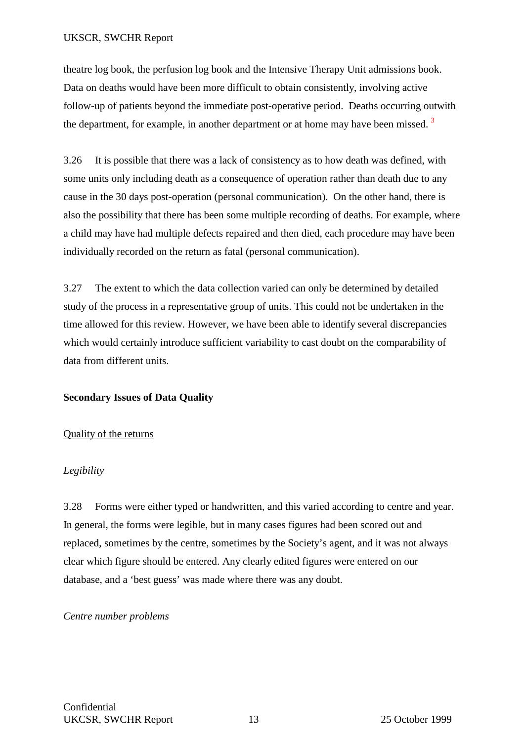theatre log book, the perfusion log book and the Intensive Therapy Unit admissions book. Data on deaths would have been more difficult to obtain consistently, involving active follow-up of patients beyond the immediate post-operative period. Deaths occurring outwith the department, for example, in another department or at home may have been missed. [3]

3.26 It is possible that there was a lack of consistency as to how death was defined, with some units only including death as a consequence of operation rather than death due to any cause in the 30 days post-operation (personal communication). On the other hand, there is also the possibility that there has been some multiple recording of deaths. For example, where a child may have had multiple defects repaired and then died, each procedure may have been individually recorded on the return as fatal (personal communication).

3.27 The extent to which the data collection varied can only be determined by detailed study of the process in a representative group of units. This could not be undertaken in the time allowed for this review. However, we have been able to identify several discrepancies which would certainly introduce sufficient variability to cast doubt on the comparability of data from different units.

**Secondary Issues of Data Quality**

<u>Quality of the returns</u>

*Legibility*

3.28 Forms were either typed or handwritten, and this varied according to centre and year. In general, the forms were legible, but in many cases figures had been scored out and replaced, sometimes by the centre, sometimes by the Society's agent, and it was not always clear which figure should be entered. Any clearly edited figures were entered on our database, and a 'best guess' was made where there was any doubt.

*Centre number problems*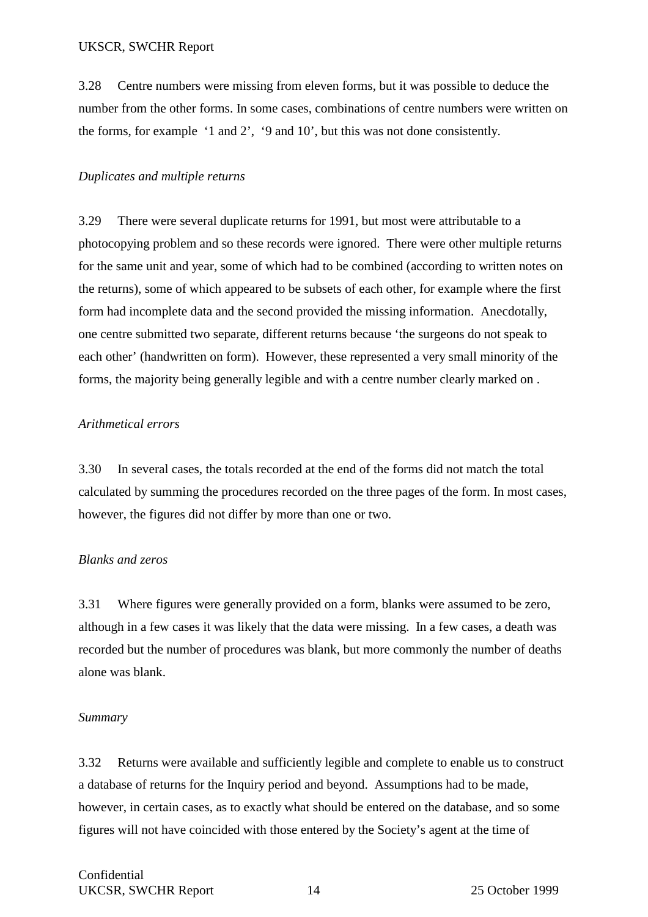3.28 Centre numbers were missing from eleven forms, but it was possible to deduce the number from the other forms. In some cases, combinations of centre numbers were written on the forms, for example '1 and 2', '9 and 10', but this was not done consistently.

*Duplicates and multiple returns*

3.29 There were several duplicate returns for 1991, but most were attributable to a photocopying problem and so these records were ignored. There were other multiple returns for the same unit and year, some of which had to be combined (according to written notes on the returns), some of which appeared to be subsets of each other, for example where the first form had incomplete data and the second provided the missing information. Anecdotally, one centre submitted two separate, different returns because 'the surgeons do not speak to each other' (handwritten on form). However, these represented a very small minority of the forms, the majority being generally legible and with a centre number clearly marked on .

*Arithmetical errors*

3.30 In several cases, the totals recorded at the end of the forms did not match the total calculated by summing the procedures recorded on the three pages of the form. In most cases, however, the figures did not differ by more than one or two.

*Blanks and zeros*

3.31 Where figures were generally provided on a form, blanks were assumed to be zero, although in a few cases it was likely that the data were missing. In a few cases, a death was recorded but the number of procedures was blank, but more commonly the number of deaths alone was blank.

*Summary*

3.32 Returns were available and sufficiently legible and complete to enable us to construct a database of returns for the Inquiry period and beyond. Assumptions had to be made, however, in certain cases, as to exactly what should be entered on the database, and so some figures will not have coincided with those entered by the Society's agent at the time of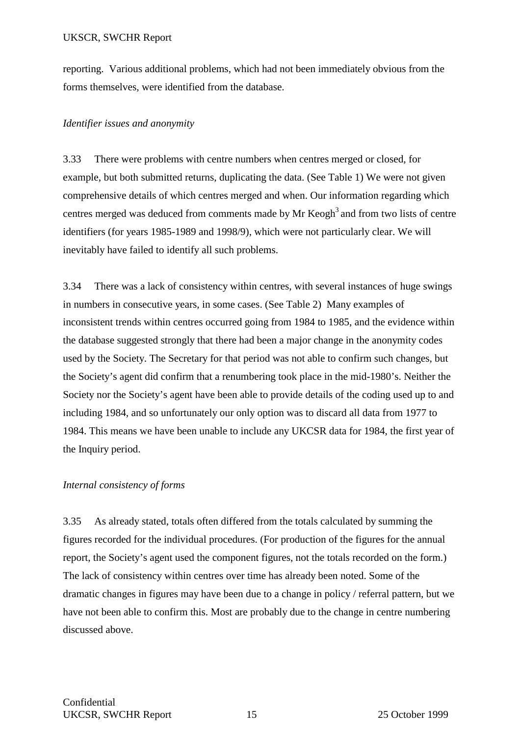reporting. Various additional problems, which had not been immediately obvious from the forms themselves, were identified from the database.

*Identifier issues and anonymity*

3.33 There were problems with centre numbers when centres merged or closed, for example, but both submitted returns, duplicating the data. (See Table 1) We were not given comprehensive details of which centres merged and when. Our information regarding which centres merged was deduced from comments made by Mr Keogh[3] and from two lists of centre identifiers (for years 1985-1989 and 1998/9), which were not particularly clear. We will inevitably have failed to identify all such problems.

3.34 There was a lack of consistency within centres, with several instances of huge swings in numbers in consecutive years, in some cases. (See Table 2) Many examples of inconsistent trends within centres occurred going from 1984 to 1985, and the evidence within the database suggested strongly that there had been a major change in the anonymity codes used by the Society. The Secretary for that period was not able to confirm such changes, but the Society's agent did confirm that a renumbering took place in the mid-1980's. Neither the Society nor the Society's agent have been able to provide details of the coding used up to and including 1984, and so unfortunately our only option was to discard all data from 1977 to 1984. This means we have been unable to include any UKCSR data for 1984, the first year of the Inquiry period.

*Internal consistency of forms*

3.35 As already stated, totals often differed from the totals calculated by summing the figures recorded for the individual procedures. (For production of the figures for the annual report, the Society's agent used the component figures, not the totals recorded on the form.) The lack of consistency within centres over time has already been noted. Some of the dramatic changes in figures may have been due to a change in policy / referral pattern, but we have not been able to confirm this. Most are probably due to the change in centre numbering discussed above.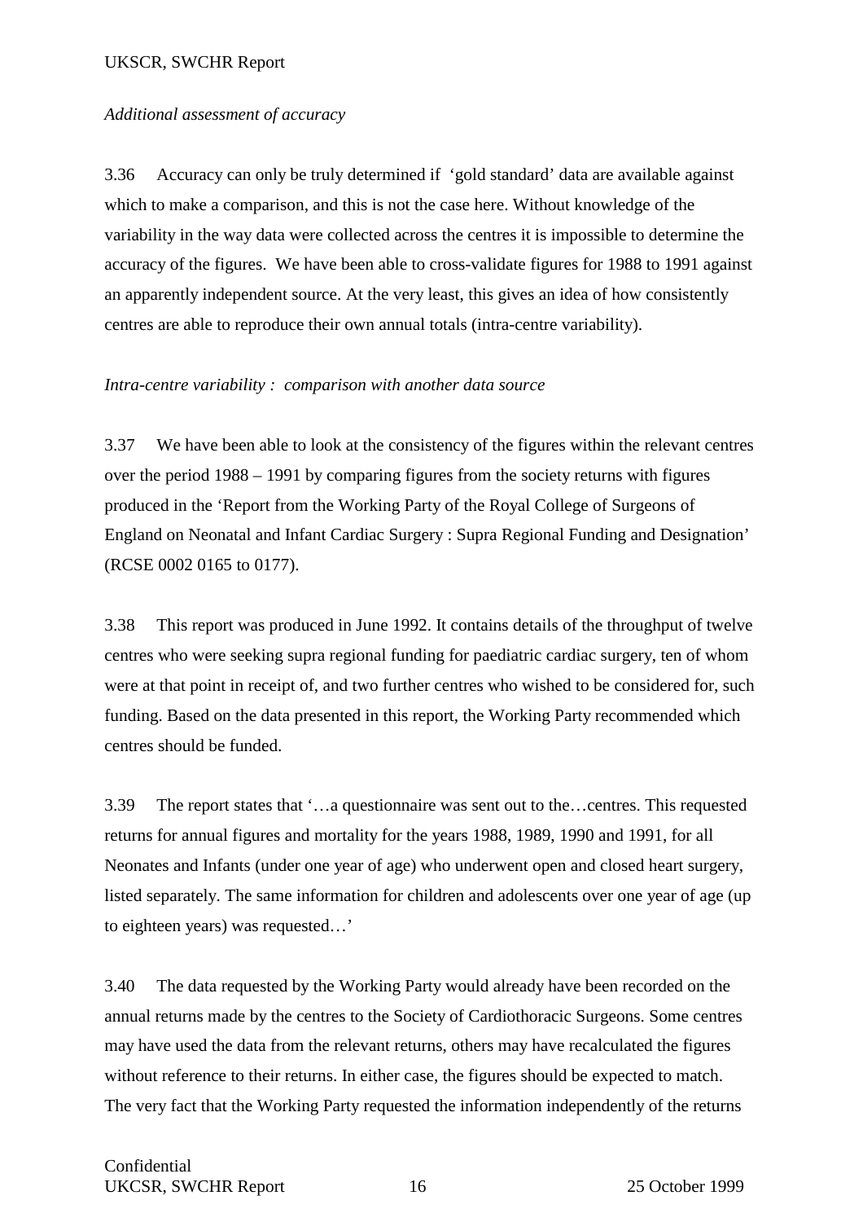*Additional assessment of accuracy*

3.36 Accuracy can only be truly determined if 'gold standard' data are available against which to make a comparison, and this is not the case here. Without knowledge of the variability in the way data were collected across the centres it is impossible to determine the accuracy of the figures. We have been able to cross-validate figures for 1988 to 1991 against an apparently independent source. At the very least, this gives an idea of how consistently centres are able to reproduce their own annual totals (intra-centre variability).

*Intra-centre variability : comparison with another data source*

3.37 We have been able to look at the consistency of the figures within the relevant centres over the period 1988 – 1991 by comparing figures from the society returns with figures produced in the 'Report from the Working Party of the Royal College of Surgeons of England on Neonatal and Infant Cardiac Surgery : Supra Regional Funding and Designation' (RCSE 0002 0165 to 0177).

3.38 This report was produced in June 1992. It contains details of the throughput of twelve centres who were seeking supra regional funding for paediatric cardiac surgery, ten of whom were at that point in receipt of, and two further centres who wished to be considered for, such funding. Based on the data presented in this report, the Working Party recommended which centres should be funded.

3.39 The report states that '…a questionnaire was sent out to the…centres. This requested returns for annual figures and mortality for the years 1988, 1989, 1990 and 1991, for all Neonates and Infants (under one year of age) who underwent open and closed heart surgery, listed separately. The same information for children and adolescents over one year of age (up to eighteen years) was requested…'

3.40 The data requested by the Working Party would already have been recorded on the annual returns made by the centres to the Society of Cardiothoracic Surgeons. Some centres may have used the data from the relevant returns, others may have recalculated the figures without reference to their returns. In either case, the figures should be expected to match. The very fact that the Working Party requested the information independently of the returns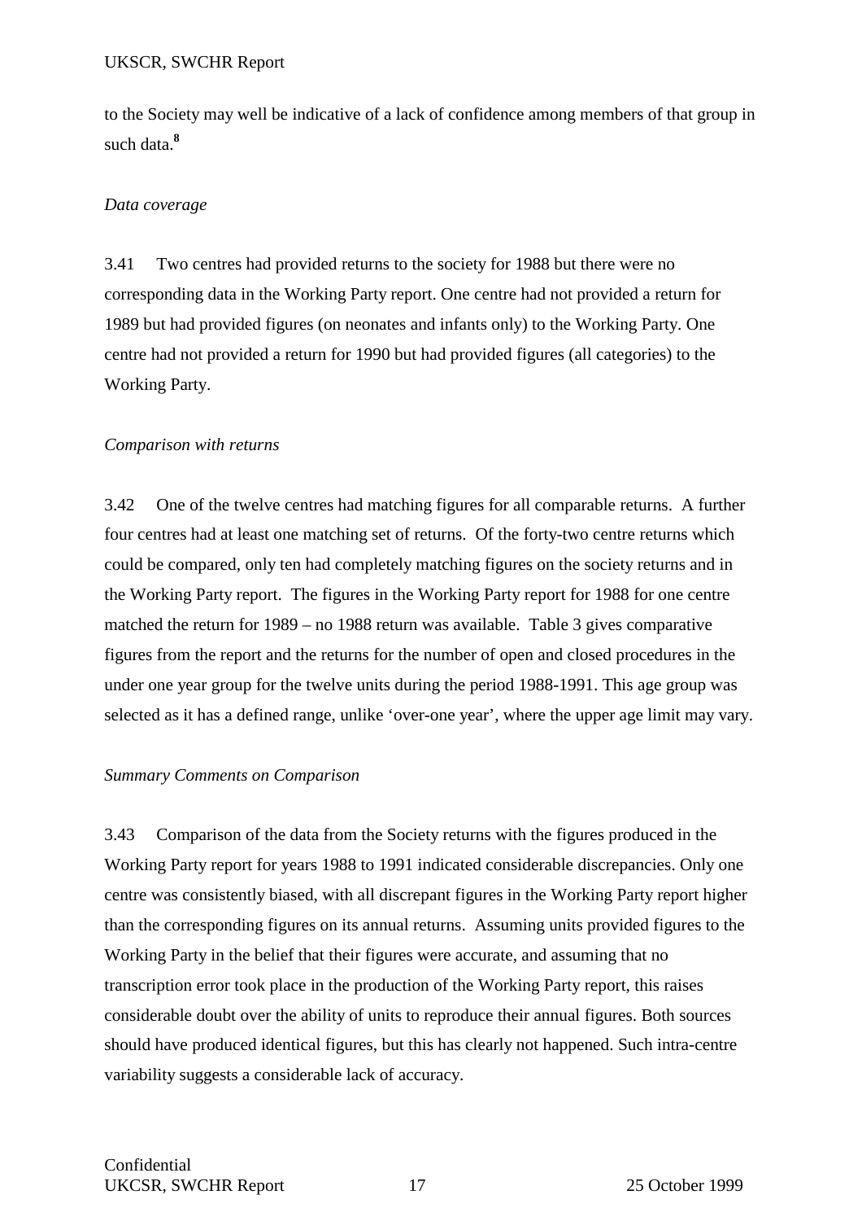to the Society may well be indicative of a lack of confidence among members of that group in such data.[8]

*Data coverage*

3.41 Two centres had provided returns to the society for 1988 but there were no corresponding data in the Working Party report. One centre had not provided a return for 1989 but had provided figures (on neonates and infants only) to the Working Party. One centre had not provided a return for 1990 but had provided figures (all categories) to the Working Party.

*Comparison with returns*

3.42 One of the twelve centres had matching figures for all comparable returns. A further four centres had at least one matching set of returns. Of the forty-two centre returns which could be compared, only ten had completely matching figures on the society returns and in the Working Party report. The figures in the Working Party report for 1988 for one centre matched the return for 1989 – no 1988 return was available. Table 3 gives comparative figures from the report and the returns for the number of open and closed procedures in the under one year group for the twelve units during the period 1988-1991. This age group was selected as it has a defined range, unlike 'over-one year', where the upper age limit may vary.

*Summary Comments on Comparison*

3.43 Comparison of the data from the Society returns with the figures produced in the Working Party report for years 1988 to 1991 indicated considerable discrepancies. Only one centre was consistently biased, with all discrepant figures in the Working Party report higher than the corresponding figures on its annual returns. Assuming units provided figures to the Working Party in the belief that their figures were accurate, and assuming that no transcription error took place in the production of the Working Party report, this raises considerable doubt over the ability of units to reproduce their annual figures. Both sources should have produced identical figures, but this has clearly not happened. Such intra-centre variability suggests a considerable lack of accuracy.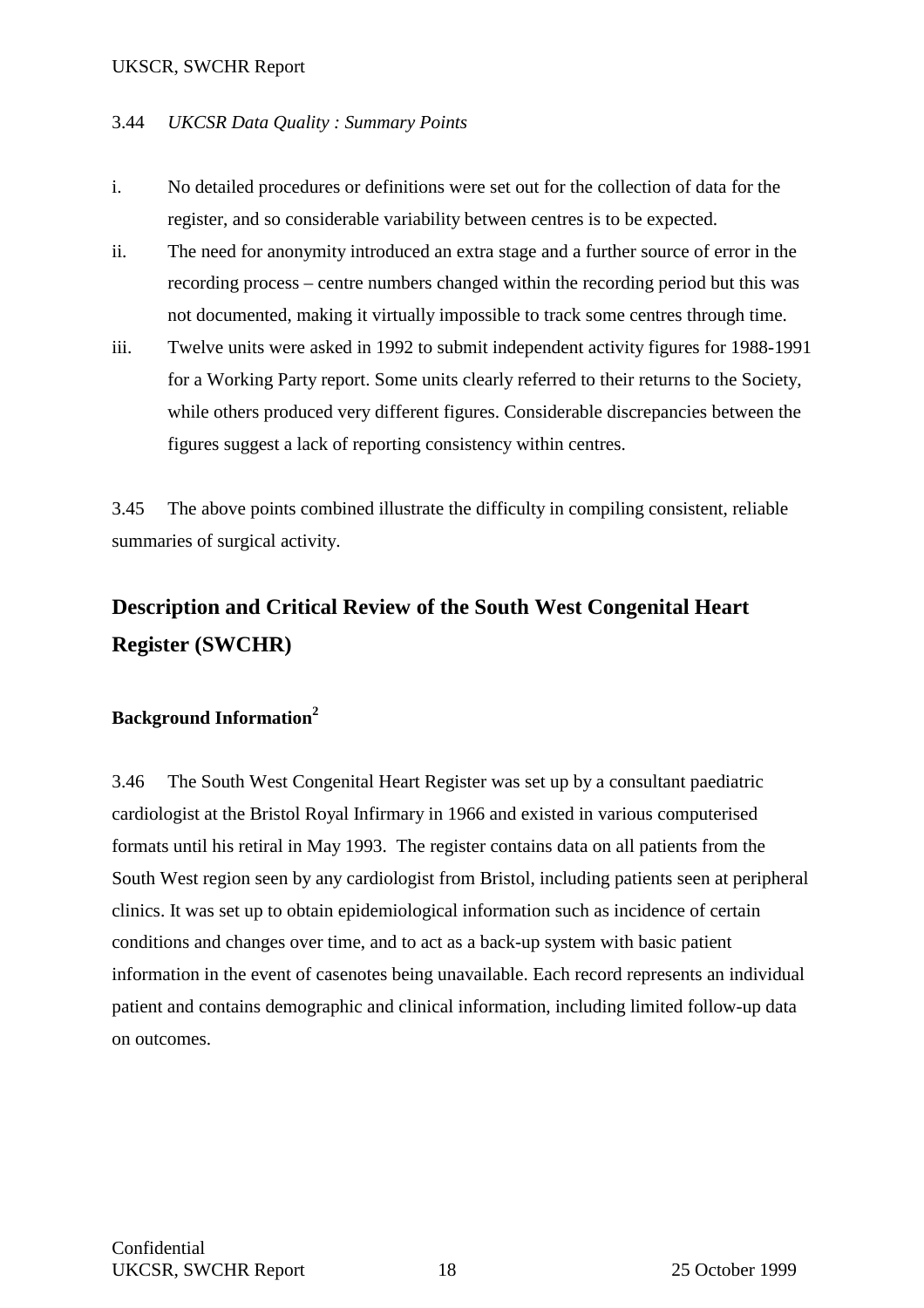3.44 *UKCSR Data Quality : Summary Points*

i. No detailed procedures or definitions were set out for the collection of data for the register, and so considerable variability between centres is to be expected.

ii. The need for anonymity introduced an extra stage and a further source of error in the recording process – centre numbers changed within the recording period but this was not documented, making it virtually impossible to track some centres through time.

iii. Twelve units were asked in 1992 to submit independent activity figures for 1988-1991 for a Working Party report. Some units clearly referred to their returns to the Society, while others produced very different figures. Considerable discrepancies between the figures suggest a lack of reporting consistency within centres.

3.45 The above points combined illustrate the difficulty in compiling consistent, reliable summaries of surgical activity.

## Description and Critical Review of the South West Congenital Heart Register (SWCHR)

### Background Information[2]

3.46 The South West Congenital Heart Register was set up by a consultant paediatric cardiologist at the Bristol Royal Infirmary in 1966 and existed in various computerised formats until his retiral in May 1993. The register contains data on all patients from the South West region seen by any cardiologist from Bristol, including patients seen at peripheral clinics. It was set up to obtain epidemiological information such as incidence of certain conditions and changes over time, and to act as a back-up system with basic patient information in the event of casenotes being unavailable. Each record represents an individual patient and contains demographic and clinical information, including limited follow-up data on outcomes.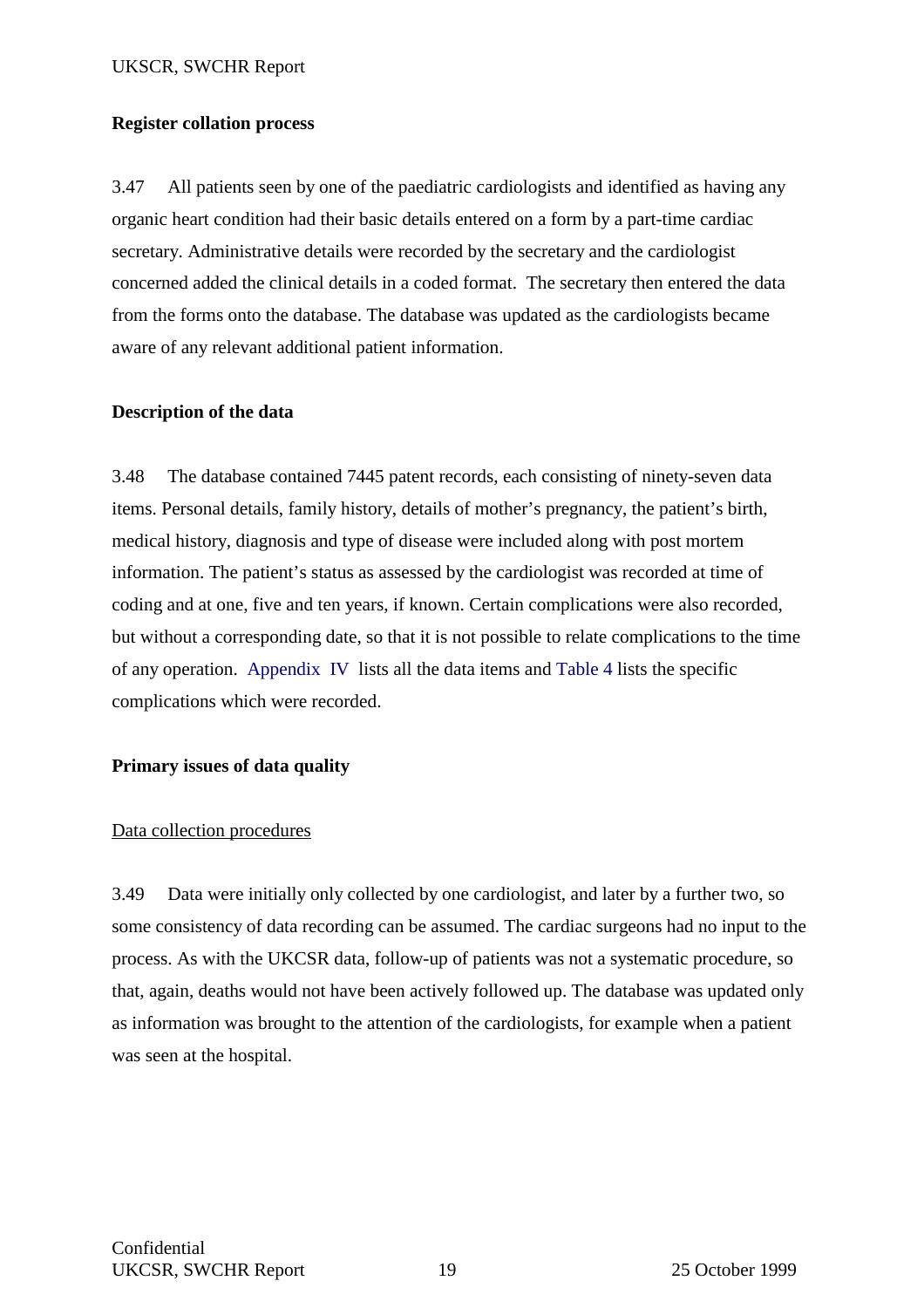### Register collation process

3.47 All patients seen by one of the paediatric cardiologists and identified as having any organic heart condition had their basic details entered on a form by a part-time cardiac secretary. Administrative details were recorded by the secretary and the cardiologist concerned added the clinical details in a coded format. The secretary then entered the data from the forms onto the database. The database was updated as the cardiologists became aware of any relevant additional patient information.

### Description of the data

3.48 The database contained 7445 patent records, each consisting of ninety-seven data items. Personal details, family history, details of mother's pregnancy, the patient's birth, medical history, diagnosis and type of disease were included along with post mortem information. The patient's status as assessed by the cardiologist was recorded at time of coding and at one, five and ten years, if known. Certain complications were also recorded, but without a corresponding date, so that it is not possible to relate complications to the time of any operation. Appendix IV lists all the data items and Table 4 lists the specific complications which were recorded.

### Primary issues of data quality

Data collection procedures

3.49 Data were initially only collected by one cardiologist, and later by a further two, so some consistency of data recording can be assumed. The cardiac surgeons had no input to the process. As with the UKCSR data, follow-up of patients was not a systematic procedure, so that, again, deaths would not have been actively followed up. The database was updated only as information was brought to the attention of the cardiologists, for example when a patient was seen at the hospital.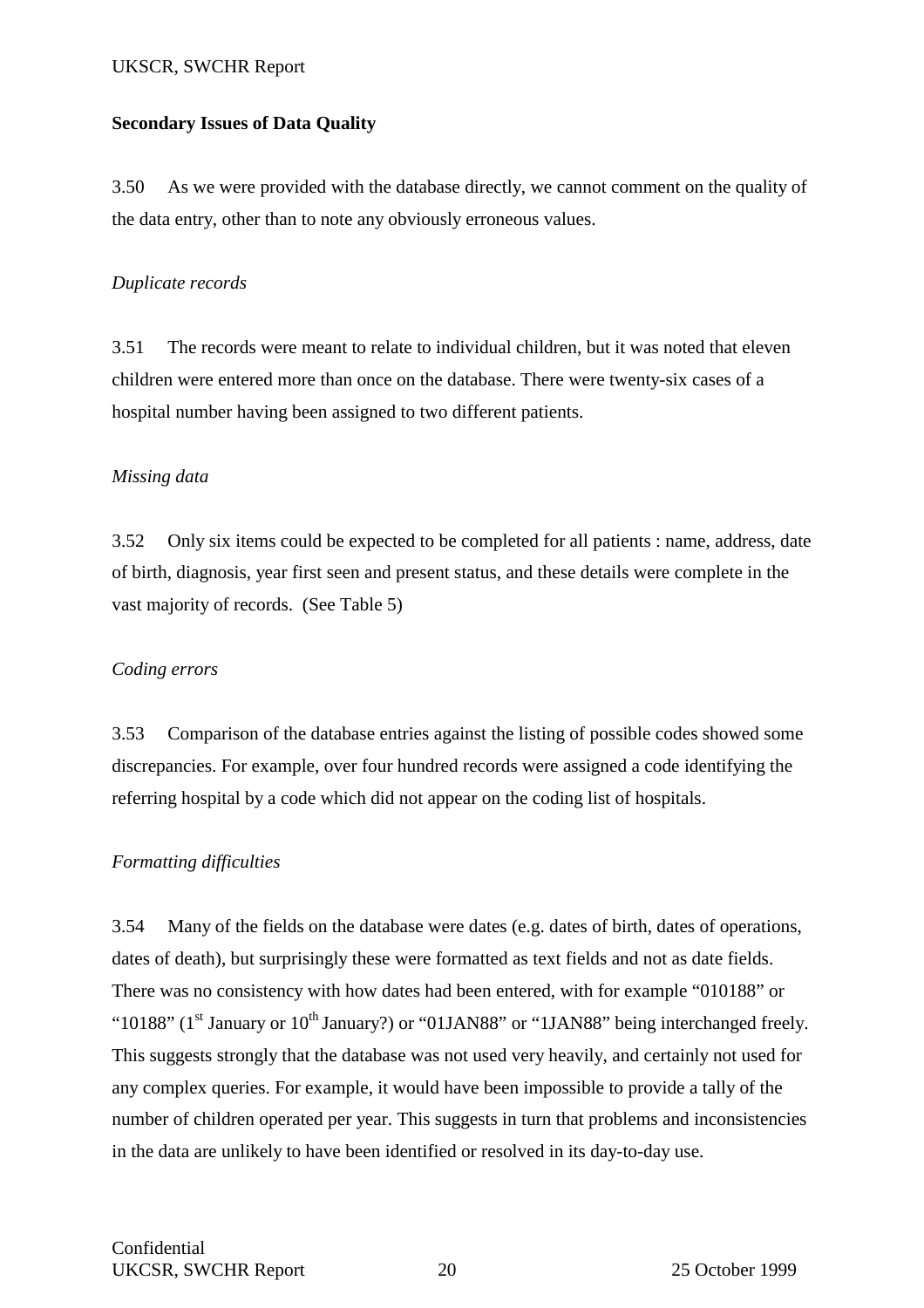**Secondary Issues of Data Quality**

3.50 As we were provided with the database directly, we cannot comment on the quality of the data entry, other than to note any obviously erroneous values.

*Duplicate records*

3.51 The records were meant to relate to individual children, but it was noted that eleven children were entered more than once on the database. There were twenty-six cases of a hospital number having been assigned to two different patients.

*Missing data*

3.52 Only six items could be expected to be completed for all patients : name, address, date of birth, diagnosis, year first seen and present status, and these details were complete in the vast majority of records. (See Table 5)

*Coding errors*

3.53 Comparison of the database entries against the listing of possible codes showed some discrepancies. For example, over four hundred records were assigned a code identifying the referring hospital by a code which did not appear on the coding list of hospitals.

*Formatting difficulties*

3.54 Many of the fields on the database were dates (e.g. dates of birth, dates of operations, dates of death), but surprisingly these were formatted as text fields and not as date fields. There was no consistency with how dates had been entered, with for example "010188" or "10188" (1st January or 10th January?) or "01JAN88" or "1JAN88" being interchanged freely. This suggests strongly that the database was not used very heavily, and certainly not used for any complex queries. For example, it would have been impossible to provide a tally of the number of children operated per year. This suggests in turn that problems and inconsistencies in the data are unlikely to have been identified or resolved in its day-to-day use.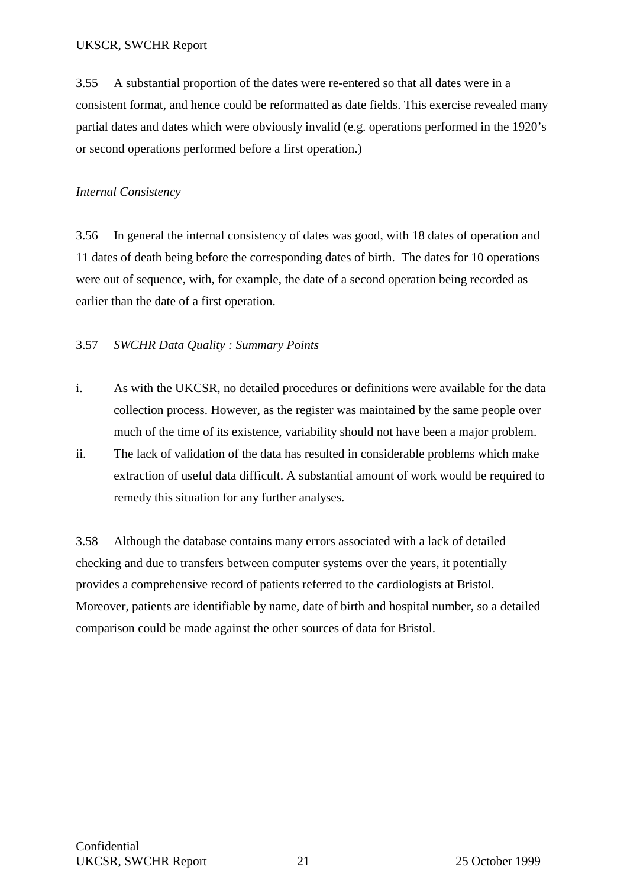3.55 A substantial proportion of the dates were re-entered so that all dates were in a consistent format, and hence could be reformatted as date fields. This exercise revealed many partial dates and dates which were obviously invalid (e.g. operations performed in the 1920's or second operations performed before a first operation.)

*Internal Consistency*

3.56 In general the internal consistency of dates was good, with 18 dates of operation and 11 dates of death being before the corresponding dates of birth. The dates for 10 operations were out of sequence, with, for example, the date of a second operation being recorded as earlier than the date of a first operation.

3.57 *SWCHR Data Quality : Summary Points*

i. As with the UKCSR, no detailed procedures or definitions were available for the data collection process. However, as the register was maintained by the same people over much of the time of its existence, variability should not have been a major problem.

ii. The lack of validation of the data has resulted in considerable problems which make extraction of useful data difficult. A substantial amount of work would be required to remedy this situation for any further analyses.

3.58 Although the database contains many errors associated with a lack of detailed checking and due to transfers between computer systems over the years, it potentially provides a comprehensive record of patients referred to the cardiologists at Bristol. Moreover, patients are identifiable by name, date of birth and hospital number, so a detailed comparison could be made against the other sources of data for Bristol.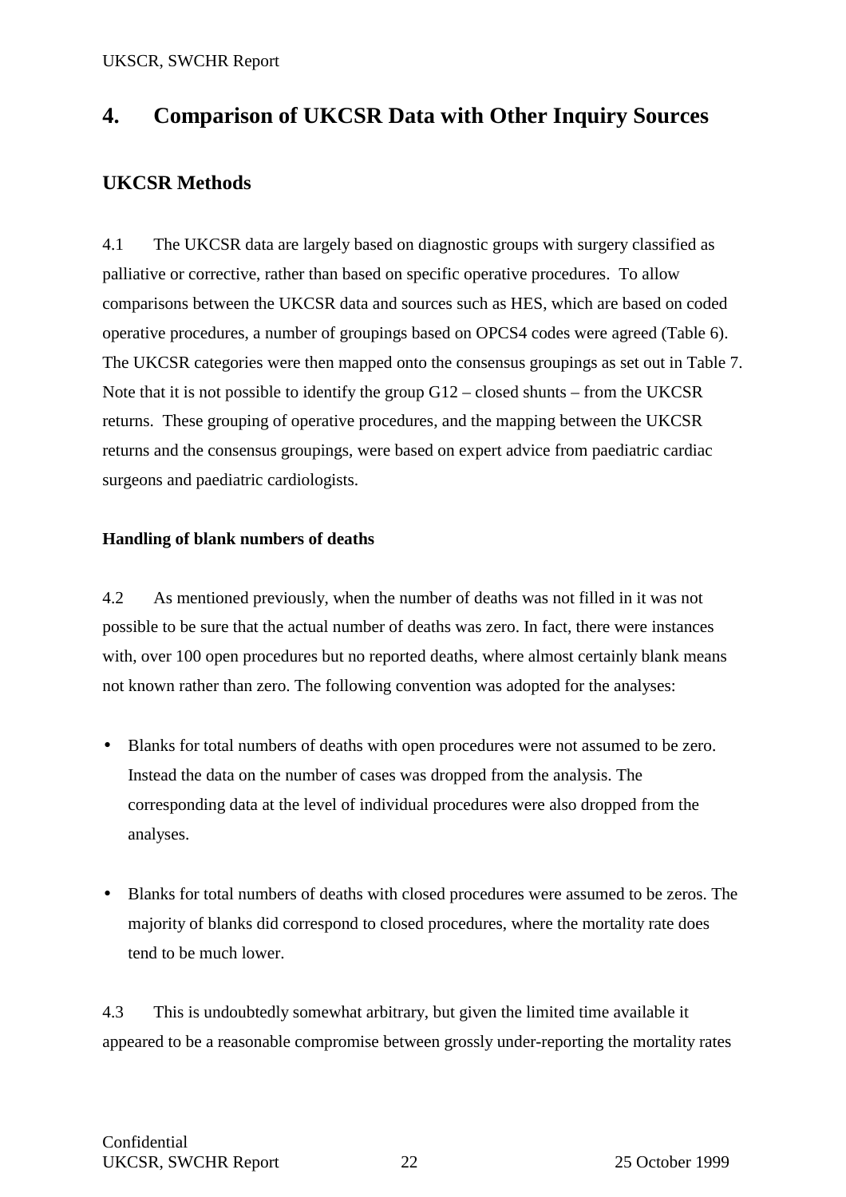# 4. Comparison of UKCSR Data with Other Inquiry Sources

## UKCSR Methods

4.1 The UKCSR data are largely based on diagnostic groups with surgery classified as palliative or corrective, rather than based on specific operative procedures. To allow comparisons between the UKCSR data and sources such as HES, which are based on coded operative procedures, a number of groupings based on OPCS4 codes were agreed (Table 6). The UKCSR categories were then mapped onto the consensus groupings as set out in Table 7. Note that it is not possible to identify the group G12 – closed shunts – from the UKCSR returns. These grouping of operative procedures, and the mapping between the UKCSR returns and the consensus groupings, were based on expert advice from paediatric cardiac surgeons and paediatric cardiologists.

### Handling of blank numbers of deaths

4.2 As mentioned previously, when the number of deaths was not filled in it was not possible to be sure that the actual number of deaths was zero. In fact, there were instances with, over 100 open procedures but no reported deaths, where almost certainly blank means not known rather than zero. The following convention was adopted for the analyses:

- Blanks for total numbers of deaths with open procedures were not assumed to be zero. Instead the data on the number of cases was dropped from the analysis. The corresponding data at the level of individual procedures were also dropped from the analyses.
- Blanks for total numbers of deaths with closed procedures were assumed to be zeros. The majority of blanks did correspond to closed procedures, where the mortality rate does tend to be much lower.

4.3 This is undoubtedly somewhat arbitrary, but given the limited time available it appeared to be a reasonable compromise between grossly under-reporting the mortality rates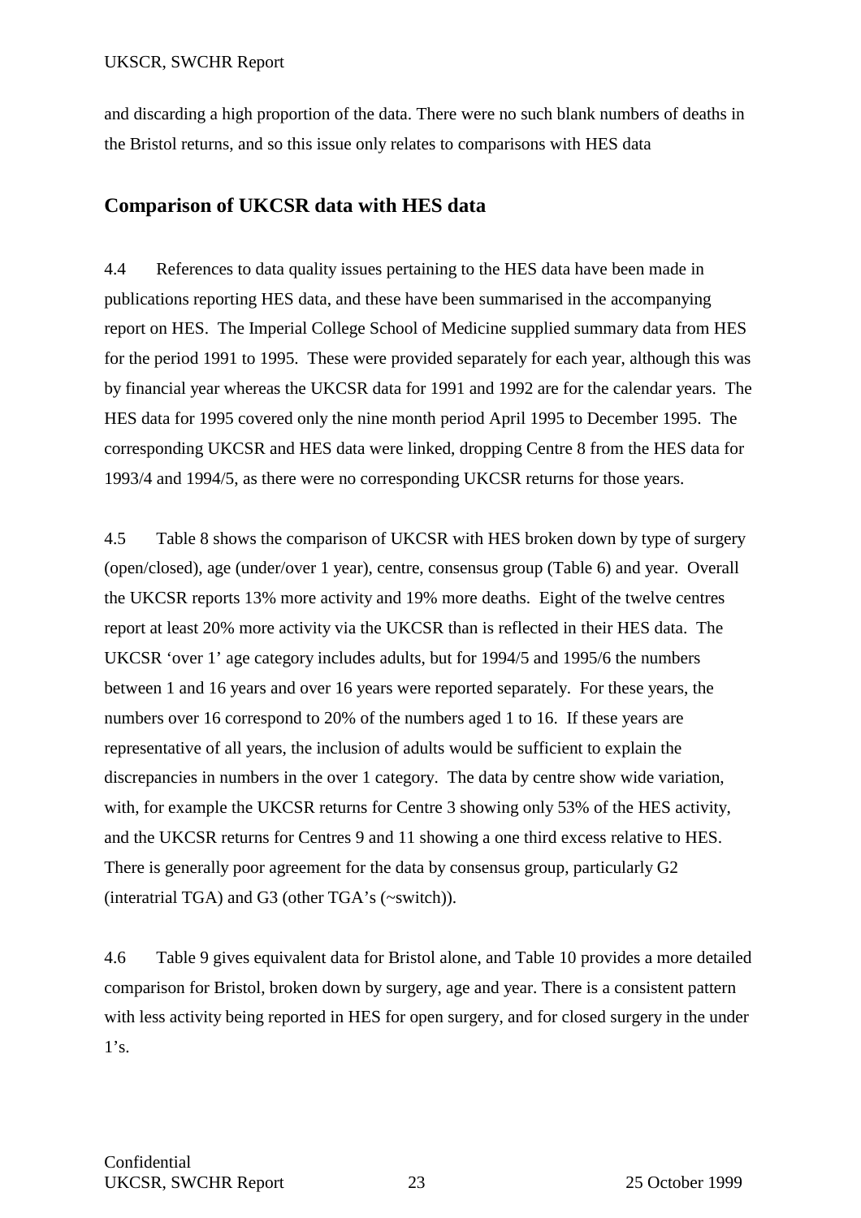and discarding a high proportion of the data. There were no such blank numbers of deaths in the Bristol returns, and so this issue only relates to comparisons with HES data

## Comparison of UKCSR data with HES data

4.4 References to data quality issues pertaining to the HES data have been made in publications reporting HES data, and these have been summarised in the accompanying report on HES. The Imperial College School of Medicine supplied summary data from HES for the period 1991 to 1995. These were provided separately for each year, although this was by financial year whereas the UKCSR data for 1991 and 1992 are for the calendar years. The HES data for 1995 covered only the nine month period April 1995 to December 1995. The corresponding UKCSR and HES data were linked, dropping Centre 8 from the HES data for 1993/4 and 1994/5, as there were no corresponding UKCSR returns for those years.

4.5 Table 8 shows the comparison of UKCSR with HES broken down by type of surgery (open/closed), age (under/over 1 year), centre, consensus group (Table 6) and year. Overall the UKCSR reports 13% more activity and 19% more deaths. Eight of the twelve centres report at least 20% more activity via the UKCSR than is reflected in their HES data. The UKCSR 'over 1' age category includes adults, but for 1994/5 and 1995/6 the numbers between 1 and 16 years and over 16 years were reported separately. For these years, the numbers over 16 correspond to 20% of the numbers aged 1 to 16. If these years are representative of all years, the inclusion of adults would be sufficient to explain the discrepancies in numbers in the over 1 category. The data by centre show wide variation, with, for example the UKCSR returns for Centre 3 showing only 53% of the HES activity, and the UKCSR returns for Centres 9 and 11 showing a one third excess relative to HES. There is generally poor agreement for the data by consensus group, particularly G2 (interatrial TGA) and G3 (other TGA's (~switch)).

4.6 Table 9 gives equivalent data for Bristol alone, and Table 10 provides a more detailed comparison for Bristol, broken down by surgery, age and year. There is a consistent pattern with less activity being reported in HES for open surgery, and for closed surgery in the under 1's.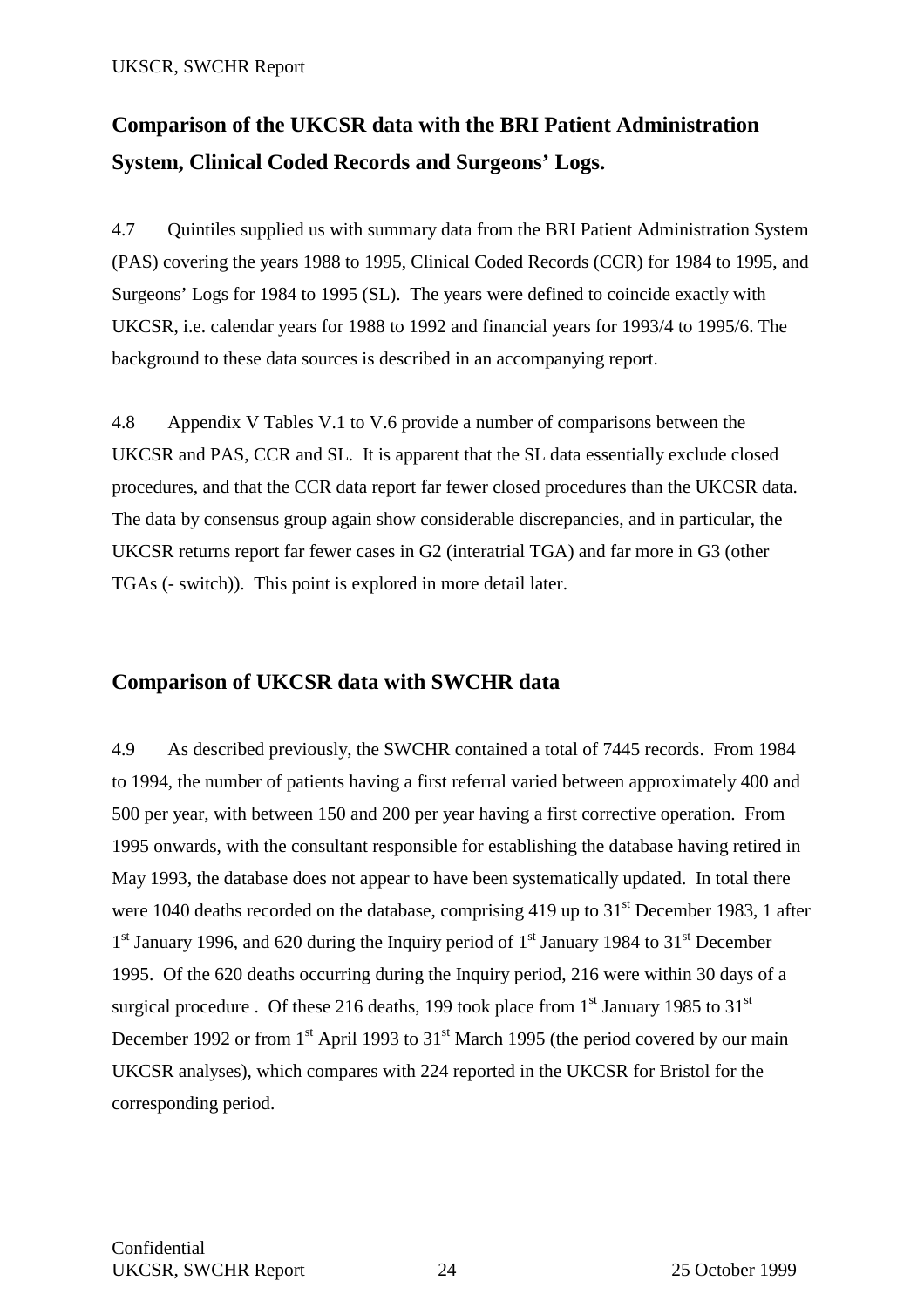## Comparison of the UKCSR data with the BRI Patient Administration System, Clinical Coded Records and Surgeons' Logs.

4.7 Quintiles supplied us with summary data from the BRI Patient Administration System (PAS) covering the years 1988 to 1995, Clinical Coded Records (CCR) for 1984 to 1995, and Surgeons' Logs for 1984 to 1995 (SL). The years were defined to coincide exactly with UKCSR, i.e. calendar years for 1988 to 1992 and financial years for 1993/4 to 1995/6. The background to these data sources is described in an accompanying report.

4.8 Appendix V Tables V.1 to V.6 provide a number of comparisons between the UKCSR and PAS, CCR and SL. It is apparent that the SL data essentially exclude closed procedures, and that the CCR data report far fewer closed procedures than the UKCSR data. The data by consensus group again show considerable discrepancies, and in particular, the UKCSR returns report far fewer cases in G2 (interatrial TGA) and far more in G3 (other TGAs (- switch)). This point is explored in more detail later.

## Comparison of UKCSR data with SWCHR data

4.9 As described previously, the SWCHR contained a total of 7445 records. From 1984 to 1994, the number of patients having a first referral varied between approximately 400 and 500 per year, with between 150 and 200 per year having a first corrective operation. From 1995 onwards, with the consultant responsible for establishing the database having retired in May 1993, the database does not appear to have been systematically updated. In total there were 1040 deaths recorded on the database, comprising 419 up to 31st December 1983, 1 after 1st January 1996, and 620 during the Inquiry period of 1st January 1984 to 31st December 1995. Of the 620 deaths occurring during the Inquiry period, 216 were within 30 days of a surgical procedure . Of these 216 deaths, 199 took place from 1st January 1985 to 31st December 1992 or from 1st April 1993 to 31st March 1995 (the period covered by our main UKCSR analyses), which compares with 224 reported in the UKCSR for Bristol for the corresponding period.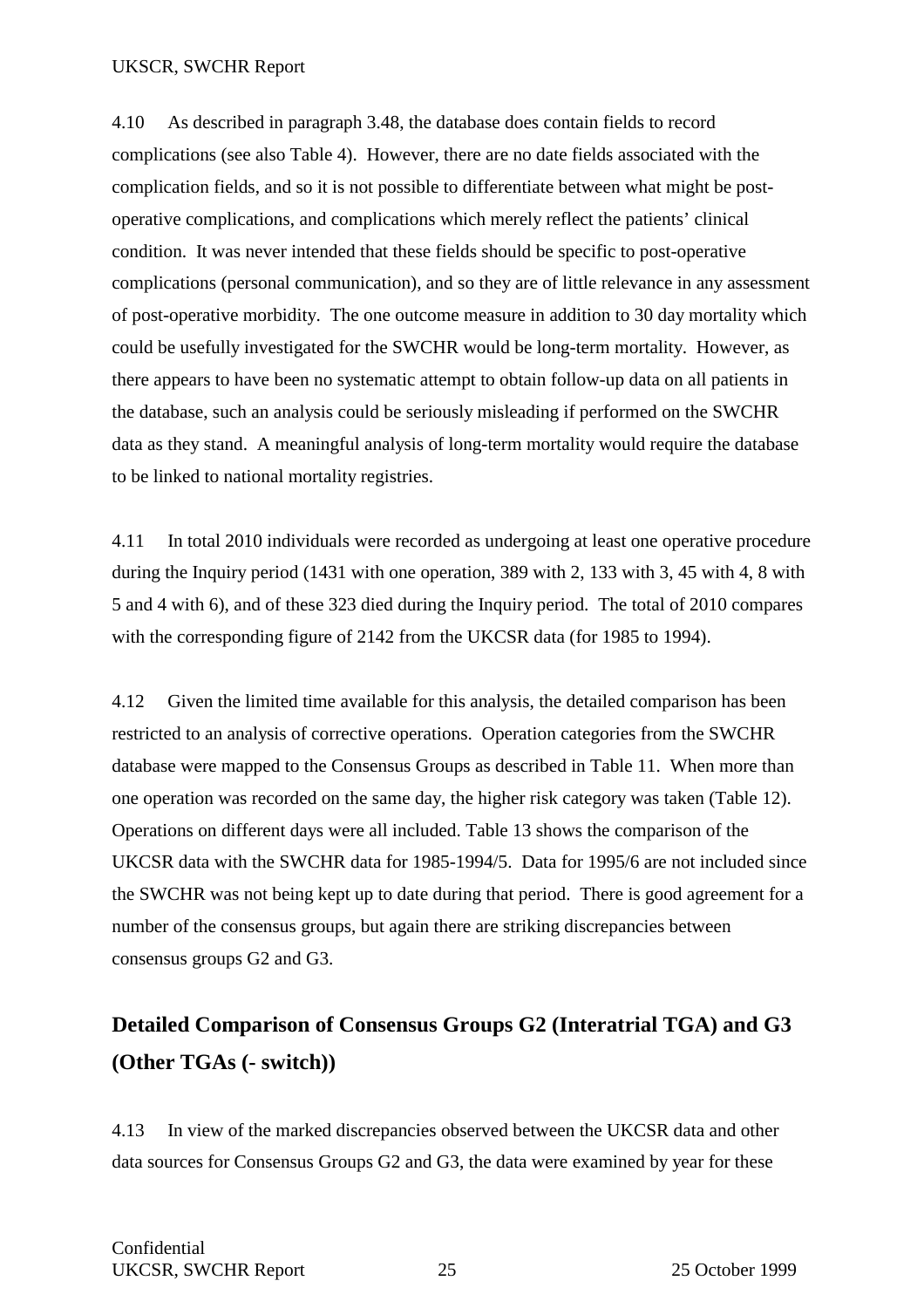4.10 As described in paragraph 3.48, the database does contain fields to record complications (see also Table 4). However, there are no date fields associated with the complication fields, and so it is not possible to differentiate between what might be post-operative complications, and complications which merely reflect the patients' clinical condition. It was never intended that these fields should be specific to post-operative complications (personal communication), and so they are of little relevance in any assessment of post-operative morbidity. The one outcome measure in addition to 30 day mortality which could be usefully investigated for the SWCHR would be long-term mortality. However, as there appears to have been no systematic attempt to obtain follow-up data on all patients in the database, such an analysis could be seriously misleading if performed on the SWCHR data as they stand. A meaningful analysis of long-term mortality would require the database to be linked to national mortality registries.

4.11 In total 2010 individuals were recorded as undergoing at least one operative procedure during the Inquiry period (1431 with one operation, 389 with 2, 133 with 3, 45 with 4, 8 with 5 and 4 with 6), and of these 323 died during the Inquiry period. The total of 2010 compares with the corresponding figure of 2142 from the UKCSR data (for 1985 to 1994).

4.12 Given the limited time available for this analysis, the detailed comparison has been restricted to an analysis of corrective operations. Operation categories from the SWCHR database were mapped to the Consensus Groups as described in Table 11. When more than one operation was recorded on the same day, the higher risk category was taken (Table 12). Operations on different days were all included. Table 13 shows the comparison of the UKCSR data with the SWCHR data for 1985-1994/5. Data for 1995/6 are not included since the SWCHR was not being kept up to date during that period. There is good agreement for a number of the consensus groups, but again there are striking discrepancies between consensus groups G2 and G3.

## Detailed Comparison of Consensus Groups G2 (Interatrial TGA) and G3 (Other TGAs (- switch))

4.13 In view of the marked discrepancies observed between the UKCSR data and other data sources for Consensus Groups G2 and G3, the data were examined by year for these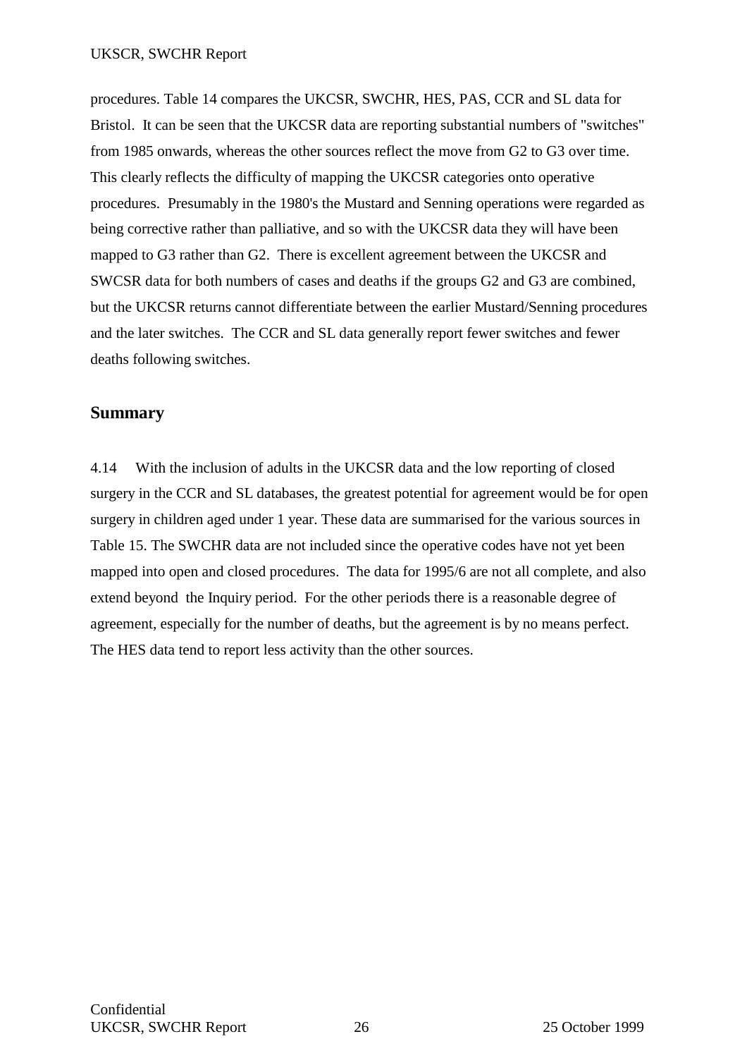procedures. Table 14 compares the UKCSR, SWCHR, HES, PAS, CCR and SL data for Bristol. It can be seen that the UKCSR data are reporting substantial numbers of "switches" from 1985 onwards, whereas the other sources reflect the move from G2 to G3 over time. This clearly reflects the difficulty of mapping the UKCSR categories onto operative procedures. Presumably in the 1980's the Mustard and Senning operations were regarded as being corrective rather than palliative, and so with the UKCSR data they will have been mapped to G3 rather than G2. There is excellent agreement between the UKCSR and SWCSR data for both numbers of cases and deaths if the groups G2 and G3 are combined, but the UKCSR returns cannot differentiate between the earlier Mustard/Senning procedures and the later switches. The CCR and SL data generally report fewer switches and fewer deaths following switches.

## Summary

4.14 With the inclusion of adults in the UKCSR data and the low reporting of closed surgery in the CCR and SL databases, the greatest potential for agreement would be for open surgery in children aged under 1 year. These data are summarised for the various sources in Table 15. The SWCHR data are not included since the operative codes have not yet been mapped into open and closed procedures. The data for 1995/6 are not all complete, and also extend beyond the Inquiry period. For the other periods there is a reasonable degree of agreement, especially for the number of deaths, but the agreement is by no means perfect. The HES data tend to report less activity than the other sources.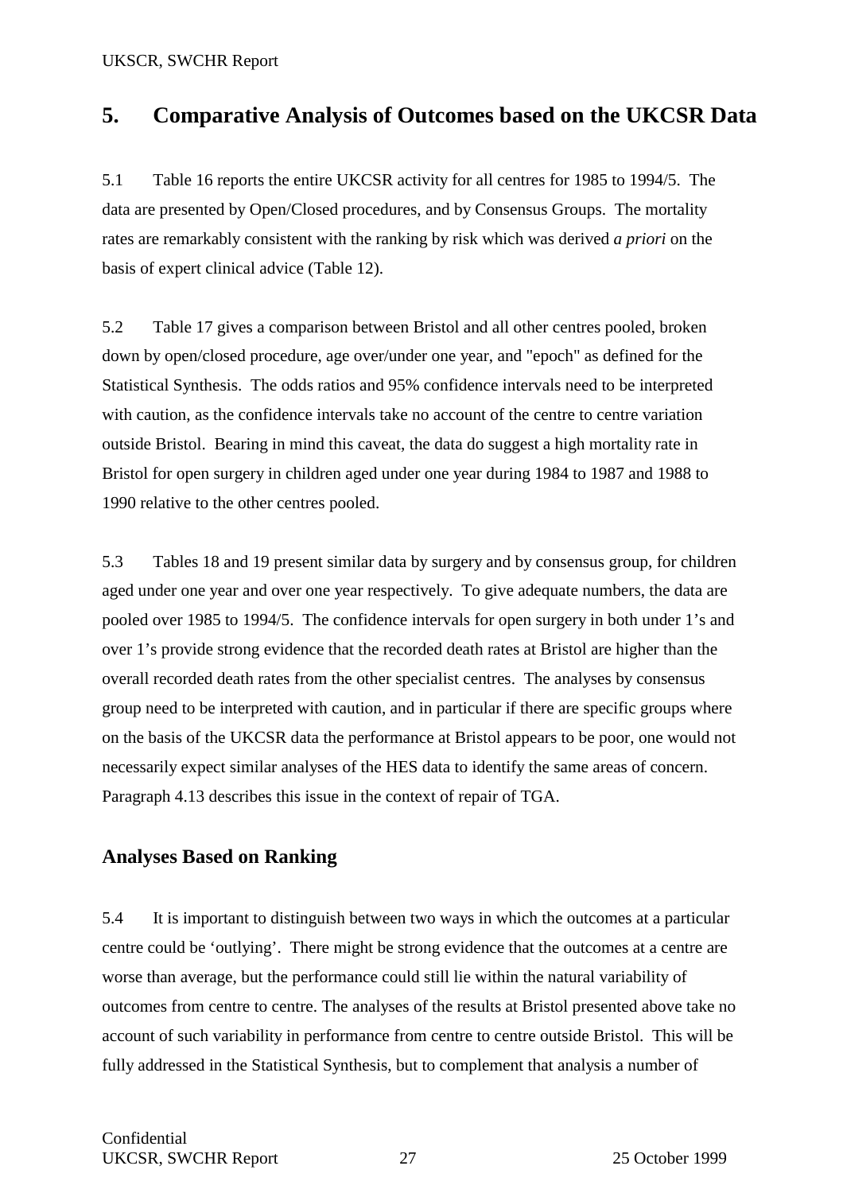# 5. Comparative Analysis of Outcomes based on the UKCSR Data

5.1 Table 16 reports the entire UKCSR activity for all centres for 1985 to 1994/5. The data are presented by Open/Closed procedures, and by Consensus Groups. The mortality rates are remarkably consistent with the ranking by risk which was derived *a priori* on the basis of expert clinical advice (Table 12).

5.2 Table 17 gives a comparison between Bristol and all other centres pooled, broken down by open/closed procedure, age over/under one year, and "epoch" as defined for the Statistical Synthesis. The odds ratios and 95% confidence intervals need to be interpreted with caution, as the confidence intervals take no account of the centre to centre variation outside Bristol. Bearing in mind this caveat, the data do suggest a high mortality rate in Bristol for open surgery in children aged under one year during 1984 to 1987 and 1988 to 1990 relative to the other centres pooled.

5.3 Tables 18 and 19 present similar data by surgery and by consensus group, for children aged under one year and over one year respectively. To give adequate numbers, the data are pooled over 1985 to 1994/5. The confidence intervals for open surgery in both under 1's and over 1's provide strong evidence that the recorded death rates at Bristol are higher than the overall recorded death rates from the other specialist centres. The analyses by consensus group need to be interpreted with caution, and in particular if there are specific groups where on the basis of the UKCSR data the performance at Bristol appears to be poor, one would not necessarily expect similar analyses of the HES data to identify the same areas of concern. Paragraph 4.13 describes this issue in the context of repair of TGA.

## Analyses Based on Ranking

5.4 It is important to distinguish between two ways in which the outcomes at a particular centre could be 'outlying'. There might be strong evidence that the outcomes at a centre are worse than average, but the performance could still lie within the natural variability of outcomes from centre to centre. The analyses of the results at Bristol presented above take no account of such variability in performance from centre to centre outside Bristol. This will be fully addressed in the Statistical Synthesis, but to complement that analysis a number of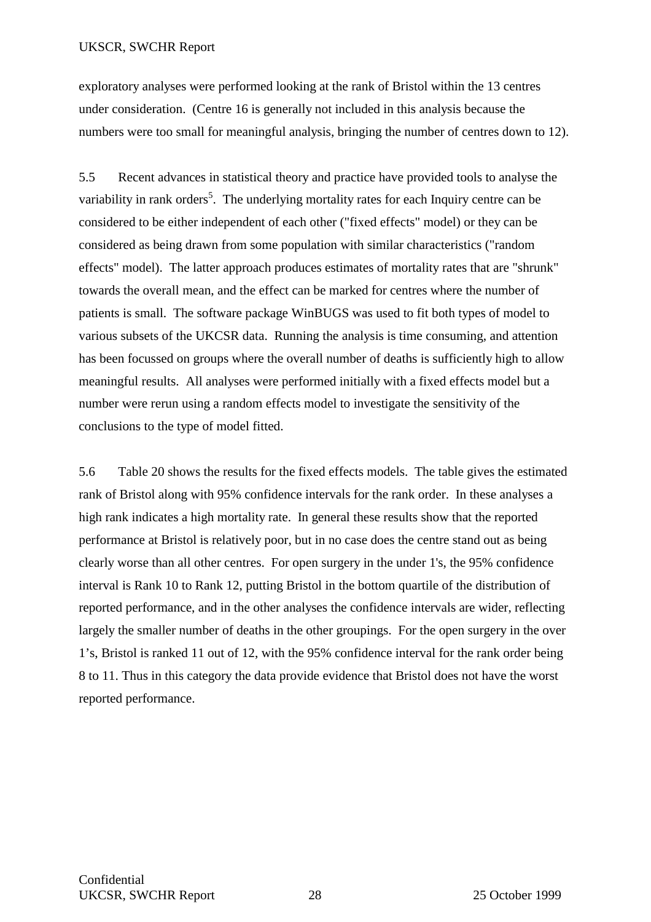exploratory analyses were performed looking at the rank of Bristol within the 13 centres under consideration. (Centre 16 is generally not included in this analysis because the numbers were too small for meaningful analysis, bringing the number of centres down to 12).

5.5 Recent advances in statistical theory and practice have provided tools to analyse the variability in rank orders[5]. The underlying mortality rates for each Inquiry centre can be considered to be either independent of each other ("fixed effects" model) or they can be considered as being drawn from some population with similar characteristics ("random effects" model). The latter approach produces estimates of mortality rates that are "shrunk" towards the overall mean, and the effect can be marked for centres where the number of patients is small. The software package WinBUGS was used to fit both types of model to various subsets of the UKCSR data. Running the analysis is time consuming, and attention has been focussed on groups where the overall number of deaths is sufficiently high to allow meaningful results. All analyses were performed initially with a fixed effects model but a number were rerun using a random effects model to investigate the sensitivity of the conclusions to the type of model fitted.

5.6 Table 20 shows the results for the fixed effects models. The table gives the estimated rank of Bristol along with 95% confidence intervals for the rank order. In these analyses a high rank indicates a high mortality rate. In general these results show that the reported performance at Bristol is relatively poor, but in no case does the centre stand out as being clearly worse than all other centres. For open surgery in the under 1's, the 95% confidence interval is Rank 10 to Rank 12, putting Bristol in the bottom quartile of the distribution of reported performance, and in the other analyses the confidence intervals are wider, reflecting largely the smaller number of deaths in the other groupings. For the open surgery in the over 1's, Bristol is ranked 11 out of 12, with the 95% confidence interval for the rank order being 8 to 11. Thus in this category the data provide evidence that Bristol does not have the worst reported performance.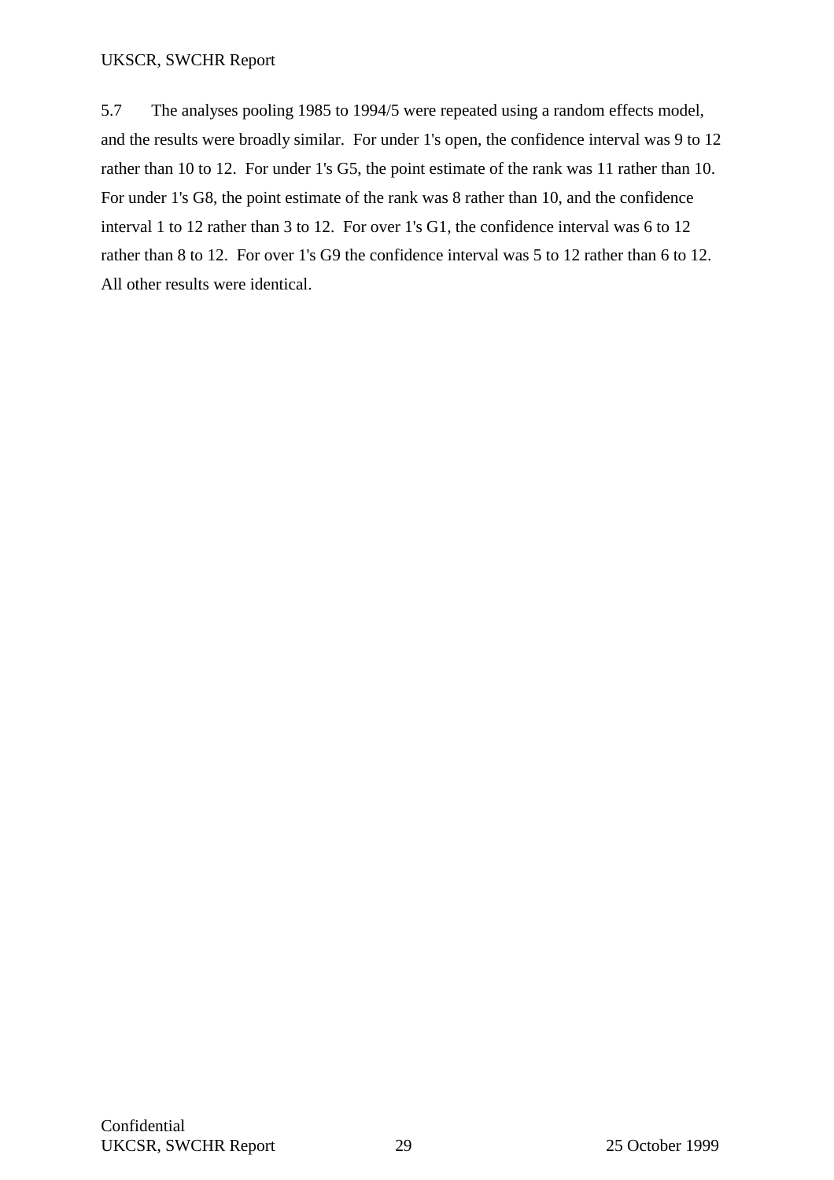5.7 The analyses pooling 1985 to 1994/5 were repeated using a random effects model, and the results were broadly similar. For under 1's open, the confidence interval was 9 to 12 rather than 10 to 12. For under 1's G5, the point estimate of the rank was 11 rather than 10. For under 1's G8, the point estimate of the rank was 8 rather than 10, and the confidence interval 1 to 12 rather than 3 to 12. For over 1's G1, the confidence interval was 6 to 12 rather than 8 to 12. For over 1's G9 the confidence interval was 5 to 12 rather than 6 to 12. All other results were identical.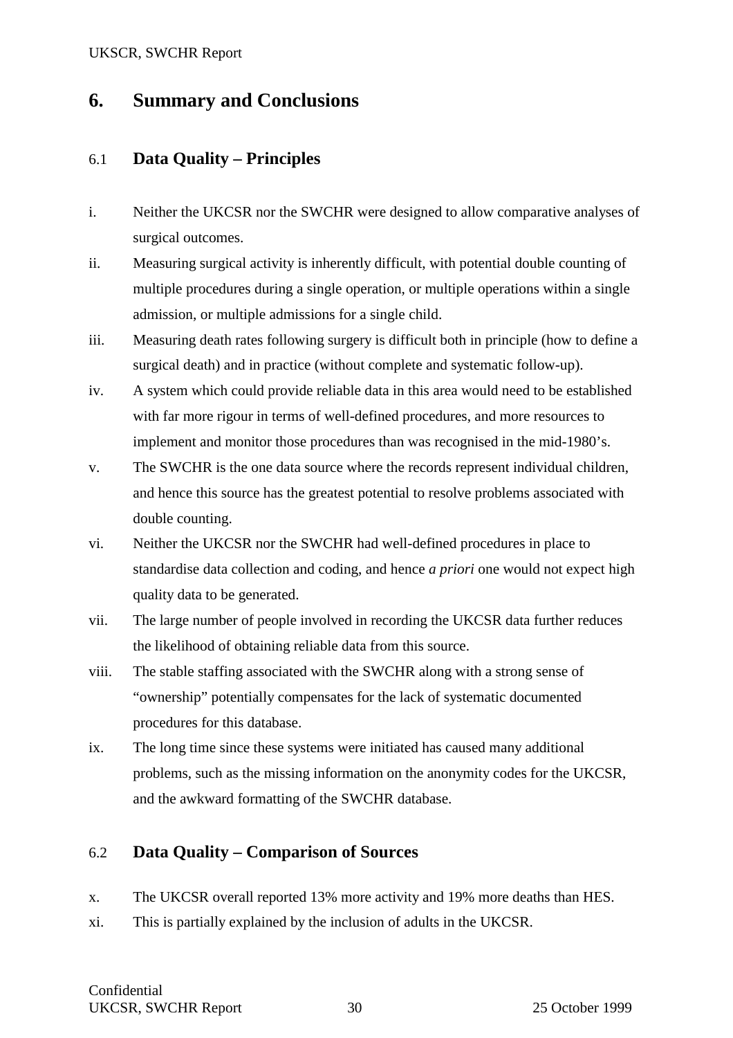# 6. Summary and Conclusions

## 6.1 Data Quality – Principles

i. Neither the UKCSR nor the SWCHR were designed to allow comparative analyses of surgical outcomes.

ii. Measuring surgical activity is inherently difficult, with potential double counting of multiple procedures during a single operation, or multiple operations within a single admission, or multiple admissions for a single child.

iii. Measuring death rates following surgery is difficult both in principle (how to define a surgical death) and in practice (without complete and systematic follow-up).

iv. A system which could provide reliable data in this area would need to be established with far more rigour in terms of well-defined procedures, and more resources to implement and monitor those procedures than was recognised in the mid-1980's.

v. The SWCHR is the one data source where the records represent individual children, and hence this source has the greatest potential to resolve problems associated with double counting.

vi. Neither the UKCSR nor the SWCHR had well-defined procedures in place to standardise data collection and coding, and hence *a priori* one would not expect high quality data to be generated.

vii. The large number of people involved in recording the UKCSR data further reduces the likelihood of obtaining reliable data from this source.

viii. The stable staffing associated with the SWCHR along with a strong sense of "ownership" potentially compensates for the lack of systematic documented procedures for this database.

ix. The long time since these systems were initiated has caused many additional problems, such as the missing information on the anonymity codes for the UKCSR, and the awkward formatting of the SWCHR database.

## 6.2 Data Quality – Comparison of Sources

x. The UKCSR overall reported 13% more activity and 19% more deaths than HES.

xi. This is partially explained by the inclusion of adults in the UKCSR.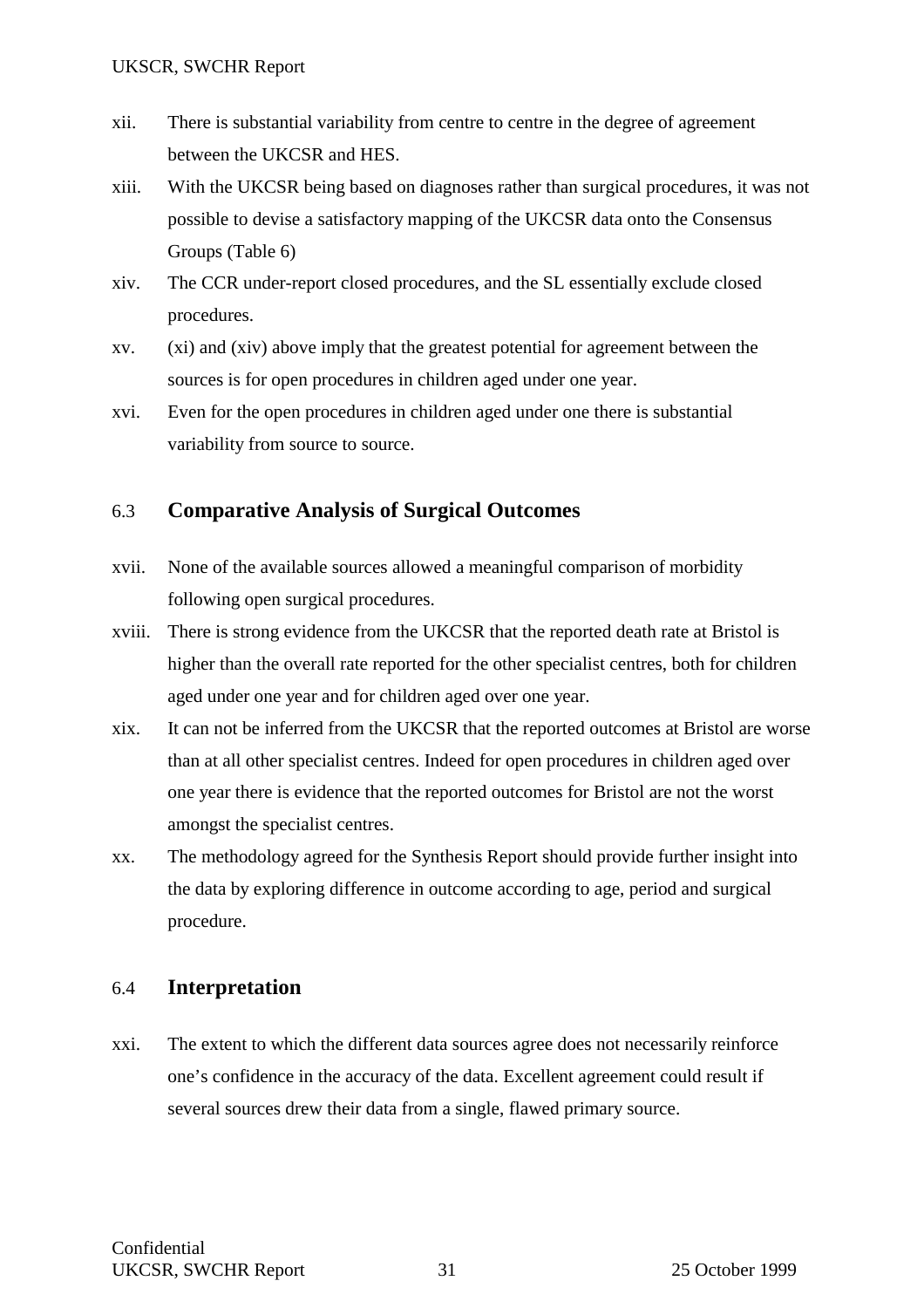xii. There is substantial variability from centre to centre in the degree of agreement between the UKCSR and HES.

xiii. With the UKCSR being based on diagnoses rather than surgical procedures, it was not possible to devise a satisfactory mapping of the UKCSR data onto the Consensus Groups (Table 6)

xiv. The CCR under-report closed procedures, and the SL essentially exclude closed procedures.

xv. (xi) and (xiv) above imply that the greatest potential for agreement between the sources is for open procedures in children aged under one year.

xvi. Even for the open procedures in children aged under one there is substantial variability from source to source.

## 6.3 Comparative Analysis of Surgical Outcomes

xvii. None of the available sources allowed a meaningful comparison of morbidity following open surgical procedures.

xviii. There is strong evidence from the UKCSR that the reported death rate at Bristol is higher than the overall rate reported for the other specialist centres, both for children aged under one year and for children aged over one year.

xix. It can not be inferred from the UKCSR that the reported outcomes at Bristol are worse than at all other specialist centres. Indeed for open procedures in children aged over one year there is evidence that the reported outcomes for Bristol are not the worst amongst the specialist centres.

xx. The methodology agreed for the Synthesis Report should provide further insight into the data by exploring difference in outcome according to age, period and surgical procedure.

## 6.4 Interpretation

xxi. The extent to which the different data sources agree does not necessarily reinforce one's confidence in the accuracy of the data. Excellent agreement could result if several sources drew their data from a single, flawed primary source.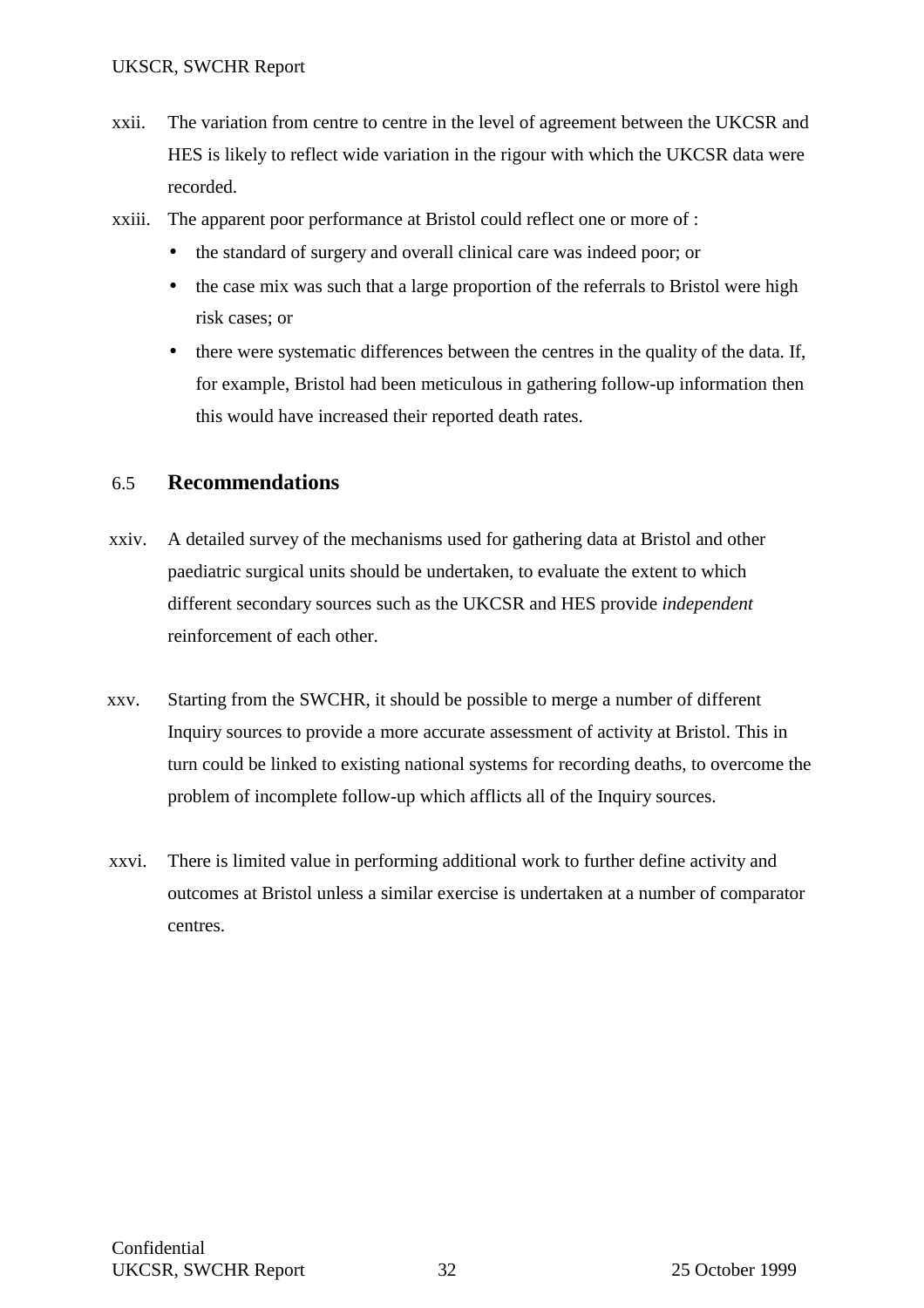xxii. The variation from centre to centre in the level of agreement between the UKCSR and HES is likely to reflect wide variation in the rigour with which the UKCSR data were recorded.

xxiii. The apparent poor performance at Bristol could reflect one or more of :

- the standard of surgery and overall clinical care was indeed poor; or
- the case mix was such that a large proportion of the referrals to Bristol were high risk cases; or
- there were systematic differences between the centres in the quality of the data. If, for example, Bristol had been meticulous in gathering follow-up information then this would have increased their reported death rates.

## 6.5 Recommendations

xxiv. A detailed survey of the mechanisms used for gathering data at Bristol and other paediatric surgical units should be undertaken, to evaluate the extent to which different secondary sources such as the UKCSR and HES provide *independent* reinforcement of each other.

xxv. Starting from the SWCHR, it should be possible to merge a number of different Inquiry sources to provide a more accurate assessment of activity at Bristol. This in turn could be linked to existing national systems for recording deaths, to overcome the problem of incomplete follow-up which afflicts all of the Inquiry sources.

xxvi. There is limited value in performing additional work to further define activity and outcomes at Bristol unless a similar exercise is undertaken at a number of comparator centres.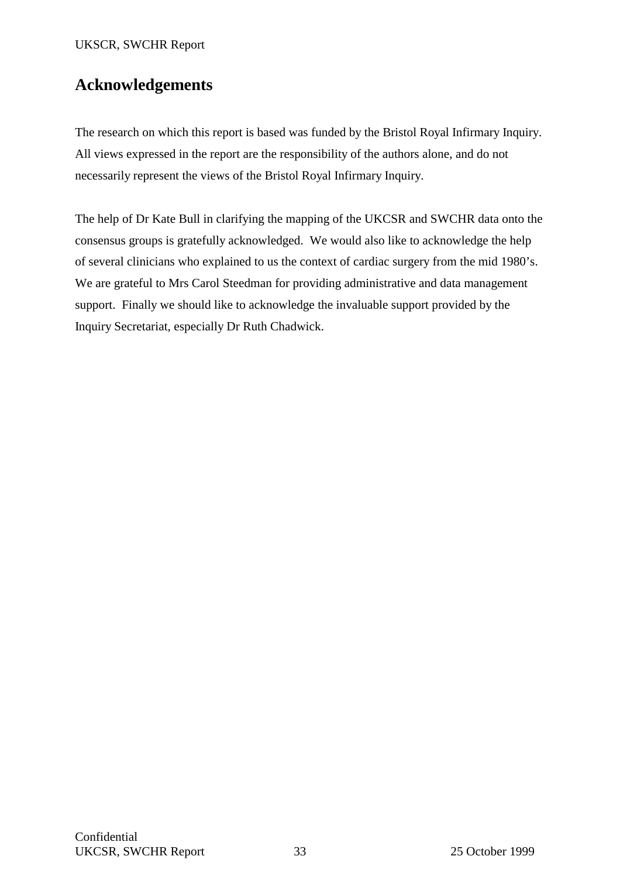## Acknowledgements

The research on which this report is based was funded by the Bristol Royal Infirmary Inquiry. All views expressed in the report are the responsibility of the authors alone, and do not necessarily represent the views of the Bristol Royal Infirmary Inquiry.

The help of Dr Kate Bull in clarifying the mapping of the UKCSR and SWCHR data onto the consensus groups is gratefully acknowledged. We would also like to acknowledge the help of several clinicians who explained to us the context of cardiac surgery from the mid 1980's. We are grateful to Mrs Carol Steedman for providing administrative and data management support. Finally we should like to acknowledge the invaluable support provided by the Inquiry Secretariat, especially Dr Ruth Chadwick.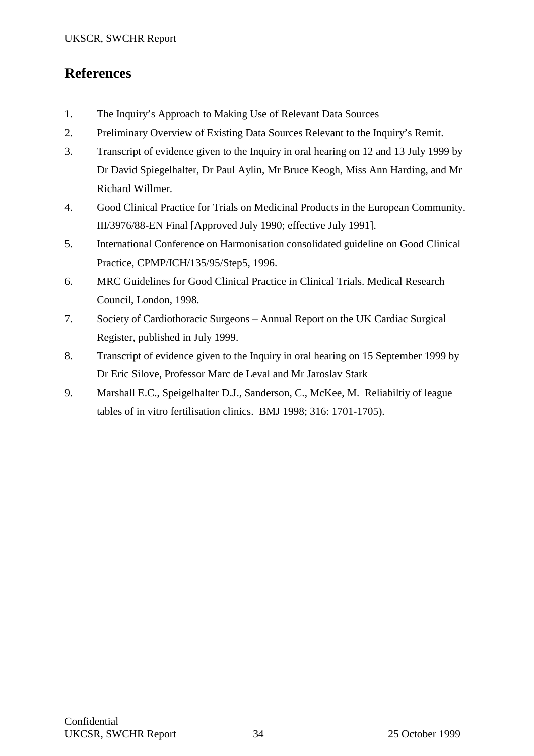## References

1. The Inquiry's Approach to Making Use of Relevant Data Sources
2. Preliminary Overview of Existing Data Sources Relevant to the Inquiry's Remit.
3. Transcript of evidence given to the Inquiry in oral hearing on 12 and 13 July 1999 by Dr David Spiegelhalter, Dr Paul Aylin, Mr Bruce Keogh, Miss Ann Harding, and Mr Richard Willmer.
4. Good Clinical Practice for Trials on Medicinal Products in the European Community. III/3976/88-EN Final [Approved July 1990; effective July 1991].
5. International Conference on Harmonisation consolidated guideline on Good Clinical Practice, CPMP/ICH/135/95/Step5, 1996.
6. MRC Guidelines for Good Clinical Practice in Clinical Trials. Medical Research Council, London, 1998.
7. Society of Cardiothoracic Surgeons – Annual Report on the UK Cardiac Surgical Register, published in July 1999.
8. Transcript of evidence given to the Inquiry in oral hearing on 15 September 1999 by Dr Eric Silove, Professor Marc de Leval and Mr Jaroslav Stark
9. Marshall E.C., Speigelhalter D.J., Sanderson, C., McKee, M. Reliabiltiy of league tables of in vitro fertilisation clinics. BMJ 1998; 316: 1701-1705).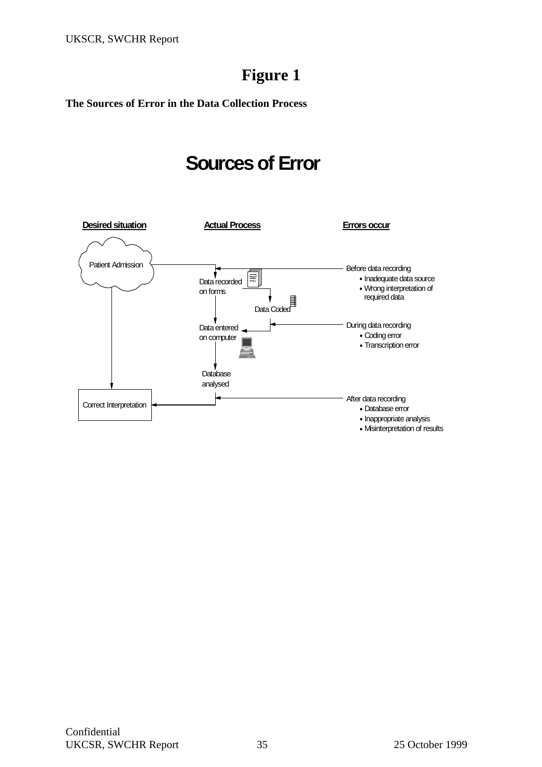# Figure 1

**The Sources of Error in the Data Collection Process**

## Sources of Error

**Desired situation** | **Actual Process** | **Errors occur**

Patient Admission

Data recorded on forms

Data Coded

Data entered on computer

Database analysed

Correct Interpretation

Before data recording
- Inadequate data source
- Wrong interpretation of required data

During data recording
- Coding error
- Transcription error

After data recording
- Database error
- Inappropriate analysis
- Misinterpretation of results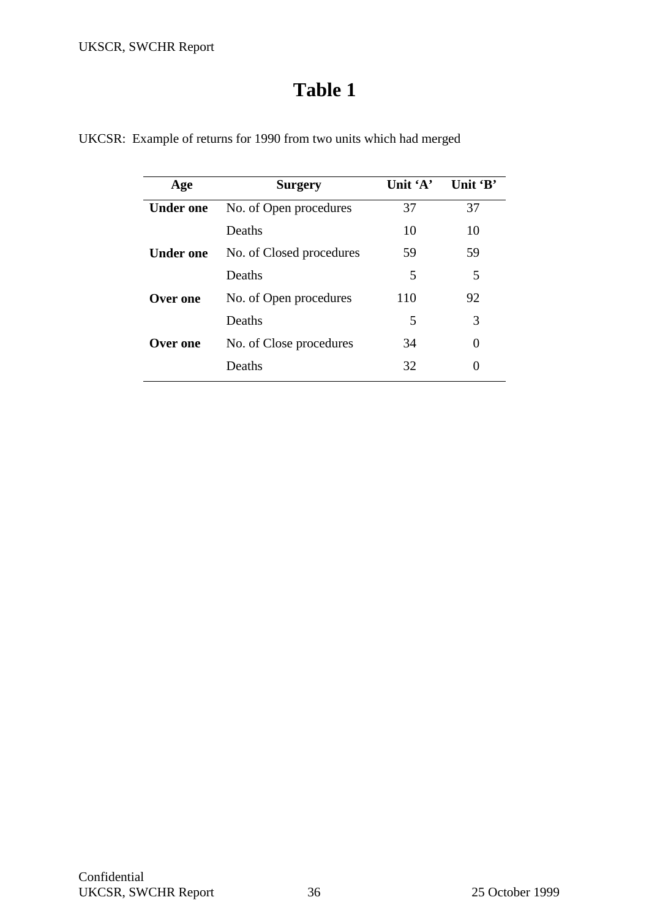# Table 1

UKCSR: Example of returns for 1990 from two units which had merged

| Age | Surgery | Unit 'A' | Unit 'B' |
|---|---|---|---|
| **Under one** | No. of Open procedures | 37 | 37 |
| | Deaths | 10 | 10 |
| **Under one** | No. of Closed procedures | 59 | 59 |
| | Deaths | 5 | 5 |
| **Over one** | No. of Open procedures | 110 | 92 |
| | Deaths | 5 | 3 |
| **Over one** | No. of Close procedures | 34 | 0 |
| | Deaths | 32 | 0 |

Confidential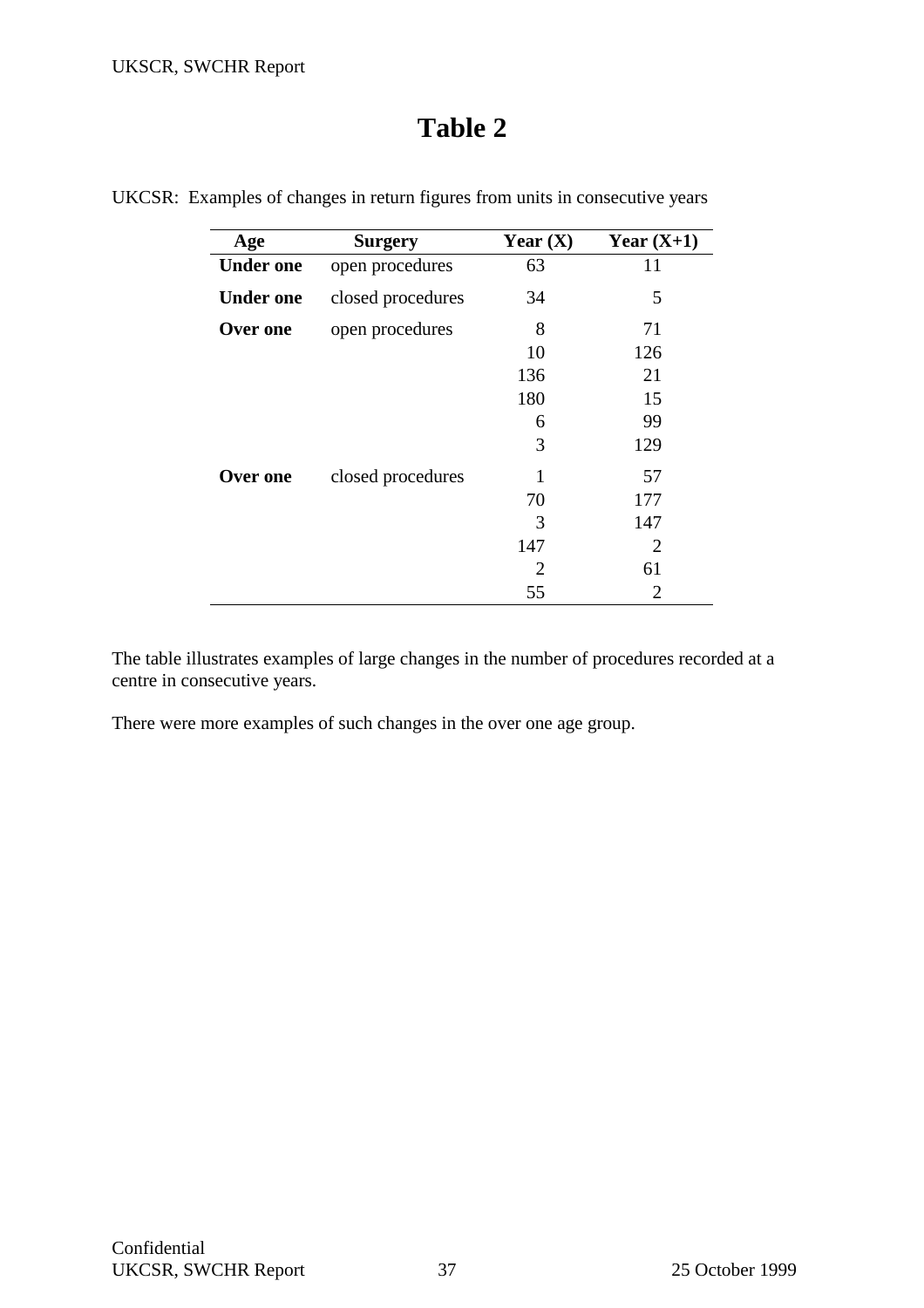# Table 2

UKCSR: Examples of changes in return figures from units in consecutive years

| Age | Surgery | Year (X) | Year (X+1) |
|---|---|---|---|
| **Under one** | open procedures | 63 | 11 |
| **Under one** | closed procedures | 34 | 5 |
| **Over one** | open procedures | 8 | 71 |
| | | 10 | 126 |
| | | 136 | 21 |
| | | 180 | 15 |
| | | 6 | 99 |
| | | 3 | 129 |
| **Over one** | closed procedures | 1 | 57 |
| | | 70 | 177 |
| | | 3 | 147 |
| | | 147 | 2 |
| | | 2 | 61 |
| | | 55 | 2 |

The table illustrates examples of large changes in the number of procedures recorded at a centre in consecutive years.

There were more examples of such changes in the over one age group.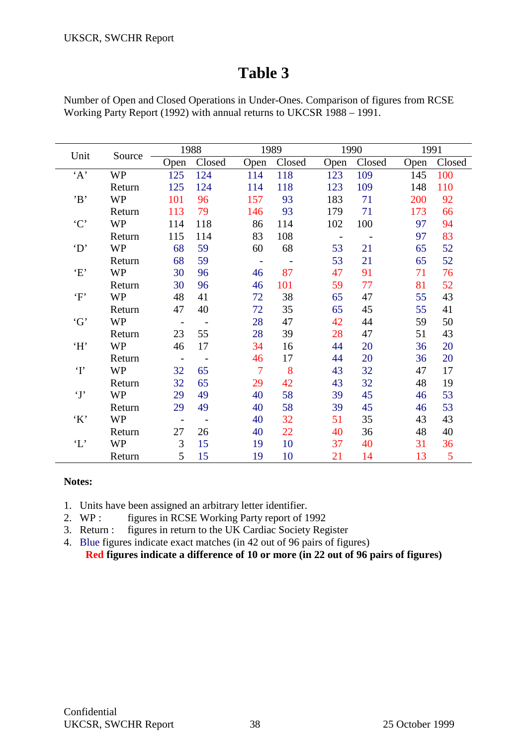# Table 3

Number of Open and Closed Operations in Under-Ones. Comparison of figures from RCSE Working Party Report (1992) with annual returns to UKCSR 1988 – 1991.

| Unit | Source | 1988 | | 1989 | | 1990 | | 1991 | |
|---|---|---|---|---|---|---|---|---|---|
| | | Open | Closed | Open | Closed | Open | Closed | Open | Closed |
| 'A' | WP | 125 | 124 | 114 | 118 | 123 | 109 | 145 | 100 |
| | Return | 125 | 124 | 114 | 118 | 123 | 109 | 148 | 110 |
| 'B' | WP | 101 | 96 | 157 | 93 | 183 | 71 | 200 | 92 |
| | Return | 113 | 79 | 146 | 93 | 179 | 71 | 173 | 66 |
| 'C' | WP | 114 | 118 | 86 | 114 | 102 | 100 | 97 | 94 |
| | Return | 115 | 114 | 83 | 108 | - | - | 97 | 83 |
| 'D' | WP | 68 | 59 | 60 | 68 | 53 | 21 | 65 | 52 |
| | Return | 68 | 59 | - | - | 53 | 21 | 65 | 52 |
| 'E' | WP | 30 | 96 | 46 | 87 | 47 | 91 | 71 | 76 |
| | Return | 30 | 96 | 46 | 101 | 59 | 77 | 81 | 52 |
| 'F' | WP | 48 | 41 | 72 | 38 | 65 | 47 | 55 | 43 |
| | Return | 47 | 40 | 72 | 35 | 65 | 45 | 55 | 41 |
| 'G' | WP | - | - | 28 | 47 | 42 | 44 | 59 | 50 |
| | Return | 23 | 55 | 28 | 39 | 28 | 47 | 51 | 43 |
| 'H' | WP | 46 | 17 | 34 | 16 | 44 | 20 | 36 | 20 |
| | Return | - | - | 46 | 17 | 44 | 20 | 36 | 20 |
| 'I' | WP | 32 | 65 | 7 | 8 | 43 | 32 | 47 | 17 |
| | Return | 32 | 65 | 29 | 42 | 43 | 32 | 48 | 19 |
| 'J' | WP | 29 | 49 | 40 | 58 | 39 | 45 | 46 | 53 |
| | Return | 29 | 49 | 40 | 58 | 39 | 45 | 46 | 53 |
| 'K' | WP | - | - | 40 | 32 | 51 | 35 | 43 | 43 |
| | Return | 27 | 26 | 40 | 22 | 40 | 36 | 48 | 40 |
| 'L' | WP | 3 | 15 | 19 | 10 | 37 | 40 | 31 | 36 |
| | Return | 5 | 15 | 19 | 10 | 21 | 14 | 13 | 5 |

**Notes:**

1. Units have been assigned an arbitrary letter identifier.
2. WP : figures in RCSE Working Party report of 1992
3. Return : figures in return to the UK Cardiac Society Register
4. Blue figures indicate exact matches (in 42 out of 96 pairs of figures)
   **Red figures indicate a difference of 10 or more (in 22 out of 96 pairs of figures)**

Confidential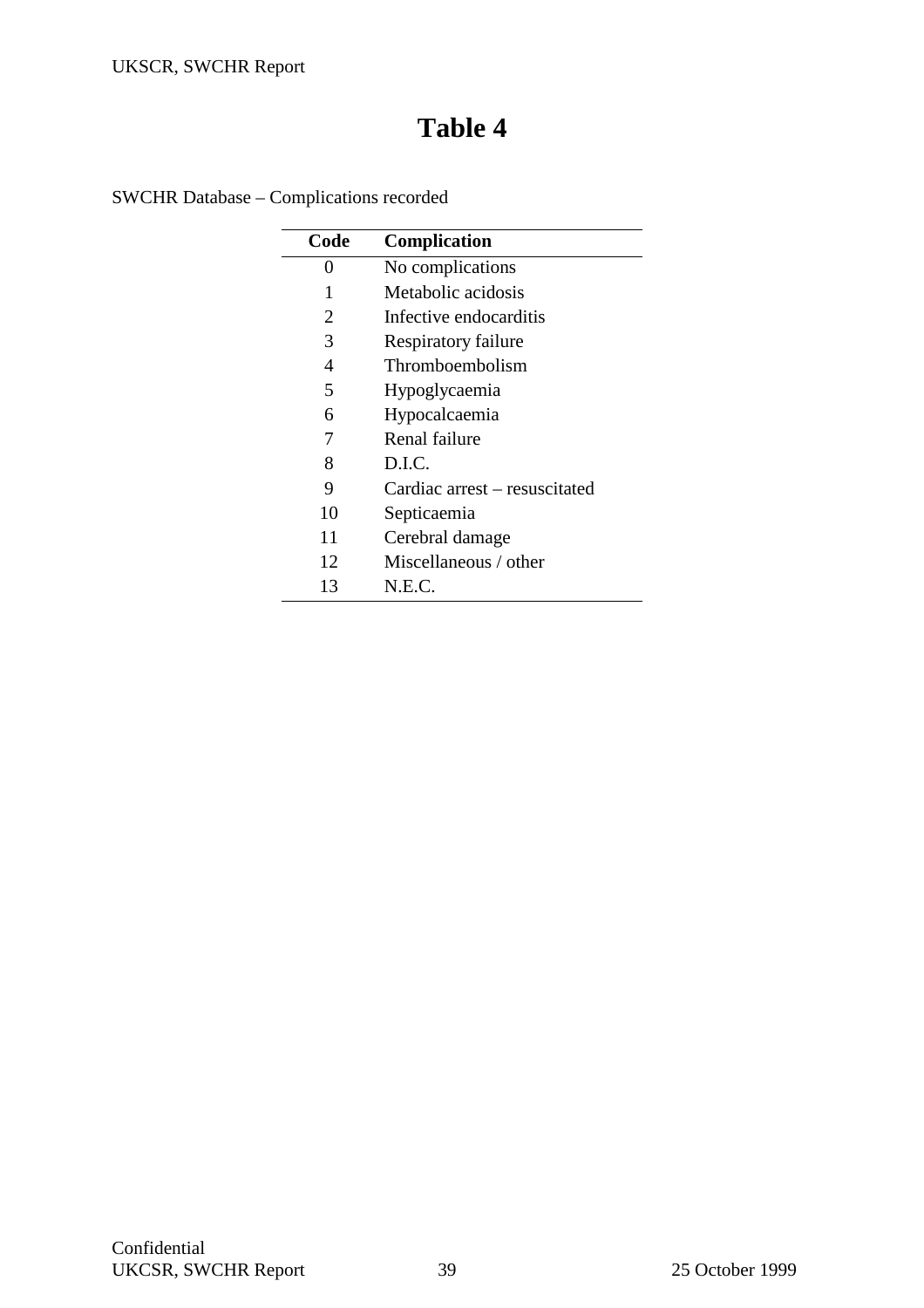# Table 4

SWCHR Database – Complications recorded

| Code | Complication |
|---|---|
| 0 | No complications |
| 1 | Metabolic acidosis |
| 2 | Infective endocarditis |
| 3 | Respiratory failure |
| 4 | Thromboembolism |
| 5 | Hypoglycaemia |
| 6 | Hypocalcaemia |
| 7 | Renal failure |
| 8 | D.I.C. |
| 9 | Cardiac arrest – resuscitated |
| 10 | Septicaemia |
| 11 | Cerebral damage |
| 12 | Miscellaneous / other |
| 13 | N.E.C. |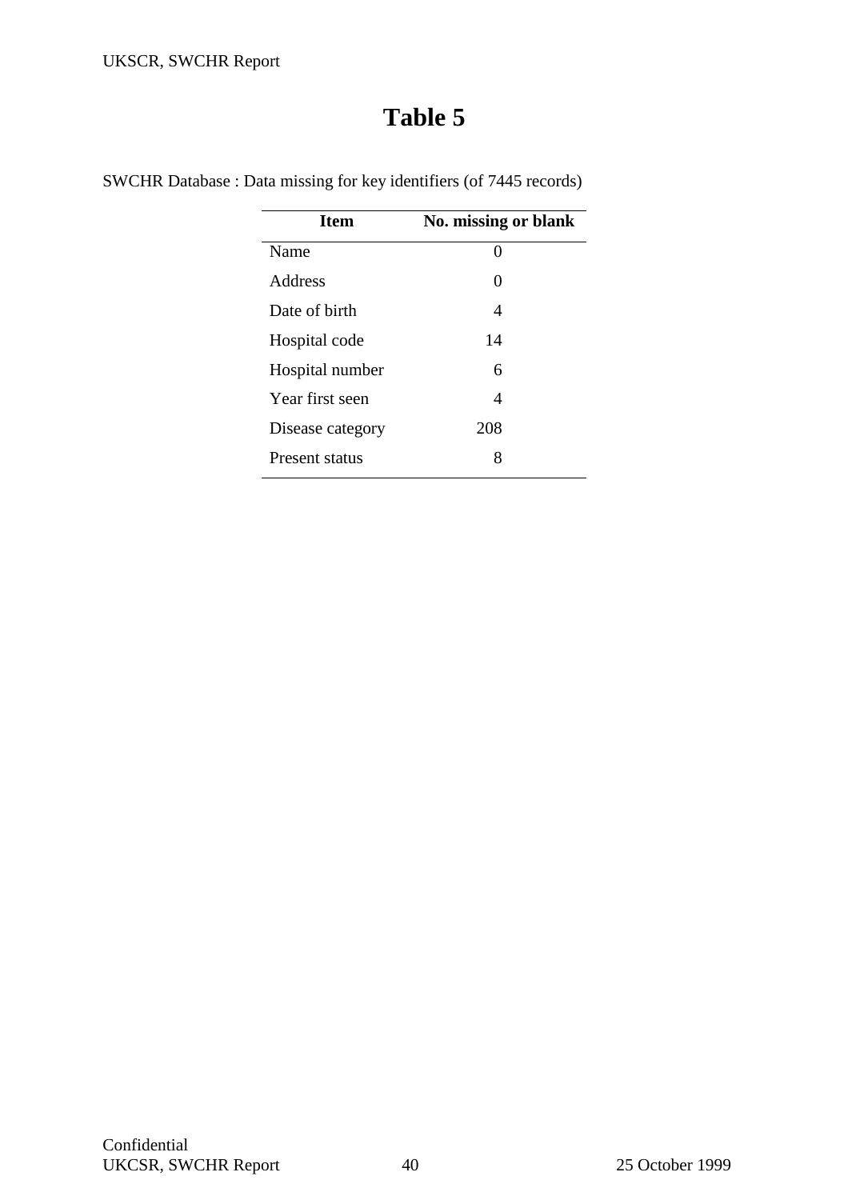# Table 5

SWCHR Database : Data missing for key identifiers (of 7445 records)

| Item | No. missing or blank |
|---|---|
| Name | 0 |
| Address | 0 |
| Date of birth | 4 |
| Hospital code | 14 |
| Hospital number | 6 |
| Year first seen | 4 |
| Disease category | 208 |
| Present status | 8 |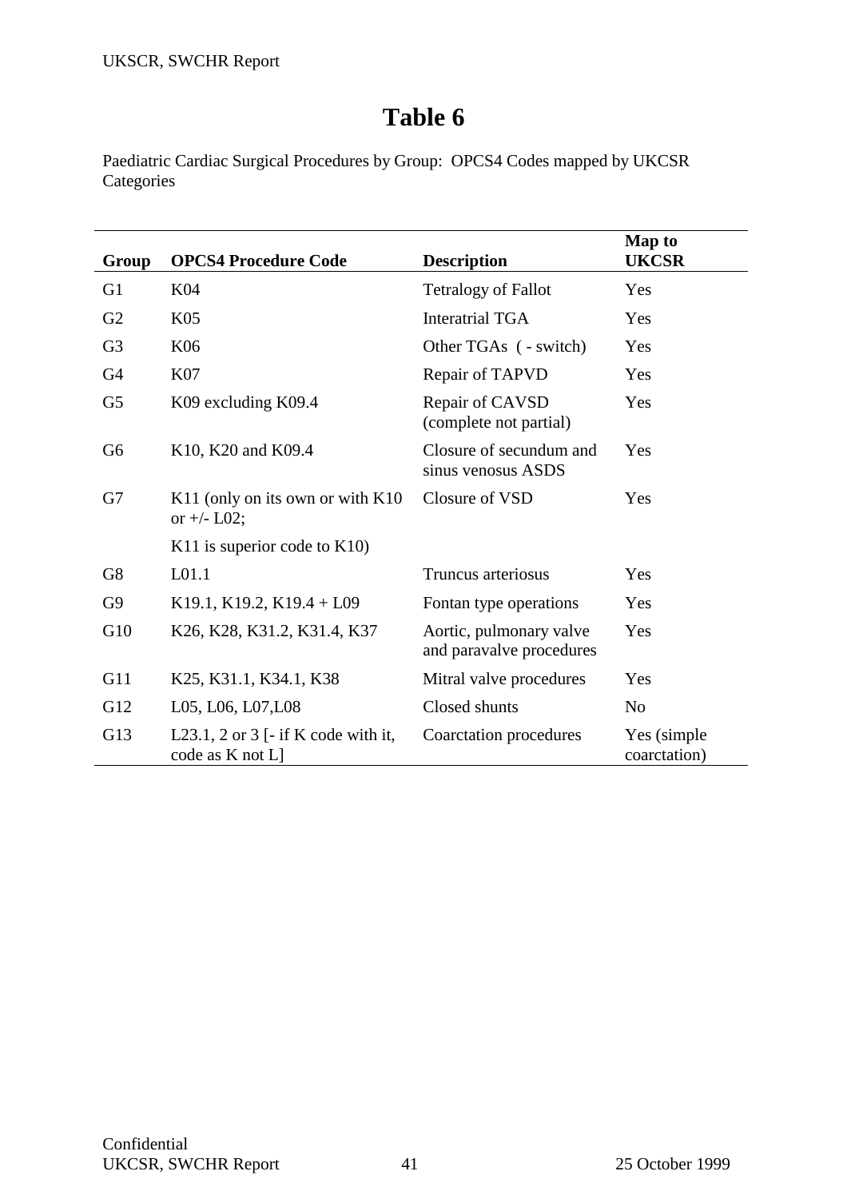# Table 6

Paediatric Cardiac Surgical Procedures by Group: OPCS4 Codes mapped by UKCSR Categories

| Group | OPCS4 Procedure Code | Description | Map to UKCSR |
|---|---|---|---|
| G1 | K04 | Tetralogy of Fallot | Yes |
| G2 | K05 | Interatrial TGA | Yes |
| G3 | K06 | Other TGAs ( - switch) | Yes |
| G4 | K07 | Repair of TAPVD | Yes |
| G5 | K09 excluding K09.4 | Repair of CAVSD (complete not partial) | Yes |
| G6 | K10, K20 and K09.4 | Closure of secundum and sinus venosus ASDS | Yes |
| G7 | K11 (only on its own or with K10 or +/- L02; K11 is superior code to K10) | Closure of VSD | Yes |
| G8 | L01.1 | Truncus arteriosus | Yes |
| G9 | K19.1, K19.2, K19.4 + L09 | Fontan type operations | Yes |
| G10 | K26, K28, K31.2, K31.4, K37 | Aortic, pulmonary valve and paravalve procedures | Yes |
| G11 | K25, K31.1, K34.1, K38 | Mitral valve procedures | Yes |
| G12 | L05, L06, L07,L08 | Closed shunts | No |
| G13 | L23.1, 2 or 3 [- if K code with it, code as K not L] | Coarctation procedures | Yes (simple coarctation) |

Confidential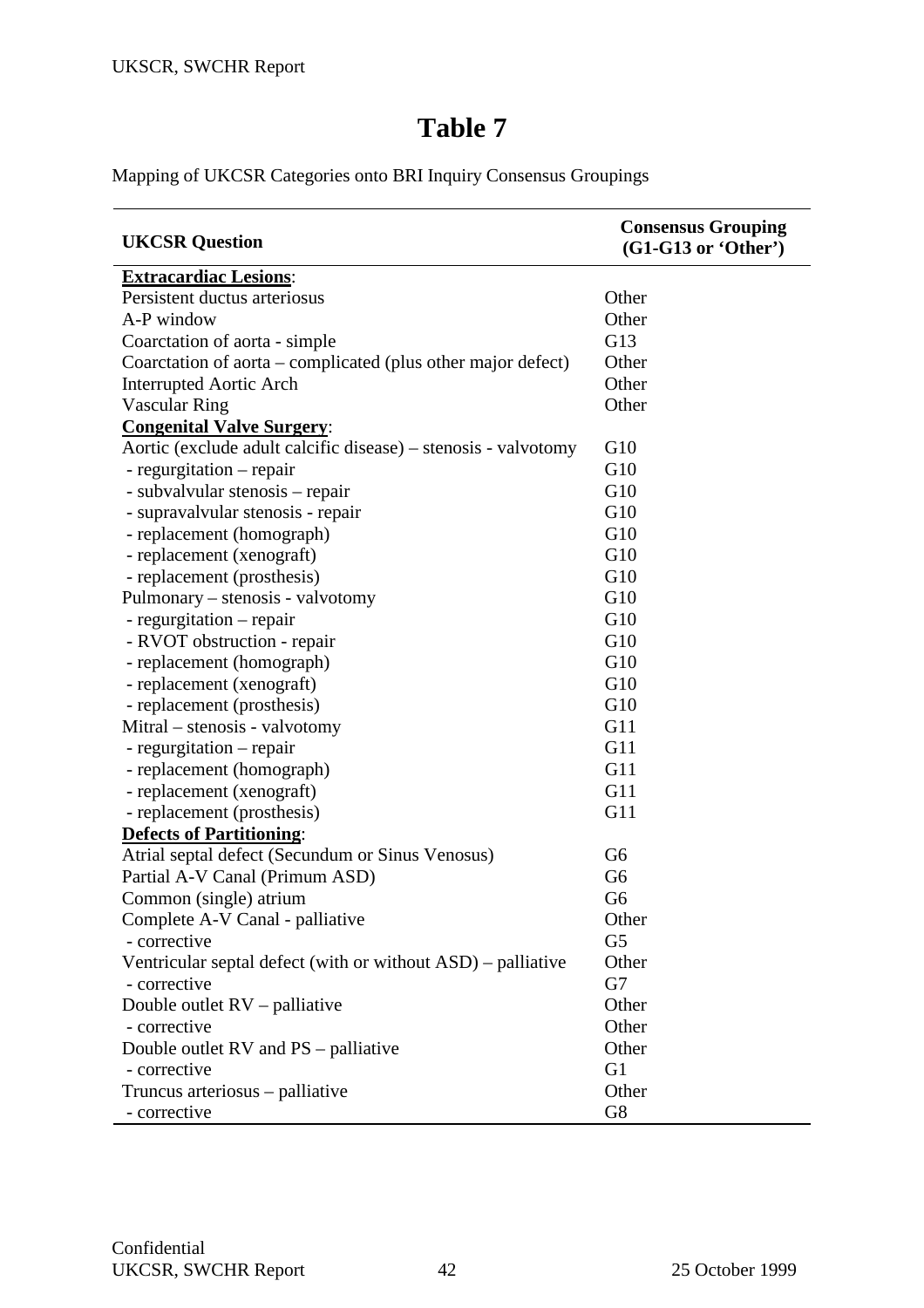# Table 7

Mapping of UKCSR Categories onto BRI Inquiry Consensus Groupings

| UKCSR Question | Consensus Grouping (G1-G13 or 'Other') |
|---|---|
| **Extracardiac Lesions**: | |
| Persistent ductus arteriosus | Other |
| A-P window | Other |
| Coarctation of aorta - simple | G13 |
| Coarctation of aorta – complicated (plus other major defect) | Other |
| Interrupted Aortic Arch | Other |
| Vascular Ring | Other |
| **Congenital Valve Surgery**: | |
| Aortic (exclude adult calcific disease) – stenosis - valvotomy | G10 |
| - regurgitation – repair | G10 |
| - subvalvular stenosis – repair | G10 |
| - supravalvular stenosis - repair | G10 |
| - replacement (homograph) | G10 |
| - replacement (xenograft) | G10 |
| - replacement (prosthesis) | G10 |
| Pulmonary – stenosis - valvotomy | G10 |
| - regurgitation – repair | G10 |
| - RVOT obstruction - repair | G10 |
| - replacement (homograph) | G10 |
| - replacement (xenograft) | G10 |
| - replacement (prosthesis) | G10 |
| Mitral – stenosis - valvotomy | G11 |
| - regurgitation – repair | G11 |
| - replacement (homograph) | G11 |
| - replacement (xenograft) | G11 |
| - replacement (prosthesis) | G11 |
| **Defects of Partitioning**: | |
| Atrial septal defect (Secundum or Sinus Venosus) | G6 |
| Partial A-V Canal (Primum ASD) | G6 |
| Common (single) atrium | G6 |
| Complete A-V Canal - palliative | Other |
| - corrective | G5 |
| Ventricular septal defect (with or without ASD) – palliative | Other |
| - corrective | G7 |
| Double outlet RV – palliative | Other |
| - corrective | Other |
| Double outlet RV and PS – palliative | Other |
| - corrective | G1 |
| Truncus arteriosus – palliative | Other |
| - corrective | G8 |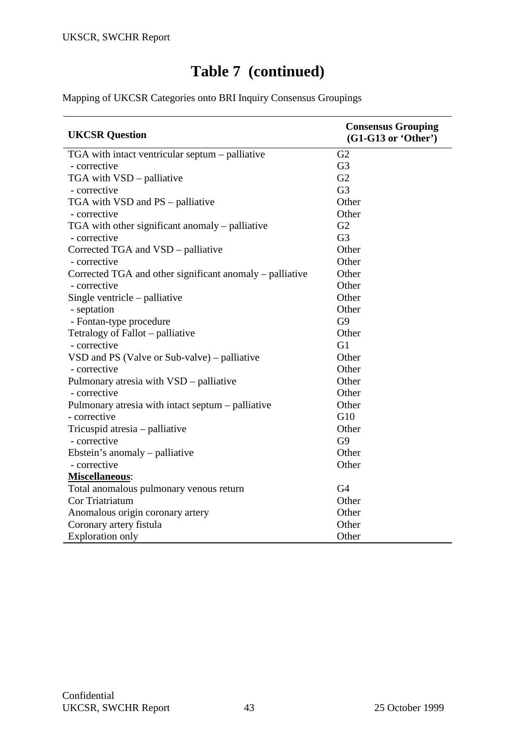# Table 7 (continued)

Mapping of UKCSR Categories onto BRI Inquiry Consensus Groupings

| UKCSR Question | Consensus Grouping (G1-G13 or 'Other') |
|---|---|
| TGA with intact ventricular septum – palliative | G2 |
| - corrective | G3 |
| TGA with VSD – palliative | G2 |
| - corrective | G3 |
| TGA with VSD and PS – palliative | Other |
| - corrective | Other |
| TGA with other significant anomaly – palliative | G2 |
| - corrective | G3 |
| Corrected TGA and VSD – palliative | Other |
| - corrective | Other |
| Corrected TGA and other significant anomaly – palliative | Other |
| - corrective | Other |
| Single ventricle – palliative | Other |
| - septation | Other |
| - Fontan-type procedure | G9 |
| Tetralogy of Fallot – palliative | Other |
| - corrective | G1 |
| VSD and PS (Valve or Sub-valve) – palliative | Other |
| - corrective | Other |
| Pulmonary atresia with VSD – palliative | Other |
| - corrective | Other |
| Pulmonary atresia with intact septum – palliative | Other |
| - corrective | G10 |
| Tricuspid atresia – palliative | Other |
| - corrective | G9 |
| Ebstein's anomaly – palliative | Other |
| - corrective | Other |
| **Miscellaneous**: | |
| Total anomalous pulmonary venous return | G4 |
| Cor Triatriatum | Other |
| Anomalous origin coronary artery | Other |
| Coronary artery fistula | Other |
| Exploration only | Other |

Confidential

25 October 1999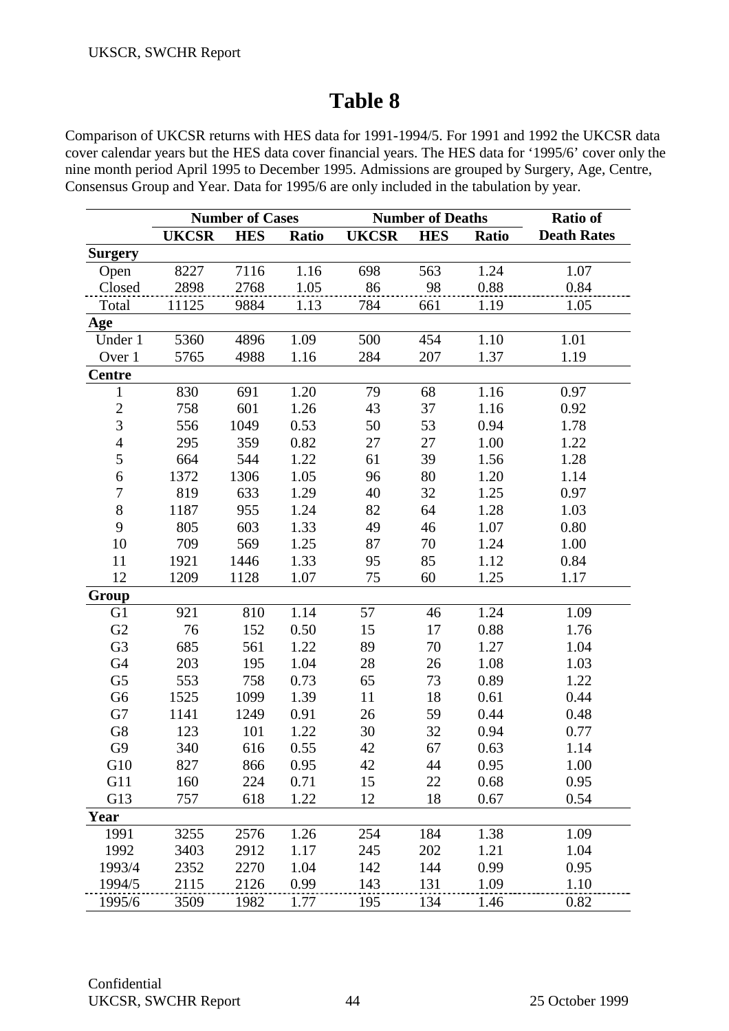# Table 8

Comparison of UKCSR returns with HES data for 1991-1994/5. For 1991 and 1992 the UKCSR data cover calendar years but the HES data cover financial years. The HES data for '1995/6' cover only the nine month period April 1995 to December 1995. Admissions are grouped by Surgery, Age, Centre, Consensus Group and Year. Data for 1995/6 are only included in the tabulation by year.

| | Number of Cases | | | Number of Deaths | | | Ratio of |
|---|---|---|---|---|---|---|---|
| | **UKCSR** | **HES** | **Ratio** | **UKCSR** | **HES** | **Ratio** | **Death Rates** |
| **Surgery** | | | | | | | |
| Open | 8227 | 7116 | 1.16 | 698 | 563 | 1.24 | 1.07 |
| Closed | 2898 | 2768 | 1.05 | 86 | 98 | 0.88 | 0.84 |
| Total | 11125 | 9884 | 1.13 | 784 | 661 | 1.19 | 1.05 |
| **Age** | | | | | | | |
| Under 1 | 5360 | 4896 | 1.09 | 500 | 454 | 1.10 | 1.01 |
| Over 1 | 5765 | 4988 | 1.16 | 284 | 207 | 1.37 | 1.19 |
| **Centre** | | | | | | | |
| 1 | 830 | 691 | 1.20 | 79 | 68 | 1.16 | 0.97 |
| 2 | 758 | 601 | 1.26 | 43 | 37 | 1.16 | 0.92 |
| 3 | 556 | 1049 | 0.53 | 50 | 53 | 0.94 | 1.78 |
| 4 | 295 | 359 | 0.82 | 27 | 27 | 1.00 | 1.22 |
| 5 | 664 | 544 | 1.22 | 61 | 39 | 1.56 | 1.28 |
| 6 | 1372 | 1306 | 1.05 | 96 | 80 | 1.20 | 1.14 |
| 7 | 819 | 633 | 1.29 | 40 | 32 | 1.25 | 0.97 |
| 8 | 1187 | 955 | 1.24 | 82 | 64 | 1.28 | 1.03 |
| 9 | 805 | 603 | 1.33 | 49 | 46 | 1.07 | 0.80 |
| 10 | 709 | 569 | 1.25 | 87 | 70 | 1.24 | 1.00 |
| 11 | 1921 | 1446 | 1.33 | 95 | 85 | 1.12 | 0.84 |
| 12 | 1209 | 1128 | 1.07 | 75 | 60 | 1.25 | 1.17 |
| **Group** | | | | | | | |
| G1 | 921 | 810 | 1.14 | 57 | 46 | 1.24 | 1.09 |
| G2 | 76 | 152 | 0.50 | 15 | 17 | 0.88 | 1.76 |
| G3 | 685 | 561 | 1.22 | 89 | 70 | 1.27 | 1.04 |
| G4 | 203 | 195 | 1.04 | 28 | 26 | 1.08 | 1.03 |
| G5 | 553 | 758 | 0.73 | 65 | 73 | 0.89 | 1.22 |
| G6 | 1525 | 1099 | 1.39 | 11 | 18 | 0.61 | 0.44 |
| G7 | 1141 | 1249 | 0.91 | 26 | 59 | 0.44 | 0.48 |
| G8 | 123 | 101 | 1.22 | 30 | 32 | 0.94 | 0.77 |
| G9 | 340 | 616 | 0.55 | 42 | 67 | 0.63 | 1.14 |
| G10 | 827 | 866 | 0.95 | 42 | 44 | 0.95 | 1.00 |
| G11 | 160 | 224 | 0.71 | 15 | 22 | 0.68 | 0.95 |
| G13 | 757 | 618 | 1.22 | 12 | 18 | 0.67 | 0.54 |
| **Year** | | | | | | | |
| 1991 | 3255 | 2576 | 1.26 | 254 | 184 | 1.38 | 1.09 |
| 1992 | 3403 | 2912 | 1.17 | 245 | 202 | 1.21 | 1.04 |
| 1993/4 | 2352 | 2270 | 1.04 | 142 | 144 | 0.99 | 0.95 |
| 1994/5 | 2115 | 2126 | 0.99 | 143 | 131 | 1.09 | 1.10 |
| 1995/6 | 3509 | 1982 | 1.77 | 195 | 134 | 1.46 | 0.82 |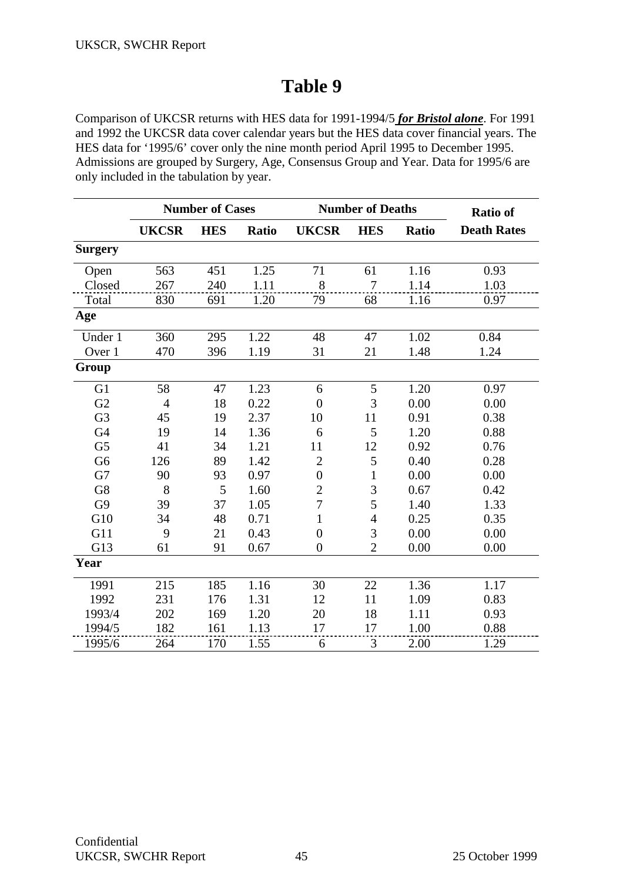# Table 9

Comparison of UKCSR returns with HES data for 1991-1994/5 ***for Bristol alone***. For 1991 and 1992 the UKCSR data cover calendar years but the HES data cover financial years. The HES data for '1995/6' cover only the nine month period April 1995 to December 1995. Admissions are grouped by Surgery, Age, Consensus Group and Year. Data for 1995/6 are only included in the tabulation by year.

| | Number of Cases | | | Number of Deaths | | | Ratio of |
|---|---|---|---|---|---|---|---|
| | **UKCSR** | **HES** | **Ratio** | **UKCSR** | **HES** | **Ratio** | **Death Rates** |
| **Surgery** | | | | | | | |
| Open | 563 | 451 | 1.25 | 71 | 61 | 1.16 | 0.93 |
| Closed | 267 | 240 | 1.11 | 8 | 7 | 1.14 | 1.03 |
| Total | 830 | 691 | 1.20 | 79 | 68 | 1.16 | 0.97 |
| **Age** | | | | | | | |
| Under 1 | 360 | 295 | 1.22 | 48 | 47 | 1.02 | 0.84 |
| Over 1 | 470 | 396 | 1.19 | 31 | 21 | 1.48 | 1.24 |
| **Group** | | | | | | | |
| G1 | 58 | 47 | 1.23 | 6 | 5 | 1.20 | 0.97 |
| G2 | 4 | 18 | 0.22 | 0 | 3 | 0.00 | 0.00 |
| G3 | 45 | 19 | 2.37 | 10 | 11 | 0.91 | 0.38 |
| G4 | 19 | 14 | 1.36 | 6 | 5 | 1.20 | 0.88 |
| G5 | 41 | 34 | 1.21 | 11 | 12 | 0.92 | 0.76 |
| G6 | 126 | 89 | 1.42 | 2 | 5 | 0.40 | 0.28 |
| G7 | 90 | 93 | 0.97 | 0 | 1 | 0.00 | 0.00 |
| G8 | 8 | 5 | 1.60 | 2 | 3 | 0.67 | 0.42 |
| G9 | 39 | 37 | 1.05 | 7 | 5 | 1.40 | 1.33 |
| G10 | 34 | 48 | 0.71 | 1 | 4 | 0.25 | 0.35 |
| G11 | 9 | 21 | 0.43 | 0 | 3 | 0.00 | 0.00 |
| G13 | 61 | 91 | 0.67 | 0 | 2 | 0.00 | 0.00 |
| **Year** | | | | | | | |
| 1991 | 215 | 185 | 1.16 | 30 | 22 | 1.36 | 1.17 |
| 1992 | 231 | 176 | 1.31 | 12 | 11 | 1.09 | 0.83 |
| 1993/4 | 202 | 169 | 1.20 | 20 | 18 | 1.11 | 0.93 |
| 1994/5 | 182 | 161 | 1.13 | 17 | 17 | 1.00 | 0.88 |
| 1995/6 | 264 | 170 | 1.55 | 6 | 3 | 2.00 | 1.29 |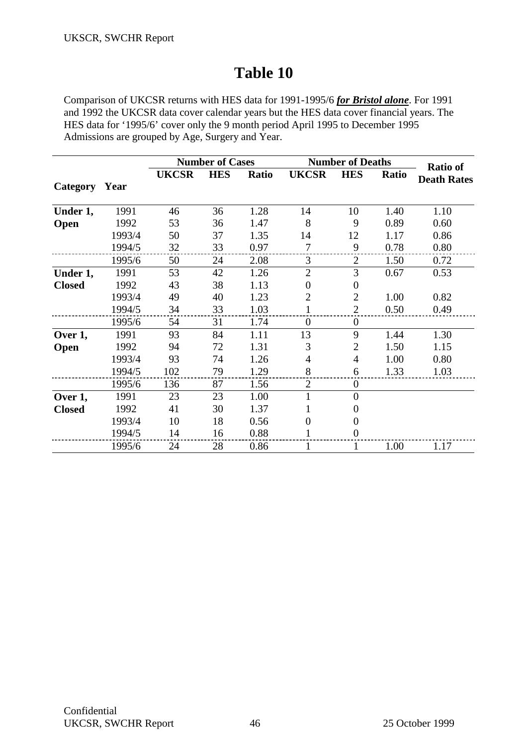# Table 10

Comparison of UKCSR returns with HES data for 1991-1995/6 ***for Bristol alone***. For 1991 and 1992 the UKCSR data cover calendar years but the HES data cover financial years. The HES data for '1995/6' cover only the 9 month period April 1995 to December 1995 Admissions are grouped by Age, Surgery and Year.

| | | Number of Cases | | | Number of Deaths | | | Ratio of Death Rates |
|---|---|---|---|---|---|---|---|---|
| **Category** | **Year** | **UKCSR** | **HES** | **Ratio** | **UKCSR** | **HES** | **Ratio** | |
| **Under 1, Open** | 1991 | 46 | 36 | 1.28 | 14 | 10 | 1.40 | 1.10 |
| | 1992 | 53 | 36 | 1.47 | 8 | 9 | 0.89 | 0.60 |
| | 1993/4 | 50 | 37 | 1.35 | 14 | 12 | 1.17 | 0.86 |
| | 1994/5 | 32 | 33 | 0.97 | 7 | 9 | 0.78 | 0.80 |
| | 1995/6 | 50 | 24 | 2.08 | 3 | 2 | 1.50 | 0.72 |
| **Under 1, Closed** | 1991 | 53 | 42 | 1.26 | 2 | 3 | 0.67 | 0.53 |
| | 1992 | 43 | 38 | 1.13 | 0 | 0 | | |
| | 1993/4 | 49 | 40 | 1.23 | 2 | 2 | 1.00 | 0.82 |
| | 1994/5 | 34 | 33 | 1.03 | 1 | 2 | 0.50 | 0.49 |
| | 1995/6 | 54 | 31 | 1.74 | 0 | 0 | | |
| **Over 1, Open** | 1991 | 93 | 84 | 1.11 | 13 | 9 | 1.44 | 1.30 |
| | 1992 | 94 | 72 | 1.31 | 3 | 2 | 1.50 | 1.15 |
| | 1993/4 | 93 | 74 | 1.26 | 4 | 4 | 1.00 | 0.80 |
| | 1994/5 | 102 | 79 | 1.29 | 8 | 6 | 1.33 | 1.03 |
| | 1995/6 | 136 | 87 | 1.56 | 2 | 0 | | |
| **Over 1, Closed** | 1991 | 23 | 23 | 1.00 | 1 | 0 | | |
| | 1992 | 41 | 30 | 1.37 | 1 | 0 | | |
| | 1993/4 | 10 | 18 | 0.56 | 0 | 0 | | |
| | 1994/5 | 14 | 16 | 0.88 | 1 | 0 | | |
| | 1995/6 | 24 | 28 | 0.86 | 1 | 1 | 1.00 | 1.17 |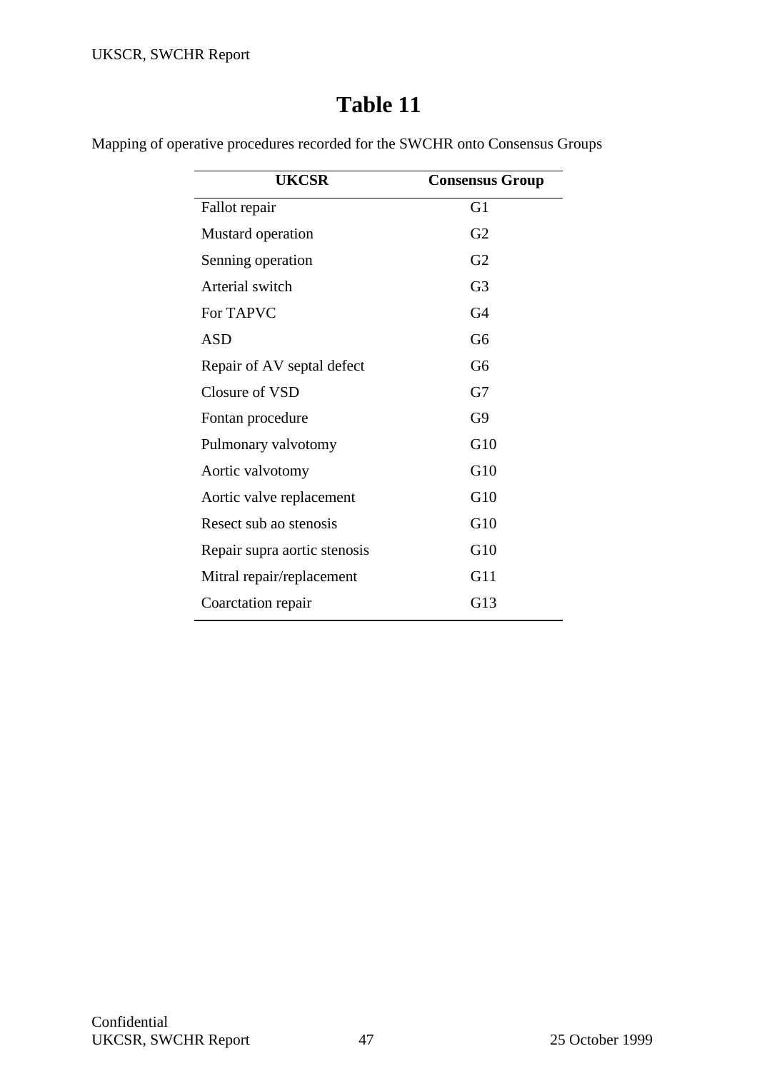# Table 11

Mapping of operative procedures recorded for the SWCHR onto Consensus Groups

| UKCSR | Consensus Group |
|---|---|
| Fallot repair | G1 |
| Mustard operation | G2 |
| Senning operation | G2 |
| Arterial switch | G3 |
| For TAPVC | G4 |
| ASD | G6 |
| Repair of AV septal defect | G6 |
| Closure of VSD | G7 |
| Fontan procedure | G9 |
| Pulmonary valvotomy | G10 |
| Aortic valvotomy | G10 |
| Aortic valve replacement | G10 |
| Resect sub ao stenosis | G10 |
| Repair supra aortic stenosis | G10 |
| Mitral repair/replacement | G11 |
| Coarctation repair | G13 |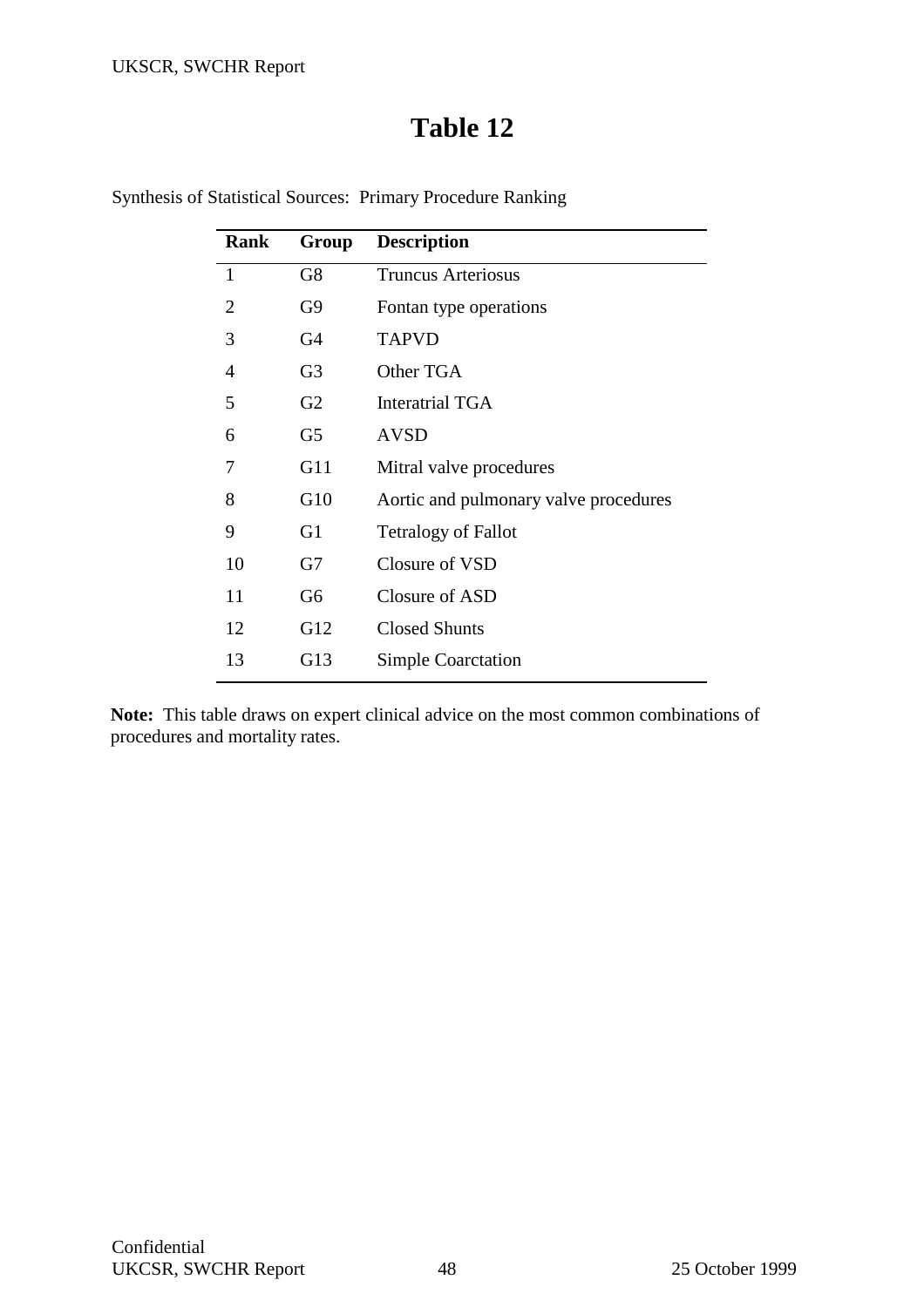# Table 12

Synthesis of Statistical Sources: Primary Procedure Ranking

| Rank | Group | Description |
|---|---|---|
| 1 | G8 | Truncus Arteriosus |
| 2 | G9 | Fontan type operations |
| 3 | G4 | TAPVD |
| 4 | G3 | Other TGA |
| 5 | G2 | Interatrial TGA |
| 6 | G5 | AVSD |
| 7 | G11 | Mitral valve procedures |
| 8 | G10 | Aortic and pulmonary valve procedures |
| 9 | G1 | Tetralogy of Fallot |
| 10 | G7 | Closure of VSD |
| 11 | G6 | Closure of ASD |
| 12 | G12 | Closed Shunts |
| 13 | G13 | Simple Coarctation |

**Note:** This table draws on expert clinical advice on the most common combinations of procedures and mortality rates.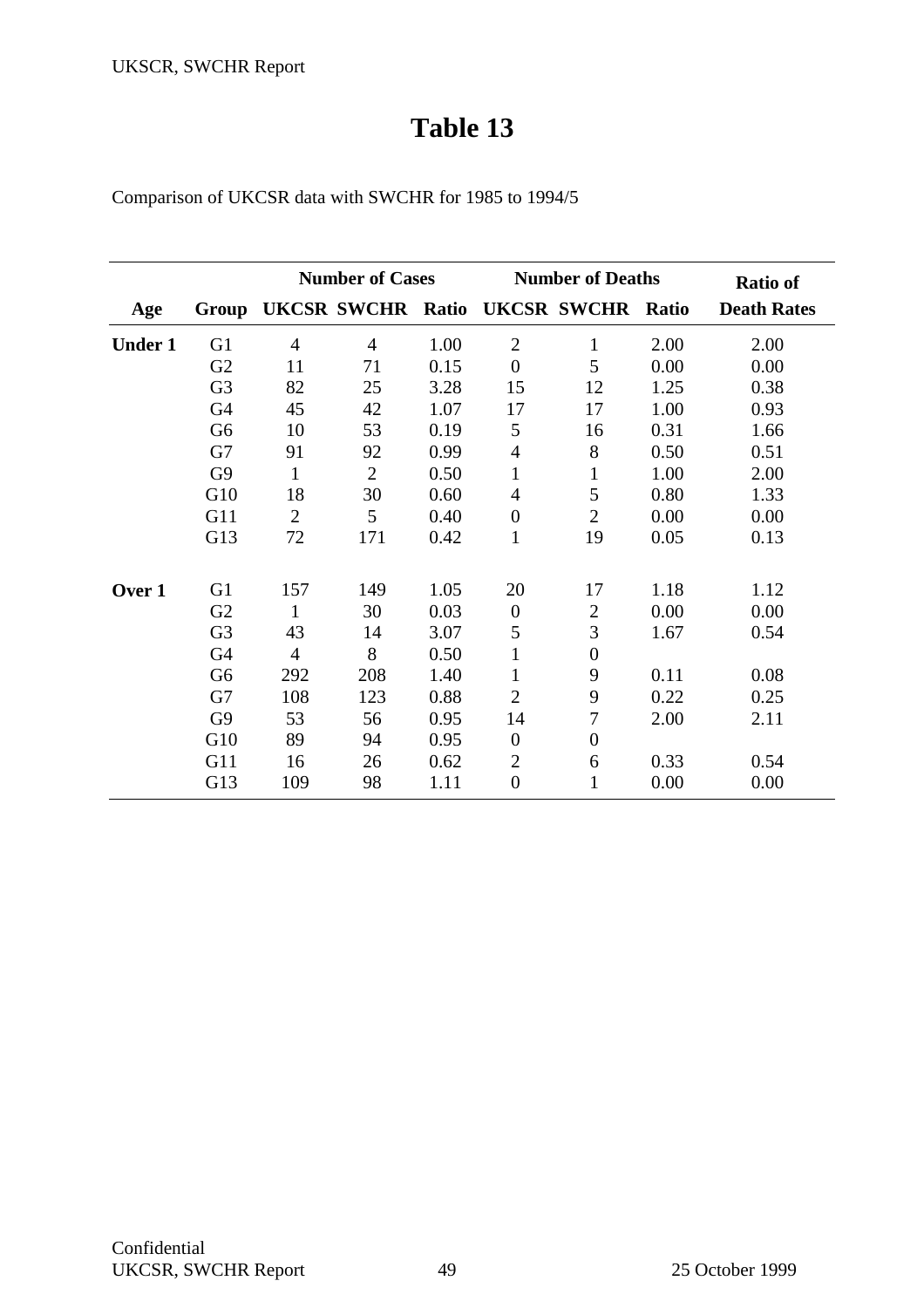# Table 13

Comparison of UKCSR data with SWCHR for 1985 to 1994/5

| | | Number of Cases | | | Number of Deaths | | | Ratio of |
|---|---|---|---|---|---|---|---|---|
| **Age** | **Group** | **UKCSR** | **SWCHR** | **Ratio** | **UKCSR** | **SWCHR** | **Ratio** | **Death Rates** |
| **Under 1** | G1 | 4 | 4 | 1.00 | 2 | 1 | 2.00 | 2.00 |
| | G2 | 11 | 71 | 0.15 | 0 | 5 | 0.00 | 0.00 |
| | G3 | 82 | 25 | 3.28 | 15 | 12 | 1.25 | 0.38 |
| | G4 | 45 | 42 | 1.07 | 17 | 17 | 1.00 | 0.93 |
| | G6 | 10 | 53 | 0.19 | 5 | 16 | 0.31 | 1.66 |
| | G7 | 91 | 92 | 0.99 | 4 | 8 | 0.50 | 0.51 |
| | G9 | 1 | 2 | 0.50 | 1 | 1 | 1.00 | 2.00 |
| | G10 | 18 | 30 | 0.60 | 4 | 5 | 0.80 | 1.33 |
| | G11 | 2 | 5 | 0.40 | 0 | 2 | 0.00 | 0.00 |
| | G13 | 72 | 171 | 0.42 | 1 | 19 | 0.05 | 0.13 |
| **Over 1** | G1 | 157 | 149 | 1.05 | 20 | 17 | 1.18 | 1.12 |
| | G2 | 1 | 30 | 0.03 | 0 | 2 | 0.00 | 0.00 |
| | G3 | 43 | 14 | 3.07 | 5 | 3 | 1.67 | 0.54 |
| | G4 | 4 | 8 | 0.50 | 1 | 0 | | |
| | G6 | 292 | 208 | 1.40 | 1 | 9 | 0.11 | 0.08 |
| | G7 | 108 | 123 | 0.88 | 2 | 9 | 0.22 | 0.25 |
| | G9 | 53 | 56 | 0.95 | 14 | 7 | 2.00 | 2.11 |
| | G10 | 89 | 94 | 0.95 | 0 | 0 | | |
| | G11 | 16 | 26 | 0.62 | 2 | 6 | 0.33 | 0.54 |
| | G13 | 109 | 98 | 1.11 | 0 | 1 | 0.00 | 0.00 |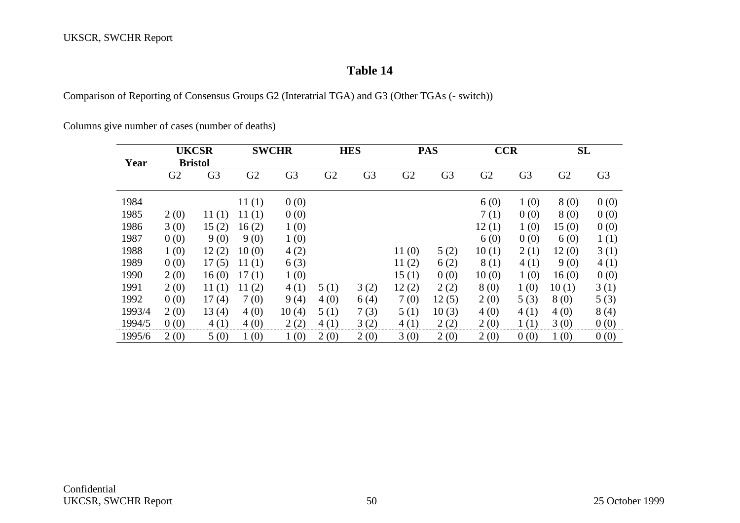# Table 14

Comparison of Reporting of Consensus Groups G2 (Interatrial TGA) and G3 (Other TGAs (- switch))

Columns give number of cases (number of deaths)

| Year | UKCSR Bristol | | SWCHR | | HES | | PAS | | CCR | | SL | |
|---|---|---|---|---|---|---|---|---|---|---|---|---|
| | G2 | G3 | G2 | G3 | G2 | G3 | G2 | G3 | G2 | G3 | G2 | G3 |
| 1984 | | | 11 (1) | 0 (0) | | | | | 6 (0) | 1 (0) | 8 (0) | 0 (0) |
| 1985 | 2 (0) | 11 (1) | 11 (1) | 0 (0) | | | | | 7 (1) | 0 (0) | 8 (0) | 0 (0) |
| 1986 | 3 (0) | 15 (2) | 16 (2) | 1 (0) | | | | | 12 (1) | 1 (0) | 15 (0) | 0 (0) |
| 1987 | 0 (0) | 9 (0) | 9 (0) | 1 (0) | | | | | 6 (0) | 0 (0) | 6 (0) | 1 (1) |
| 1988 | 1 (0) | 12 (2) | 10 (0) | 4 (2) | | | 11 (0) | 5 (2) | 10 (1) | 2 (1) | 12 (0) | 3 (1) |
| 1989 | 0 (0) | 17 (5) | 11 (1) | 6 (3) | | | 11 (2) | 6 (2) | 8 (1) | 4 (1) | 9 (0) | 4 (1) |
| 1990 | 2 (0) | 16 (0) | 17 (1) | 1 (0) | | | 15 (1) | 0 (0) | 10 (0) | 1 (0) | 16 (0) | 0 (0) |
| 1991 | 2 (0) | 11 (1) | 11 (2) | 4 (1) | 5 (1) | 3 (2) | 12 (2) | 2 (2) | 8 (0) | 1 (0) | 10 (1) | 3 (1) |
| 1992 | 0 (0) | 17 (4) | 7 (0) | 9 (4) | 4 (0) | 6 (4) | 7 (0) | 12 (5) | 2 (0) | 5 (3) | 8 (0) | 5 (3) |
| 1993/4 | 2 (0) | 13 (4) | 4 (0) | 10 (4) | 5 (1) | 7 (3) | 5 (1) | 10 (3) | 4 (0) | 4 (1) | 4 (0) | 8 (4) |
| 1994/5 | 0 (0) | 4 (1) | 4 (0) | 2 (2) | 4 (1) | 3 (2) | 4 (1) | 2 (2) | 2 (0) | 1 (1) | 3 (0) | 0 (0) |
| 1995/6 | 2 (0) | 5 (0) | 1 (0) | 1 (0) | 2 (0) | 2 (0) | 3 (0) | 2 (0) | 2 (0) | 0 (0) | 1 (0) | 0 (0) |

Confidential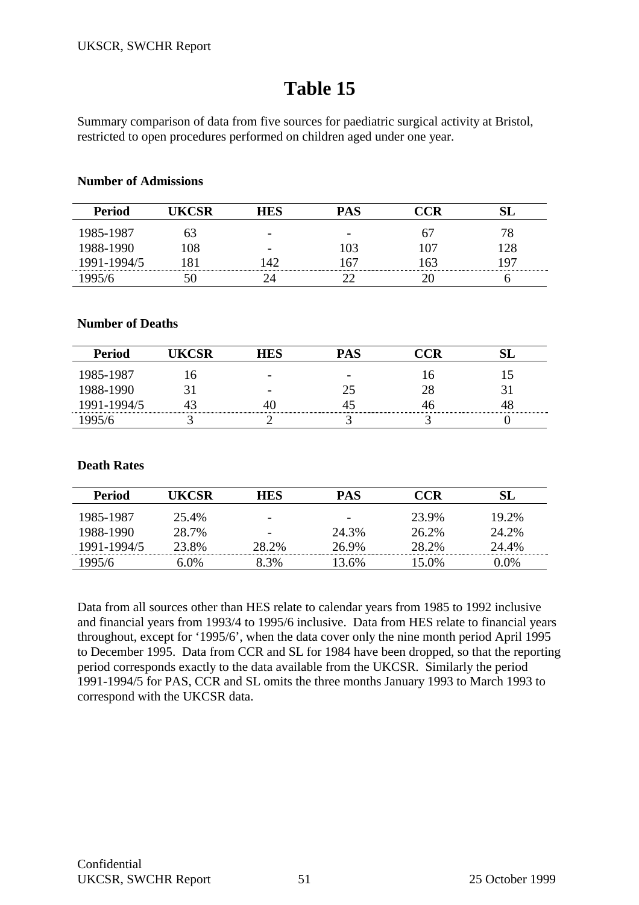# Table 15

Summary comparison of data from five sources for paediatric surgical activity at Bristol, restricted to open procedures performed on children aged under one year.

**Number of Admissions**

| Period | UKCSR | HES | PAS | CCR | SL |
|---|---|---|---|---|---|
| 1985-1987 | 63 | - | - | 67 | 78 |
| 1988-1990 | 108 | - | 103 | 107 | 128 |
| 1991-1994/5 | 181 | 142 | 167 | 163 | 197 |
| 1995/6 | 50 | 24 | 22 | 20 | 6 |

**Number of Deaths**

| Period | UKCSR | HES | PAS | CCR | SL |
|---|---|---|---|---|---|
| 1985-1987 | 16 | - | - | 16 | 15 |
| 1988-1990 | 31 | - | 25 | 28 | 31 |
| 1991-1994/5 | 43 | 40 | 45 | 46 | 48 |
| 1995/6 | 3 | 2 | 3 | 3 | 0 |

**Death Rates**

| Period | UKCSR | HES | PAS | CCR | SL |
|---|---|---|---|---|---|
| 1985-1987 | 25.4% | - | - | 23.9% | 19.2% |
| 1988-1990 | 28.7% | - | 24.3% | 26.2% | 24.2% |
| 1991-1994/5 | 23.8% | 28.2% | 26.9% | 28.2% | 24.4% |
| 1995/6 | 6.0% | 8.3% | 13.6% | 15.0% | 0.0% |

Data from all sources other than HES relate to calendar years from 1985 to 1992 inclusive and financial years from 1993/4 to 1995/6 inclusive. Data from HES relate to financial years throughout, except for '1995/6', when the data cover only the nine month period April 1995 to December 1995. Data from CCR and SL for 1984 have been dropped, so that the reporting period corresponds exactly to the data available from the UKCSR. Similarly the period 1991-1994/5 for PAS, CCR and SL omits the three months January 1993 to March 1993 to correspond with the UKCSR data.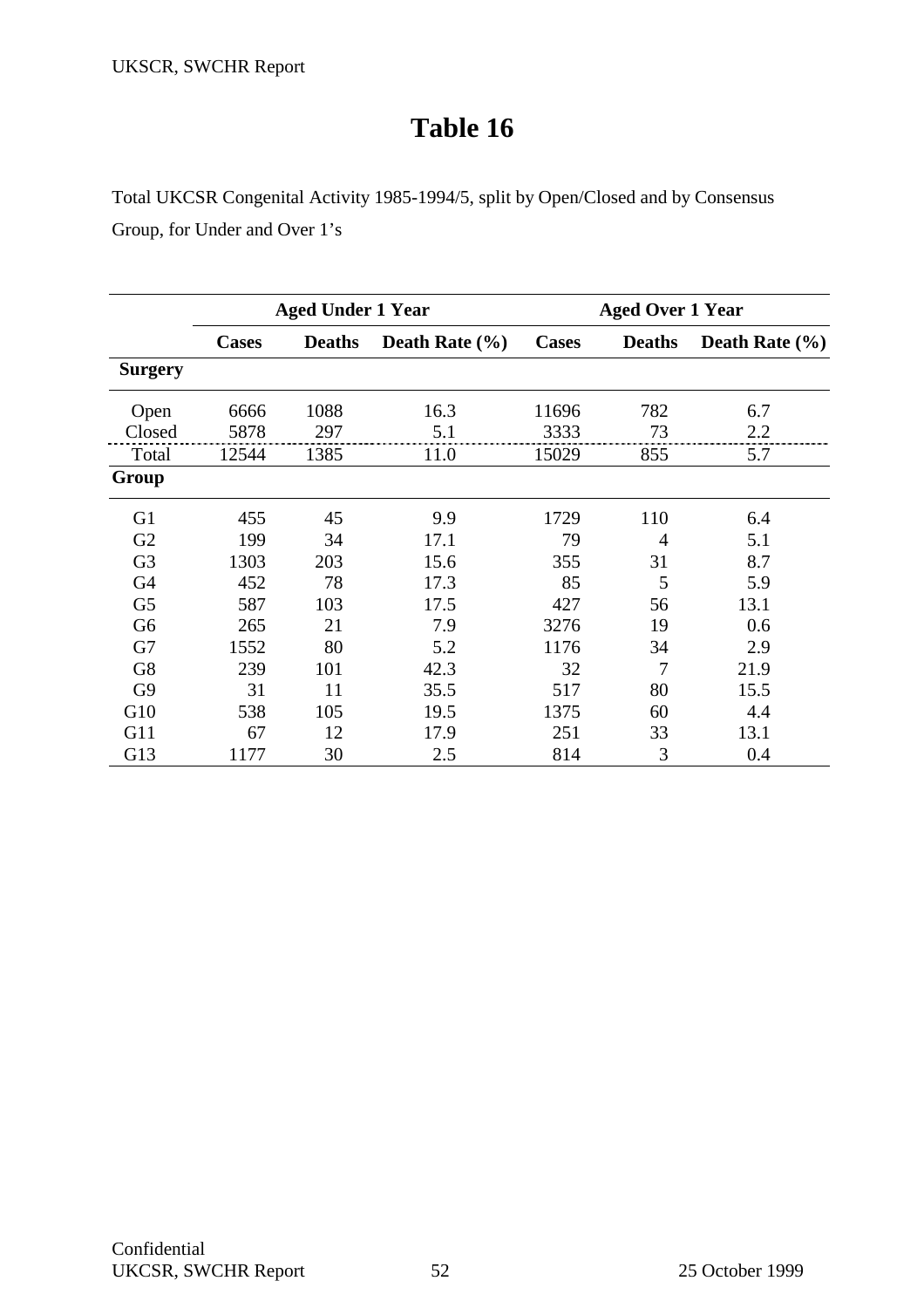# Table 16

Total UKCSR Congenital Activity 1985-1994/5, split by Open/Closed and by Consensus Group, for Under and Over 1's

| | Aged Under 1 Year | | | Aged Over 1 Year | | |
|---|---|---|---|---|---|---|
| | **Cases** | **Deaths** | **Death Rate (%)** | **Cases** | **Deaths** | **Death Rate (%)** |
| **Surgery** | | | | | | |
| Open | 6666 | 1088 | 16.3 | 11696 | 782 | 6.7 |
| Closed | 5878 | 297 | 5.1 | 3333 | 73 | 2.2 |
| Total | 12544 | 1385 | 11.0 | 15029 | 855 | 5.7 |
| **Group** | | | | | | |
| G1 | 455 | 45 | 9.9 | 1729 | 110 | 6.4 |
| G2 | 199 | 34 | 17.1 | 79 | 4 | 5.1 |
| G3 | 1303 | 203 | 15.6 | 355 | 31 | 8.7 |
| G4 | 452 | 78 | 17.3 | 85 | 5 | 5.9 |
| G5 | 587 | 103 | 17.5 | 427 | 56 | 13.1 |
| G6 | 265 | 21 | 7.9 | 3276 | 19 | 0.6 |
| G7 | 1552 | 80 | 5.2 | 1176 | 34 | 2.9 |
| G8 | 239 | 101 | 42.3 | 32 | 7 | 21.9 |
| G9 | 31 | 11 | 35.5 | 517 | 80 | 15.5 |
| G10 | 538 | 105 | 19.5 | 1375 | 60 | 4.4 |
| G11 | 67 | 12 | 17.9 | 251 | 33 | 13.1 |
| G13 | 1177 | 30 | 2.5 | 814 | 3 | 0.4 |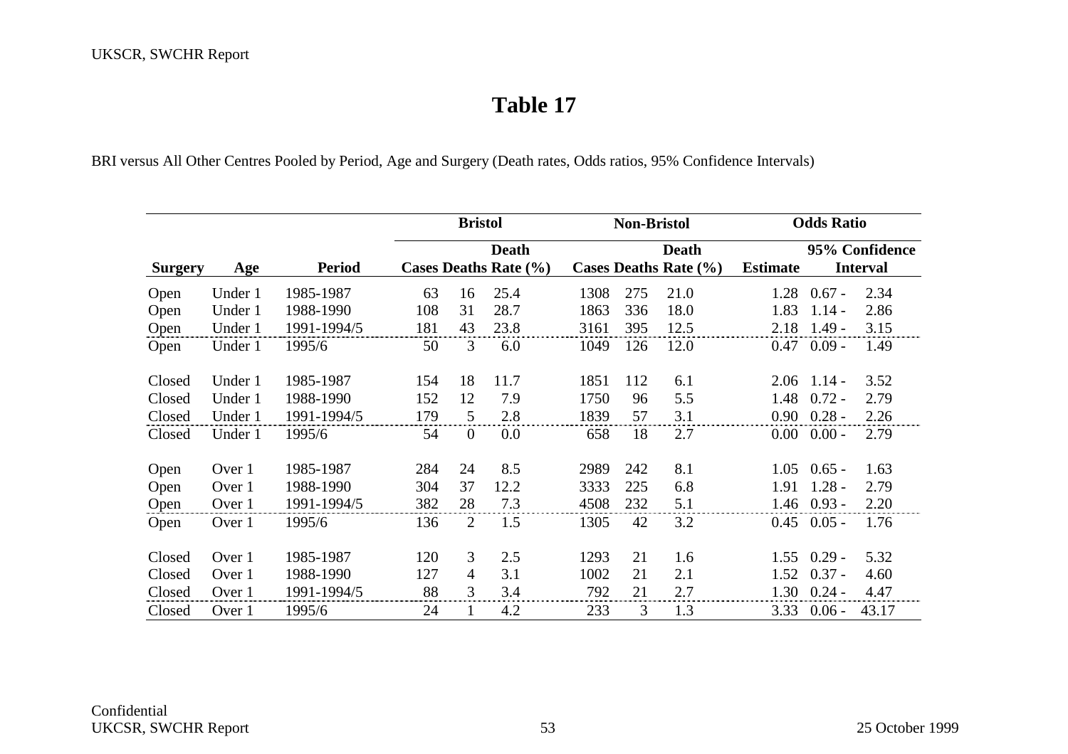# Table 17

BRI versus All Other Centres Pooled by Period, Age and Surgery (Death rates, Odds ratios, 95% Confidence Intervals)

| | | | Bristol | | | Non-Bristol | | | Odds Ratio | |
|---|---|---|---|---|---|---|---|---|---|---|
| Surgery | Age | Period | Cases | Deaths | Death Rate (%) | Cases | Deaths | Death Rate (%) | Estimate | 95% Confidence Interval |
| Open | Under 1 | 1985-1987 | 63 | 16 | 25.4 | 1308 | 275 | 21.0 | 1.28 | 0.67 - 2.34 |
| Open | Under 1 | 1988-1990 | 108 | 31 | 28.7 | 1863 | 336 | 18.0 | 1.83 | 1.14 - 2.86 |
| Open | Under 1 | 1991-1994/5 | 181 | 43 | 23.8 | 3161 | 395 | 12.5 | 2.18 | 1.49 - 3.15 |
| Open | Under 1 | 1995/6 | 50 | 3 | 6.0 | 1049 | 126 | 12.0 | 0.47 | 0.09 - 1.49 |
| Closed | Under 1 | 1985-1987 | 154 | 18 | 11.7 | 1851 | 112 | 6.1 | 2.06 | 1.14 - 3.52 |
| Closed | Under 1 | 1988-1990 | 152 | 12 | 7.9 | 1750 | 96 | 5.5 | 1.48 | 0.72 - 2.79 |
| Closed | Under 1 | 1991-1994/5 | 179 | 5 | 2.8 | 1839 | 57 | 3.1 | 0.90 | 0.28 - 2.26 |
| Closed | Under 1 | 1995/6 | 54 | 0 | 0.0 | 658 | 18 | 2.7 | 0.00 | 0.00 - 2.79 |
| Open | Over 1 | 1985-1987 | 284 | 24 | 8.5 | 2989 | 242 | 8.1 | 1.05 | 0.65 - 1.63 |
| Open | Over 1 | 1988-1990 | 304 | 37 | 12.2 | 3333 | 225 | 6.8 | 1.91 | 1.28 - 2.79 |
| Open | Over 1 | 1991-1994/5 | 382 | 28 | 7.3 | 4508 | 232 | 5.1 | 1.46 | 0.93 - 2.20 |
| Open | Over 1 | 1995/6 | 136 | 2 | 1.5 | 1305 | 42 | 3.2 | 0.45 | 0.05 - 1.76 |
| Closed | Over 1 | 1985-1987 | 120 | 3 | 2.5 | 1293 | 21 | 1.6 | 1.55 | 0.29 - 5.32 |
| Closed | Over 1 | 1988-1990 | 127 | 4 | 3.1 | 1002 | 21 | 2.1 | 1.52 | 0.37 - 4.60 |
| Closed | Over 1 | 1991-1994/5 | 88 | 3 | 3.4 | 792 | 21 | 2.7 | 1.30 | 0.24 - 4.47 |
| Closed | Over 1 | 1995/6 | 24 | 1 | 4.2 | 233 | 3 | 1.3 | 3.33 | 0.06 - 43.17 |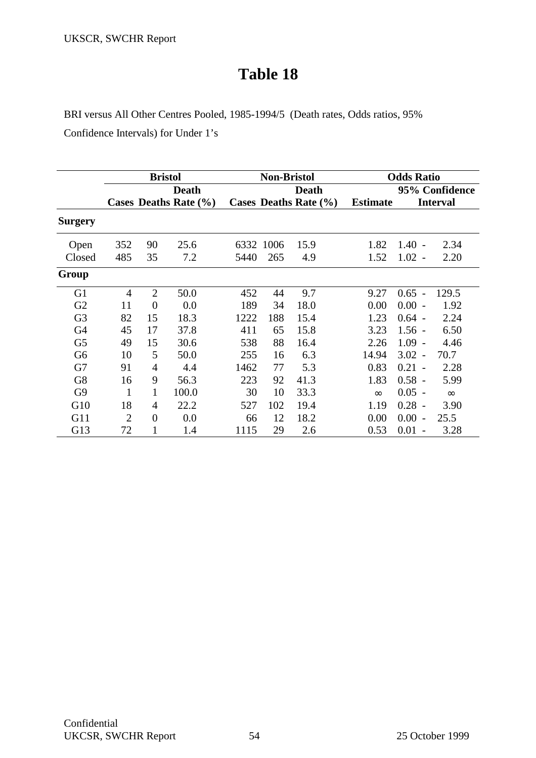# Table 18

BRI versus All Other Centres Pooled, 1985-1994/5 (Death rates, Odds ratios, 95% Confidence Intervals) for Under 1's

| | Bristol | | | Non-Bristol | | | Odds Ratio | |
|---|---|---|---|---|---|---|---|---|
| | | | Death | | | Death | | 95% Confidence |
| | Cases | Deaths | Rate (%) | Cases | Deaths | Rate (%) | Estimate | Interval |
| **Surgery** | | | | | | | | |
| Open | 352 | 90 | 25.6 | 6332 | 1006 | 15.9 | 1.82 | 1.40 - 2.34 |
| Closed | 485 | 35 | 7.2 | 5440 | 265 | 4.9 | 1.52 | 1.02 - 2.20 |
| **Group** | | | | | | | | |
| G1 | 4 | 2 | 50.0 | 452 | 44 | 9.7 | 9.27 | 0.65 - 129.5 |
| G2 | 11 | 0 | 0.0 | 189 | 34 | 18.0 | 0.00 | 0.00 - 1.92 |
| G3 | 82 | 15 | 18.3 | 1222 | 188 | 15.4 | 1.23 | 0.64 - 2.24 |
| G4 | 45 | 17 | 37.8 | 411 | 65 | 15.8 | 3.23 | 1.56 - 6.50 |
| G5 | 49 | 15 | 30.6 | 538 | 88 | 16.4 | 2.26 | 1.09 - 4.46 |
| G6 | 10 | 5 | 50.0 | 255 | 16 | 6.3 | 14.94 | 3.02 - 70.7 |
| G7 | 91 | 4 | 4.4 | 1462 | 77 | 5.3 | 0.83 | 0.21 - 2.28 |
| G8 | 16 | 9 | 56.3 | 223 | 92 | 41.3 | 1.83 | 0.58 - 5.99 |
| G9 | 1 | 1 | 100.0 | 30 | 10 | 33.3 | ∞ | 0.05 - ∞ |
| G10 | 18 | 4 | 22.2 | 527 | 102 | 19.4 | 1.19 | 0.28 - 3.90 |
| G11 | 2 | 0 | 0.0 | 66 | 12 | 18.2 | 0.00 | 0.00 - 25.5 |
| G13 | 72 | 1 | 1.4 | 1115 | 29 | 2.6 | 0.53 | 0.01 - 3.28 |

Confidential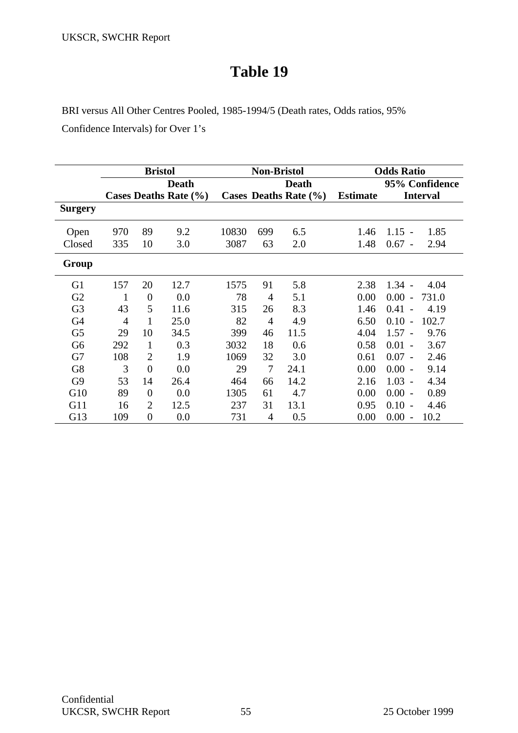# Table 19

BRI versus All Other Centres Pooled, 1985-1994/5 (Death rates, Odds ratios, 95% Confidence Intervals) for Over 1's

| | Bristol | | | Non-Bristol | | | Odds Ratio | |
|---|---|---|---|---|---|---|---|---|
| | Cases | Deaths | Death Rate (%) | Cases | Deaths | Death Rate (%) | Estimate | 95% Confidence Interval |
| **Surgery** | | | | | | | | |
| Open | 970 | 89 | 9.2 | 10830 | 699 | 6.5 | 1.46 | 1.15 - 1.85 |
| Closed | 335 | 10 | 3.0 | 3087 | 63 | 2.0 | 1.48 | 0.67 - 2.94 |
| **Group** | | | | | | | | |
| G1 | 157 | 20 | 12.7 | 1575 | 91 | 5.8 | 2.38 | 1.34 - 4.04 |
| G2 | 1 | 0 | 0.0 | 78 | 4 | 5.1 | 0.00 | 0.00 - 731.0 |
| G3 | 43 | 5 | 11.6 | 315 | 26 | 8.3 | 1.46 | 0.41 - 4.19 |
| G4 | 4 | 1 | 25.0 | 82 | 4 | 4.9 | 6.50 | 0.10 - 102.7 |
| G5 | 29 | 10 | 34.5 | 399 | 46 | 11.5 | 4.04 | 1.57 - 9.76 |
| G6 | 292 | 1 | 0.3 | 3032 | 18 | 0.6 | 0.58 | 0.01 - 3.67 |
| G7 | 108 | 2 | 1.9 | 1069 | 32 | 3.0 | 0.61 | 0.07 - 2.46 |
| G8 | 3 | 0 | 0.0 | 29 | 7 | 24.1 | 0.00 | 0.00 - 9.14 |
| G9 | 53 | 14 | 26.4 | 464 | 66 | 14.2 | 2.16 | 1.03 - 4.34 |
| G10 | 89 | 0 | 0.0 | 1305 | 61 | 4.7 | 0.00 | 0.00 - 0.89 |
| G11 | 16 | 2 | 12.5 | 237 | 31 | 13.1 | 0.95 | 0.10 - 4.46 |
| G13 | 109 | 0 | 0.0 | 731 | 4 | 0.5 | 0.00 | 0.00 - 10.2 |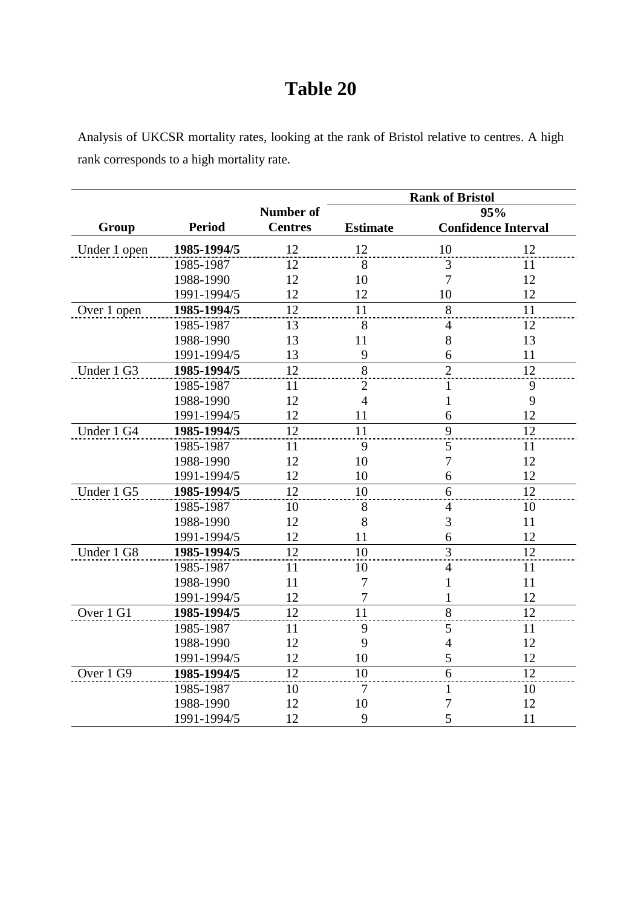# Table 20

Analysis of UKCSR mortality rates, looking at the rank of Bristol relative to centres. A high rank corresponds to a high mortality rate.

| Group | Period | Number of Centres | Rank of Bristol Estimate | 95% Confidence Interval | |
|---|---|---|---|---|---|
| Under 1 open | **1985-1994/5** | 12 | 12 | 10 | 12 |
| | 1985-1987 | 12 | 8 | 3 | 11 |
| | 1988-1990 | 12 | 10 | 7 | 12 |
| | 1991-1994/5 | 12 | 12 | 10 | 12 |
| Over 1 open | **1985-1994/5** | 12 | 11 | 8 | 11 |
| | 1985-1987 | 13 | 8 | 4 | 12 |
| | 1988-1990 | 13 | 11 | 8 | 13 |
| | 1991-1994/5 | 13 | 9 | 6 | 11 |
| Under 1 G3 | **1985-1994/5** | 12 | 8 | 2 | 12 |
| | 1985-1987 | 11 | 2 | 1 | 9 |
| | 1988-1990 | 12 | 4 | 1 | 9 |
| | 1991-1994/5 | 12 | 11 | 6 | 12 |
| Under 1 G4 | **1985-1994/5** | 12 | 11 | 9 | 12 |
| | 1985-1987 | 11 | 9 | 5 | 11 |
| | 1988-1990 | 12 | 10 | 7 | 12 |
| | 1991-1994/5 | 12 | 10 | 6 | 12 |
| Under 1 G5 | **1985-1994/5** | 12 | 10 | 6 | 12 |
| | 1985-1987 | 10 | 8 | 4 | 10 |
| | 1988-1990 | 12 | 8 | 3 | 11 |
| | 1991-1994/5 | 12 | 11 | 6 | 12 |
| Under 1 G8 | **1985-1994/5** | 12 | 10 | 3 | 12 |
| | 1985-1987 | 11 | 10 | 4 | 11 |
| | 1988-1990 | 11 | 7 | 1 | 11 |
| | 1991-1994/5 | 12 | 7 | 1 | 12 |
| Over 1 G1 | **1985-1994/5** | 12 | 11 | 8 | 12 |
| | 1985-1987 | 11 | 9 | 5 | 11 |
| | 1988-1990 | 12 | 9 | 4 | 12 |
| | 1991-1994/5 | 12 | 10 | 5 | 12 |
| Over 1 G9 | **1985-1994/5** | 12 | 10 | 6 | 12 |
| | 1985-1987 | 10 | 7 | 1 | 10 |
| | 1988-1990 | 12 | 10 | 7 | 12 |
| | 1991-1994/5 | 12 | 9 | 5 | 11 |